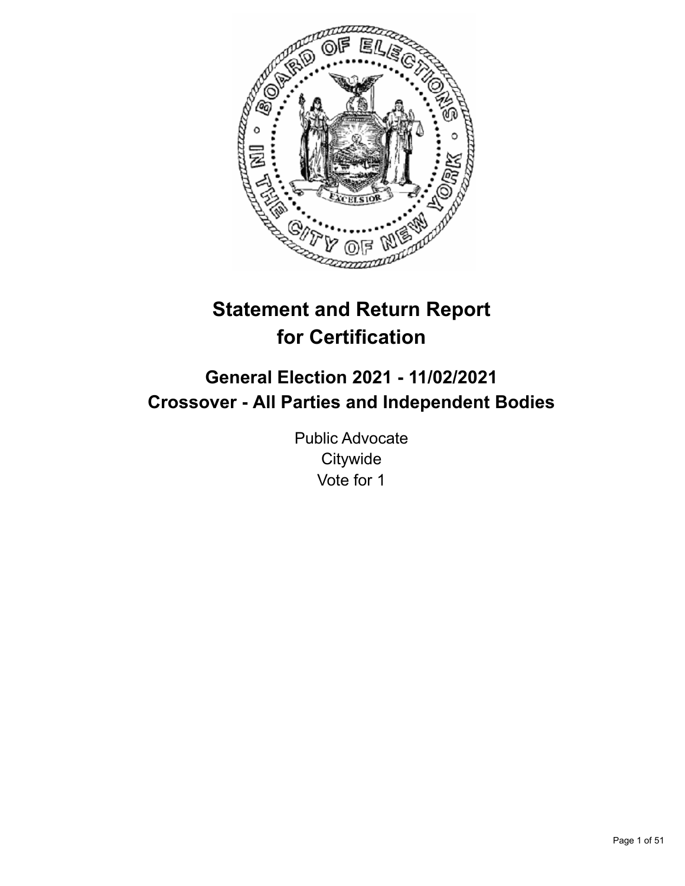# Statement and Return Report for Certification

## General Election 2021 - 11/02/2021
## Crossover - All Parties and Independent Bodies

Public Advocate
Citywide
Vote for 1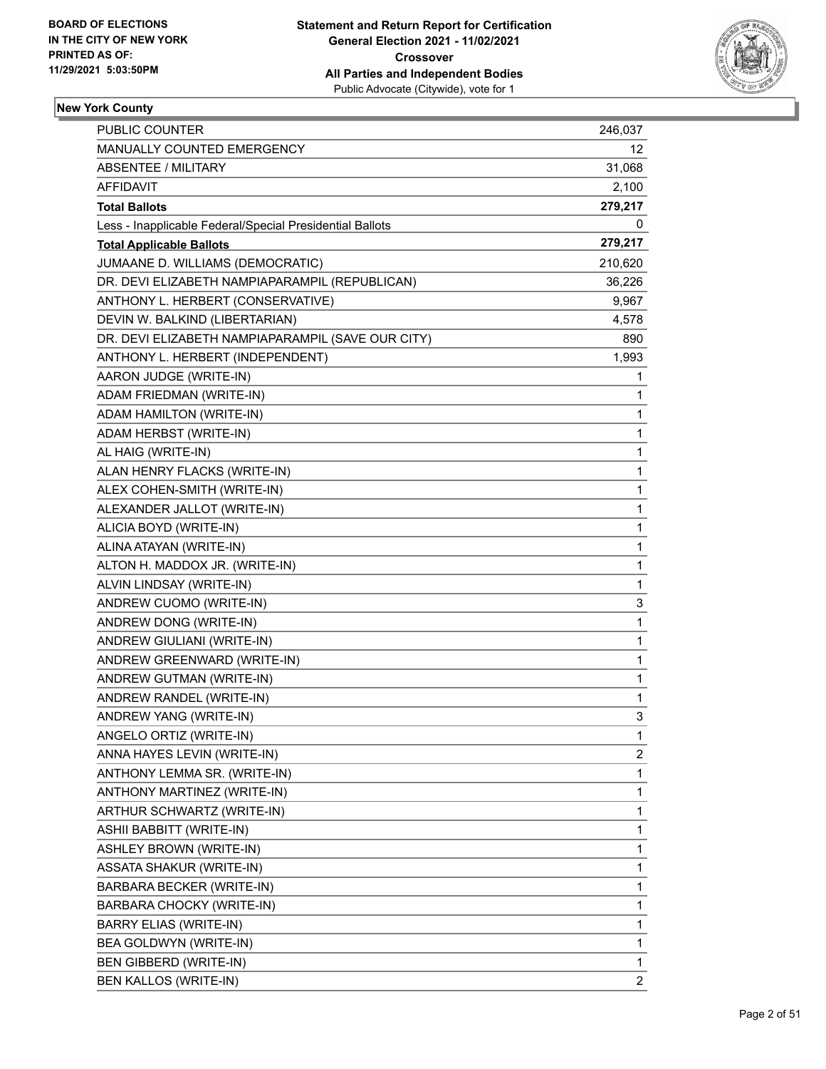**BOARD OF ELECTIONS IN THE CITY OF NEW YORK PRINTED AS OF: 11/29/2021 5:03:50PM**

**Statement and Return Report for Certification**
**General Election 2021 - 11/02/2021**
**Crossover**
**All Parties and Independent Bodies**
Public Advocate (Citywide), vote for 1

### New York County

| | |
|---|---|
| PUBLIC COUNTER | 246,037 |
| MANUALLY COUNTED EMERGENCY | 12 |
| ABSENTEE / MILITARY | 31,068 |
| AFFIDAVIT | 2,100 |
| **Total Ballots** | **279,217** |
| Less - Inapplicable Federal/Special Presidential Ballots | 0 |
| **Total Applicable Ballots** | **279,217** |
| JUMAANE D. WILLIAMS (DEMOCRATIC) | 210,620 |
| DR. DEVI ELIZABETH NAMPIAPARAMPIL (REPUBLICAN) | 36,226 |
| ANTHONY L. HERBERT (CONSERVATIVE) | 9,967 |
| DEVIN W. BALKIND (LIBERTARIAN) | 4,578 |
| DR. DEVI ELIZABETH NAMPIAPARAMPIL (SAVE OUR CITY) | 890 |
| ANTHONY L. HERBERT (INDEPENDENT) | 1,993 |
| AARON JUDGE (WRITE-IN) | 1 |
| ADAM FRIEDMAN (WRITE-IN) | 1 |
| ADAM HAMILTON (WRITE-IN) | 1 |
| ADAM HERBST (WRITE-IN) | 1 |
| AL HAIG (WRITE-IN) | 1 |
| ALAN HENRY FLACKS (WRITE-IN) | 1 |
| ALEX COHEN-SMITH (WRITE-IN) | 1 |
| ALEXANDER JALLOT (WRITE-IN) | 1 |
| ALICIA BOYD (WRITE-IN) | 1 |
| ALINA ATAYAN (WRITE-IN) | 1 |
| ALTON H. MADDOX JR. (WRITE-IN) | 1 |
| ALVIN LINDSAY (WRITE-IN) | 1 |
| ANDREW CUOMO (WRITE-IN) | 3 |
| ANDREW DONG (WRITE-IN) | 1 |
| ANDREW GIULIANI (WRITE-IN) | 1 |
| ANDREW GREENWARD (WRITE-IN) | 1 |
| ANDREW GUTMAN (WRITE-IN) | 1 |
| ANDREW RANDEL (WRITE-IN) | 1 |
| ANDREW YANG (WRITE-IN) | 3 |
| ANGELO ORTIZ (WRITE-IN) | 1 |
| ANNA HAYES LEVIN (WRITE-IN) | 2 |
| ANTHONY LEMMA SR. (WRITE-IN) | 1 |
| ANTHONY MARTINEZ (WRITE-IN) | 1 |
| ARTHUR SCHWARTZ (WRITE-IN) | 1 |
| ASHII BABBITT (WRITE-IN) | 1 |
| ASHLEY BROWN (WRITE-IN) | 1 |
| ASSATA SHAKUR (WRITE-IN) | 1 |
| BARBARA BECKER (WRITE-IN) | 1 |
| BARBARA CHOCKY (WRITE-IN) | 1 |
| BARRY ELIAS (WRITE-IN) | 1 |
| BEA GOLDWYN (WRITE-IN) | 1 |
| BEN GIBBERD (WRITE-IN) | 1 |
| BEN KALLOS (WRITE-IN) | 2 |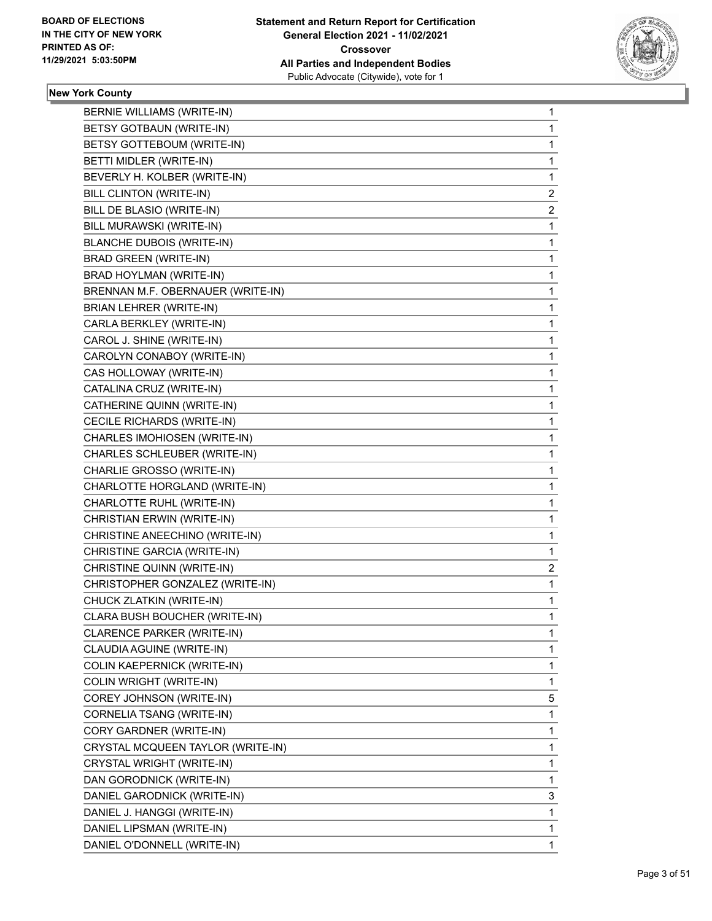**BOARD OF ELECTIONS IN THE CITY OF NEW YORK PRINTED AS OF: 11/29/2021 5:03:50PM**

**Statement and Return Report for Certification General Election 2021 - 11/02/2021 Crossover All Parties and Independent Bodies**
Public Advocate (Citywide), vote for 1

### New York County

| Candidate | Votes |
|---|---|
| BERNIE WILLIAMS (WRITE-IN) | 1 |
| BETSY GOTBAUN (WRITE-IN) | 1 |
| BETSY GOTTEBOUM (WRITE-IN) | 1 |
| BETTI MIDLER (WRITE-IN) | 1 |
| BEVERLY H. KOLBER (WRITE-IN) | 1 |
| BILL CLINTON (WRITE-IN) | 2 |
| BILL DE BLASIO (WRITE-IN) | 2 |
| BILL MURAWSKI (WRITE-IN) | 1 |
| BLANCHE DUBOIS (WRITE-IN) | 1 |
| BRAD GREEN (WRITE-IN) | 1 |
| BRAD HOYLMAN (WRITE-IN) | 1 |
| BRENNAN M.F. OBERNAUER (WRITE-IN) | 1 |
| BRIAN LEHRER (WRITE-IN) | 1 |
| CARLA BERKLEY (WRITE-IN) | 1 |
| CAROL J. SHINE (WRITE-IN) | 1 |
| CAROLYN CONABOY (WRITE-IN) | 1 |
| CAS HOLLOWAY (WRITE-IN) | 1 |
| CATALINA CRUZ (WRITE-IN) | 1 |
| CATHERINE QUINN (WRITE-IN) | 1 |
| CECILE RICHARDS (WRITE-IN) | 1 |
| CHARLES IMOHIOSEN (WRITE-IN) | 1 |
| CHARLES SCHLEUBER (WRITE-IN) | 1 |
| CHARLIE GROSSO (WRITE-IN) | 1 |
| CHARLOTTE HORGLAND (WRITE-IN) | 1 |
| CHARLOTTE RUHL (WRITE-IN) | 1 |
| CHRISTIAN ERWIN (WRITE-IN) | 1 |
| CHRISTINE ANEECHINO (WRITE-IN) | 1 |
| CHRISTINE GARCIA (WRITE-IN) | 1 |
| CHRISTINE QUINN (WRITE-IN) | 2 |
| CHRISTOPHER GONZALEZ (WRITE-IN) | 1 |
| CHUCK ZLATKIN (WRITE-IN) | 1 |
| CLARA BUSH BOUCHER (WRITE-IN) | 1 |
| CLARENCE PARKER (WRITE-IN) | 1 |
| CLAUDIA AGUINE (WRITE-IN) | 1 |
| COLIN KAEPERNICK (WRITE-IN) | 1 |
| COLIN WRIGHT (WRITE-IN) | 1 |
| COREY JOHNSON (WRITE-IN) | 5 |
| CORNELIA TSANG (WRITE-IN) | 1 |
| CORY GARDNER (WRITE-IN) | 1 |
| CRYSTAL MCQUEEN TAYLOR (WRITE-IN) | 1 |
| CRYSTAL WRIGHT (WRITE-IN) | 1 |
| DAN GORODNICK (WRITE-IN) | 1 |
| DANIEL GARODNICK (WRITE-IN) | 3 |
| DANIEL J. HANGGI (WRITE-IN) | 1 |
| DANIEL LIPSMAN (WRITE-IN) | 1 |
| DANIEL O'DONNELL (WRITE-IN) | 1 |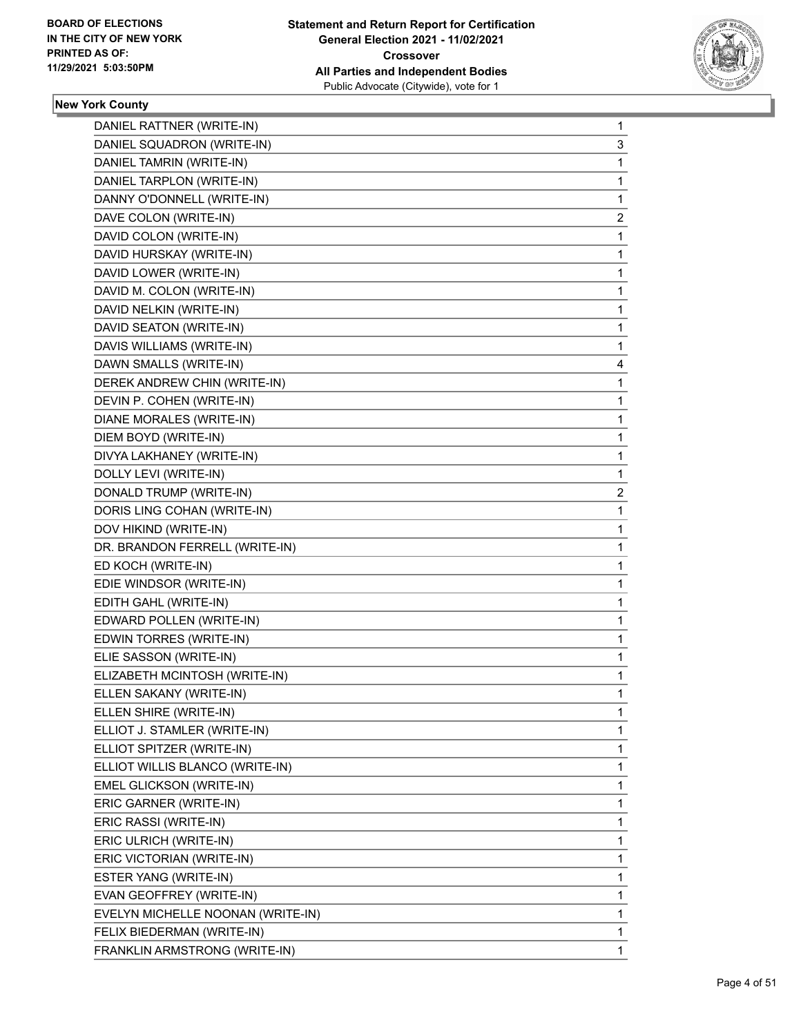**BOARD OF ELECTIONS IN THE CITY OF NEW YORK PRINTED AS OF: 11/29/2021 5:03:50PM**

**Statement and Return Report for Certification General Election 2021 - 11/02/2021 Crossover All Parties and Independent Bodies**
Public Advocate (Citywide), vote for 1

### New York County

| | |
|---|---|
| DANIEL RATTNER (WRITE-IN) | 1 |
| DANIEL SQUADRON (WRITE-IN) | 3 |
| DANIEL TAMRIN (WRITE-IN) | 1 |
| DANIEL TARPLON (WRITE-IN) | 1 |
| DANNY O'DONNELL (WRITE-IN) | 1 |
| DAVE COLON (WRITE-IN) | 2 |
| DAVID COLON (WRITE-IN) | 1 |
| DAVID HURSKAY (WRITE-IN) | 1 |
| DAVID LOWER (WRITE-IN) | 1 |
| DAVID M. COLON (WRITE-IN) | 1 |
| DAVID NELKIN (WRITE-IN) | 1 |
| DAVID SEATON (WRITE-IN) | 1 |
| DAVIS WILLIAMS (WRITE-IN) | 1 |
| DAWN SMALLS (WRITE-IN) | 4 |
| DEREK ANDREW CHIN (WRITE-IN) | 1 |
| DEVIN P. COHEN (WRITE-IN) | 1 |
| DIANE MORALES (WRITE-IN) | 1 |
| DIEM BOYD (WRITE-IN) | 1 |
| DIVYA LAKHANEY (WRITE-IN) | 1 |
| DOLLY LEVI (WRITE-IN) | 1 |
| DONALD TRUMP (WRITE-IN) | 2 |
| DORIS LING COHAN (WRITE-IN) | 1 |
| DOV HIKIND (WRITE-IN) | 1 |
| DR. BRANDON FERRELL (WRITE-IN) | 1 |
| ED KOCH (WRITE-IN) | 1 |
| EDIE WINDSOR (WRITE-IN) | 1 |
| EDITH GAHL (WRITE-IN) | 1 |
| EDWARD POLLEN (WRITE-IN) | 1 |
| EDWIN TORRES (WRITE-IN) | 1 |
| ELIE SASSON (WRITE-IN) | 1 |
| ELIZABETH MCINTOSH (WRITE-IN) | 1 |
| ELLEN SAKANY (WRITE-IN) | 1 |
| ELLEN SHIRE (WRITE-IN) | 1 |
| ELLIOT J. STAMLER (WRITE-IN) | 1 |
| ELLIOT SPITZER (WRITE-IN) | 1 |
| ELLIOT WILLIS BLANCO (WRITE-IN) | 1 |
| EMEL GLICKSON (WRITE-IN) | 1 |
| ERIC GARNER (WRITE-IN) | 1 |
| ERIC RASSI (WRITE-IN) | 1 |
| ERIC ULRICH (WRITE-IN) | 1 |
| ERIC VICTORIAN (WRITE-IN) | 1 |
| ESTER YANG (WRITE-IN) | 1 |
| EVAN GEOFFREY (WRITE-IN) | 1 |
| EVELYN MICHELLE NOONAN (WRITE-IN) | 1 |
| FELIX BIEDERMAN (WRITE-IN) | 1 |
| FRANKLIN ARMSTRONG (WRITE-IN) | 1 |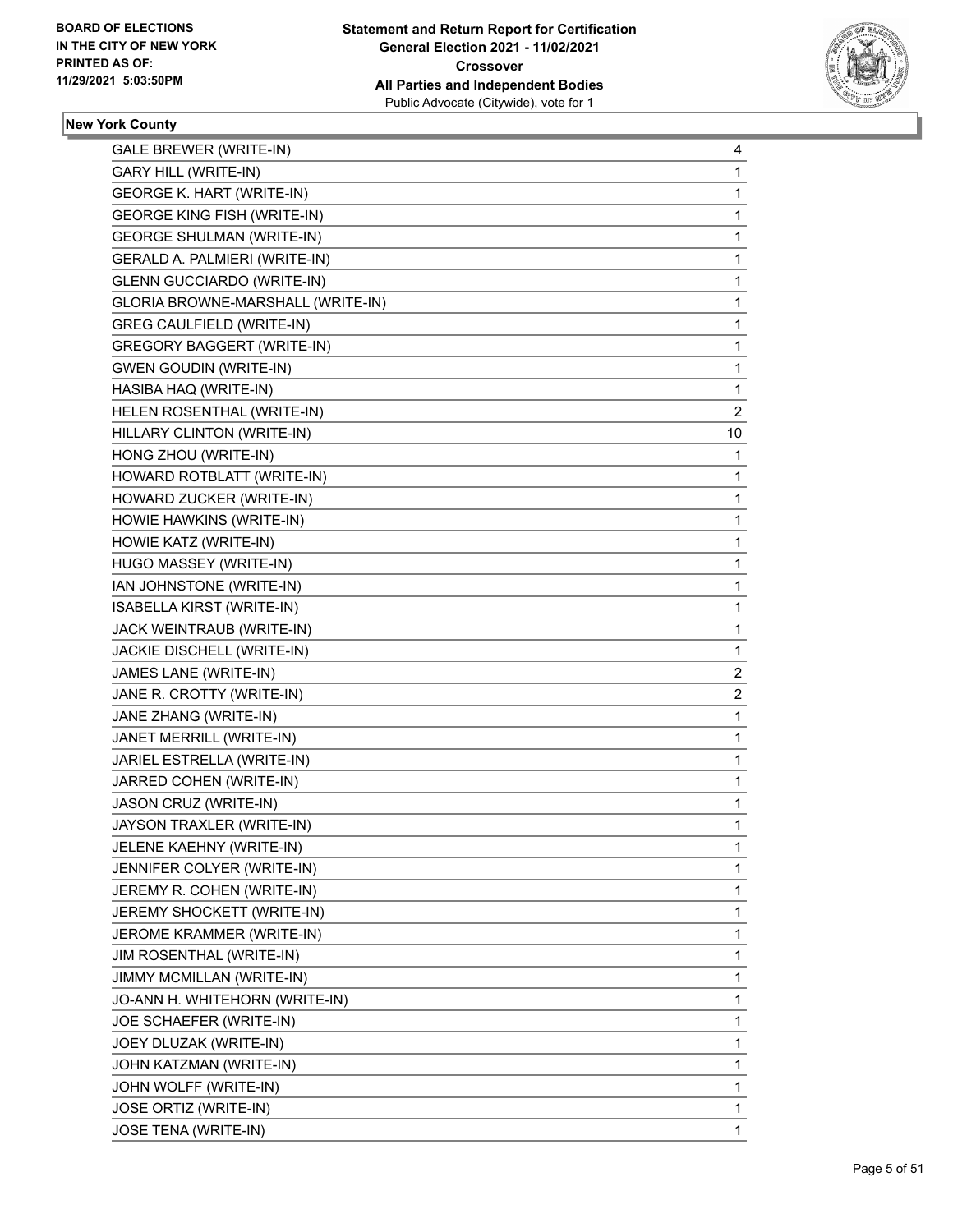**BOARD OF ELECTIONS IN THE CITY OF NEW YORK PRINTED AS OF: 11/29/2021 5:03:50PM**

**Statement and Return Report for Certification General Election 2021 - 11/02/2021 Crossover All Parties and Independent Bodies**
Public Advocate (Citywide), vote for 1

## New York County

| | |
|---|---|
| GALE BREWER (WRITE-IN) | 4 |
| GARY HILL (WRITE-IN) | 1 |
| GEORGE K. HART (WRITE-IN) | 1 |
| GEORGE KING FISH (WRITE-IN) | 1 |
| GEORGE SHULMAN (WRITE-IN) | 1 |
| GERALD A. PALMIERI (WRITE-IN) | 1 |
| GLENN GUCCIARDO (WRITE-IN) | 1 |
| GLORIA BROWNE-MARSHALL (WRITE-IN) | 1 |
| GREG CAULFIELD (WRITE-IN) | 1 |
| GREGORY BAGGERT (WRITE-IN) | 1 |
| GWEN GOUDIN (WRITE-IN) | 1 |
| HASIBA HAQ (WRITE-IN) | 1 |
| HELEN ROSENTHAL (WRITE-IN) | 2 |
| HILLARY CLINTON (WRITE-IN) | 10 |
| HONG ZHOU (WRITE-IN) | 1 |
| HOWARD ROTBLATT (WRITE-IN) | 1 |
| HOWARD ZUCKER (WRITE-IN) | 1 |
| HOWIE HAWKINS (WRITE-IN) | 1 |
| HOWIE KATZ (WRITE-IN) | 1 |
| HUGO MASSEY (WRITE-IN) | 1 |
| IAN JOHNSTONE (WRITE-IN) | 1 |
| ISABELLA KIRST (WRITE-IN) | 1 |
| JACK WEINTRAUB (WRITE-IN) | 1 |
| JACKIE DISCHELL (WRITE-IN) | 1 |
| JAMES LANE (WRITE-IN) | 2 |
| JANE R. CROTTY (WRITE-IN) | 2 |
| JANE ZHANG (WRITE-IN) | 1 |
| JANET MERRILL (WRITE-IN) | 1 |
| JARIEL ESTRELLA (WRITE-IN) | 1 |
| JARRED COHEN (WRITE-IN) | 1 |
| JASON CRUZ (WRITE-IN) | 1 |
| JAYSON TRAXLER (WRITE-IN) | 1 |
| JELENE KAEHNY (WRITE-IN) | 1 |
| JENNIFER COLYER (WRITE-IN) | 1 |
| JEREMY R. COHEN (WRITE-IN) | 1 |
| JEREMY SHOCKETT (WRITE-IN) | 1 |
| JEROME KRAMMER (WRITE-IN) | 1 |
| JIM ROSENTHAL (WRITE-IN) | 1 |
| JIMMY MCMILLAN (WRITE-IN) | 1 |
| JO-ANN H. WHITEHORN (WRITE-IN) | 1 |
| JOE SCHAEFER (WRITE-IN) | 1 |
| JOEY DLUZAK (WRITE-IN) | 1 |
| JOHN KATZMAN (WRITE-IN) | 1 |
| JOHN WOLFF (WRITE-IN) | 1 |
| JOSE ORTIZ (WRITE-IN) | 1 |
| JOSE TENA (WRITE-IN) | 1 |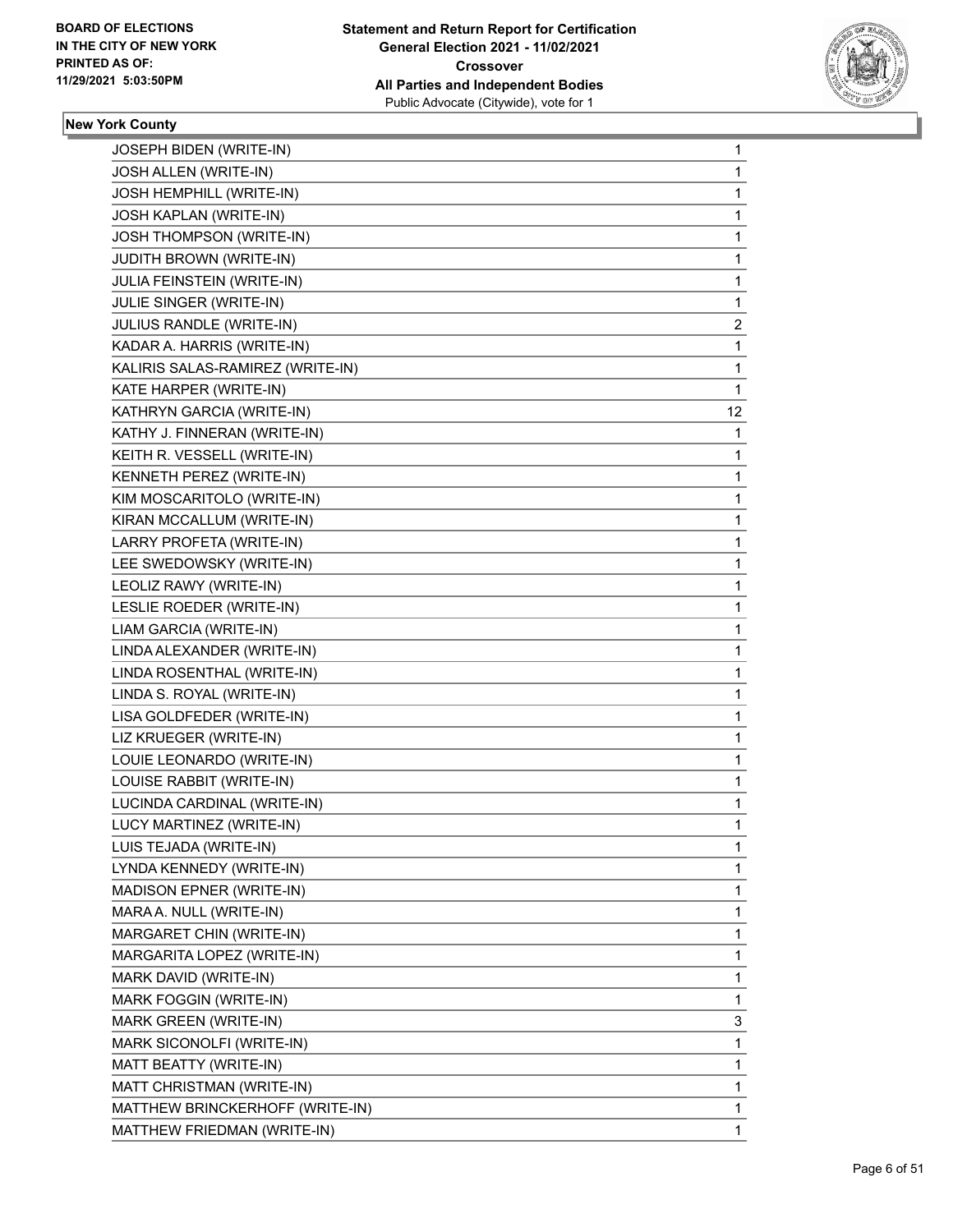**BOARD OF ELECTIONS IN THE CITY OF NEW YORK PRINTED AS OF: 11/29/2021 5:03:50PM**

**Statement and Return Report for Certification General Election 2021 - 11/02/2021 Crossover All Parties and Independent Bodies**
Public Advocate (Citywide), vote for 1

### New York County

| Candidate | Votes |
|---|---|
| JOSEPH BIDEN (WRITE-IN) | 1 |
| JOSH ALLEN (WRITE-IN) | 1 |
| JOSH HEMPHILL (WRITE-IN) | 1 |
| JOSH KAPLAN (WRITE-IN) | 1 |
| JOSH THOMPSON (WRITE-IN) | 1 |
| JUDITH BROWN (WRITE-IN) | 1 |
| JULIA FEINSTEIN (WRITE-IN) | 1 |
| JULIE SINGER (WRITE-IN) | 1 |
| JULIUS RANDLE (WRITE-IN) | 2 |
| KADAR A. HARRIS (WRITE-IN) | 1 |
| KALIRIS SALAS-RAMIREZ (WRITE-IN) | 1 |
| KATE HARPER (WRITE-IN) | 1 |
| KATHRYN GARCIA (WRITE-IN) | 12 |
| KATHY J. FINNERAN (WRITE-IN) | 1 |
| KEITH R. VESSELL (WRITE-IN) | 1 |
| KENNETH PEREZ (WRITE-IN) | 1 |
| KIM MOSCARITOLO (WRITE-IN) | 1 |
| KIRAN MCCALLUM (WRITE-IN) | 1 |
| LARRY PROFETA (WRITE-IN) | 1 |
| LEE SWEDOWSKY (WRITE-IN) | 1 |
| LEOLIZ RAWY (WRITE-IN) | 1 |
| LESLIE ROEDER (WRITE-IN) | 1 |
| LIAM GARCIA (WRITE-IN) | 1 |
| LINDA ALEXANDER (WRITE-IN) | 1 |
| LINDA ROSENTHAL (WRITE-IN) | 1 |
| LINDA S. ROYAL (WRITE-IN) | 1 |
| LISA GOLDFEDER (WRITE-IN) | 1 |
| LIZ KRUEGER (WRITE-IN) | 1 |
| LOUIE LEONARDO (WRITE-IN) | 1 |
| LOUISE RABBIT (WRITE-IN) | 1 |
| LUCINDA CARDINAL (WRITE-IN) | 1 |
| LUCY MARTINEZ (WRITE-IN) | 1 |
| LUIS TEJADA (WRITE-IN) | 1 |
| LYNDA KENNEDY (WRITE-IN) | 1 |
| MADISON EPNER (WRITE-IN) | 1 |
| MARA A. NULL (WRITE-IN) | 1 |
| MARGARET CHIN (WRITE-IN) | 1 |
| MARGARITA LOPEZ (WRITE-IN) | 1 |
| MARK DAVID (WRITE-IN) | 1 |
| MARK FOGGIN (WRITE-IN) | 1 |
| MARK GREEN (WRITE-IN) | 3 |
| MARK SICONOLFI (WRITE-IN) | 1 |
| MATT BEATTY (WRITE-IN) | 1 |
| MATT CHRISTMAN (WRITE-IN) | 1 |
| MATTHEW BRINCKERHOFF (WRITE-IN) | 1 |
| MATTHEW FRIEDMAN (WRITE-IN) | 1 |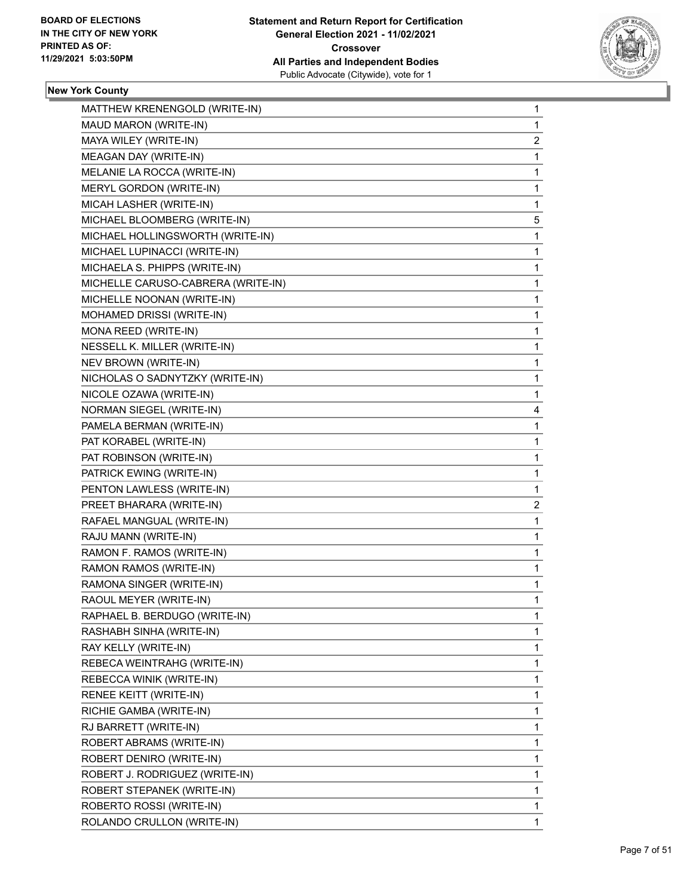**BOARD OF ELECTIONS IN THE CITY OF NEW YORK PRINTED AS OF: 11/29/2021 5:03:50PM**

**Statement and Return Report for Certification General Election 2021 - 11/02/2021 Crossover All Parties and Independent Bodies**
Public Advocate (Citywide), vote for 1

**New York County**

| | |
|---|---|
| MATTHEW KRENENGOLD (WRITE-IN) | 1 |
| MAUD MARON (WRITE-IN) | 1 |
| MAYA WILEY (WRITE-IN) | 2 |
| MEAGAN DAY (WRITE-IN) | 1 |
| MELANIE LA ROCCA (WRITE-IN) | 1 |
| MERYL GORDON (WRITE-IN) | 1 |
| MICAH LASHER (WRITE-IN) | 1 |
| MICHAEL BLOOMBERG (WRITE-IN) | 5 |
| MICHAEL HOLLINGSWORTH (WRITE-IN) | 1 |
| MICHAEL LUPINACCI (WRITE-IN) | 1 |
| MICHAELA S. PHIPPS (WRITE-IN) | 1 |
| MICHELLE CARUSO-CABRERA (WRITE-IN) | 1 |
| MICHELLE NOONAN (WRITE-IN) | 1 |
| MOHAMED DRISSI (WRITE-IN) | 1 |
| MONA REED (WRITE-IN) | 1 |
| NESSELL K. MILLER (WRITE-IN) | 1 |
| NEV BROWN (WRITE-IN) | 1 |
| NICHOLAS O SADNYTZKY (WRITE-IN) | 1 |
| NICOLE OZAWA (WRITE-IN) | 1 |
| NORMAN SIEGEL (WRITE-IN) | 4 |
| PAMELA BERMAN (WRITE-IN) | 1 |
| PAT KORABEL (WRITE-IN) | 1 |
| PAT ROBINSON (WRITE-IN) | 1 |
| PATRICK EWING (WRITE-IN) | 1 |
| PENTON LAWLESS (WRITE-IN) | 1 |
| PREET BHARARA (WRITE-IN) | 2 |
| RAFAEL MANGUAL (WRITE-IN) | 1 |
| RAJU MANN (WRITE-IN) | 1 |
| RAMON F. RAMOS (WRITE-IN) | 1 |
| RAMON RAMOS (WRITE-IN) | 1 |
| RAMONA SINGER (WRITE-IN) | 1 |
| RAOUL MEYER (WRITE-IN) | 1 |
| RAPHAEL B. BERDUGO (WRITE-IN) | 1 |
| RASHABH SINHA (WRITE-IN) | 1 |
| RAY KELLY (WRITE-IN) | 1 |
| REBECA WEINTRAHG (WRITE-IN) | 1 |
| REBECCA WINIK (WRITE-IN) | 1 |
| RENEE KEITT (WRITE-IN) | 1 |
| RICHIE GAMBA (WRITE-IN) | 1 |
| RJ BARRETT (WRITE-IN) | 1 |
| ROBERT ABRAMS (WRITE-IN) | 1 |
| ROBERT DENIRO (WRITE-IN) | 1 |
| ROBERT J. RODRIGUEZ (WRITE-IN) | 1 |
| ROBERT STEPANEK (WRITE-IN) | 1 |
| ROBERTO ROSSI (WRITE-IN) | 1 |
| ROLANDO CRULLON (WRITE-IN) | 1 |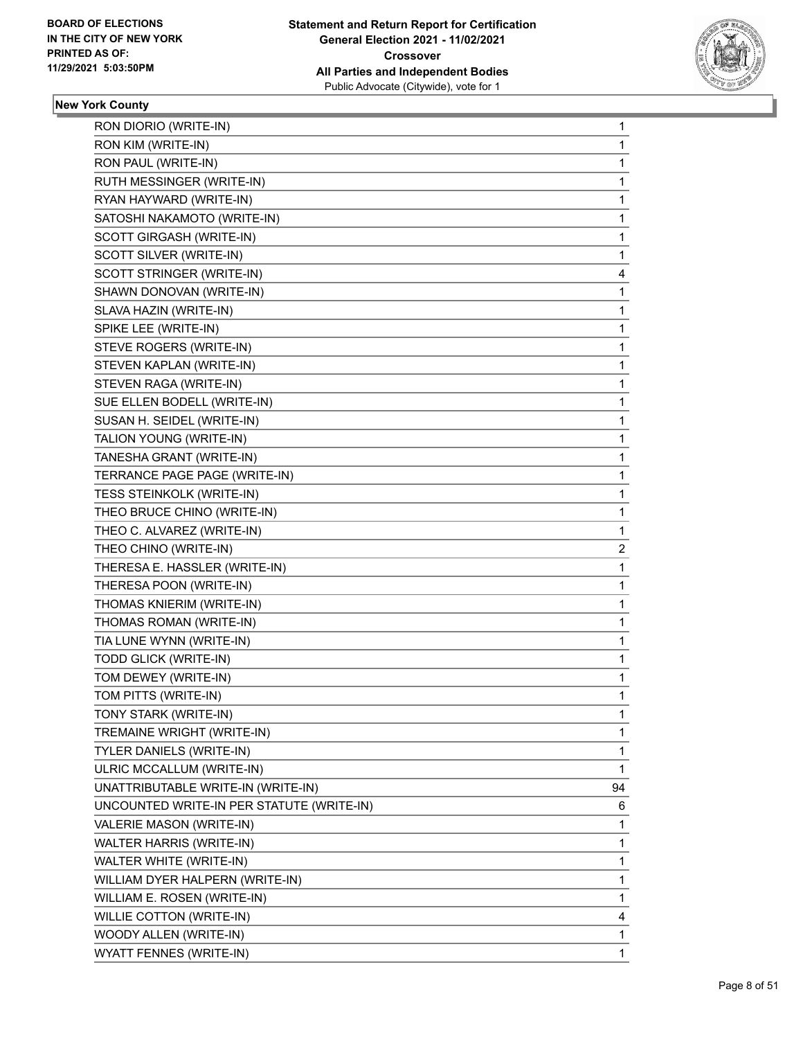**BOARD OF ELECTIONS IN THE CITY OF NEW YORK PRINTED AS OF: 11/29/2021 5:03:50PM**

**Statement and Return Report for Certification General Election 2021 - 11/02/2021 Crossover All Parties and Independent Bodies**
Public Advocate (Citywide), vote for 1

**New York County**

| | |
|---|---|
| RON DIORIO (WRITE-IN) | 1 |
| RON KIM (WRITE-IN) | 1 |
| RON PAUL (WRITE-IN) | 1 |
| RUTH MESSINGER (WRITE-IN) | 1 |
| RYAN HAYWARD (WRITE-IN) | 1 |
| SATOSHI NAKAMOTO (WRITE-IN) | 1 |
| SCOTT GIRGASH (WRITE-IN) | 1 |
| SCOTT SILVER (WRITE-IN) | 1 |
| SCOTT STRINGER (WRITE-IN) | 4 |
| SHAWN DONOVAN (WRITE-IN) | 1 |
| SLAVA HAZIN (WRITE-IN) | 1 |
| SPIKE LEE (WRITE-IN) | 1 |
| STEVE ROGERS (WRITE-IN) | 1 |
| STEVEN KAPLAN (WRITE-IN) | 1 |
| STEVEN RAGA (WRITE-IN) | 1 |
| SUE ELLEN BODELL (WRITE-IN) | 1 |
| SUSAN H. SEIDEL (WRITE-IN) | 1 |
| TALION YOUNG (WRITE-IN) | 1 |
| TANESHA GRANT (WRITE-IN) | 1 |
| TERRANCE PAGE PAGE (WRITE-IN) | 1 |
| TESS STEINKOLK (WRITE-IN) | 1 |
| THEO BRUCE CHINO (WRITE-IN) | 1 |
| THEO C. ALVAREZ (WRITE-IN) | 1 |
| THEO CHINO (WRITE-IN) | 2 |
| THERESA E. HASSLER (WRITE-IN) | 1 |
| THERESA POON (WRITE-IN) | 1 |
| THOMAS KNIERIM (WRITE-IN) | 1 |
| THOMAS ROMAN (WRITE-IN) | 1 |
| TIA LUNE WYNN (WRITE-IN) | 1 |
| TODD GLICK (WRITE-IN) | 1 |
| TOM DEWEY (WRITE-IN) | 1 |
| TOM PITTS (WRITE-IN) | 1 |
| TONY STARK (WRITE-IN) | 1 |
| TREMAINE WRIGHT (WRITE-IN) | 1 |
| TYLER DANIELS (WRITE-IN) | 1 |
| ULRIC MCCALLUM (WRITE-IN) | 1 |
| UNATTRIBUTABLE WRITE-IN (WRITE-IN) | 94 |
| UNCOUNTED WRITE-IN PER STATUTE (WRITE-IN) | 6 |
| VALERIE MASON (WRITE-IN) | 1 |
| WALTER HARRIS (WRITE-IN) | 1 |
| WALTER WHITE (WRITE-IN) | 1 |
| WILLIAM DYER HALPERN (WRITE-IN) | 1 |
| WILLIAM E. ROSEN (WRITE-IN) | 1 |
| WILLIE COTTON (WRITE-IN) | 4 |
| WOODY ALLEN (WRITE-IN) | 1 |
| WYATT FENNES (WRITE-IN) | 1 |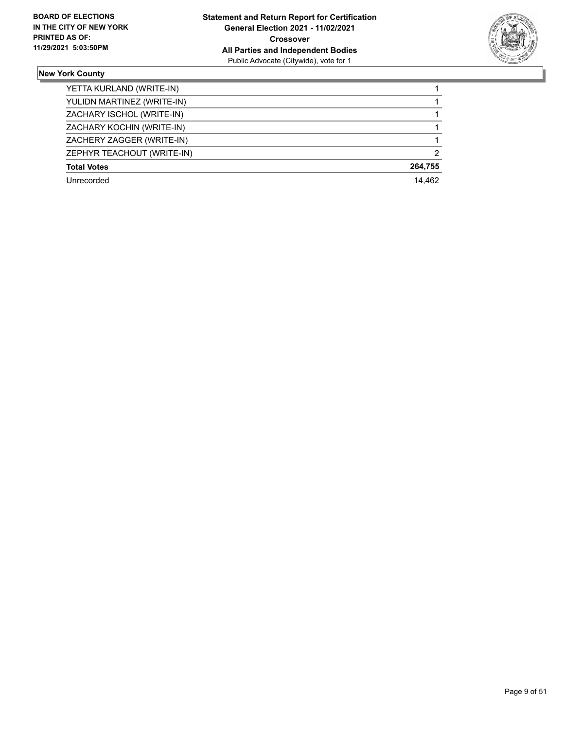**Statement and Return Report for Certification**
**General Election 2021 - 11/02/2021**
**Crossover**
**All Parties and Independent Bodies**
Public Advocate (Citywide), vote for 1

**BOARD OF ELECTIONS IN THE CITY OF NEW YORK PRINTED AS OF: 11/29/2021 5:03:50PM**

## New York County

| | |
|---|---|
| YETTA KURLAND (WRITE-IN) | 1 |
| YULIDN MARTINEZ (WRITE-IN) | 1 |
| ZACHARY ISCHOL (WRITE-IN) | 1 |
| ZACHARY KOCHIN (WRITE-IN) | 1 |
| ZACHERY ZAGGER (WRITE-IN) | 1 |
| ZEPHYR TEACHOUT (WRITE-IN) | 2 |
| **Total Votes** | **264,755** |
| Unrecorded | 14,462 |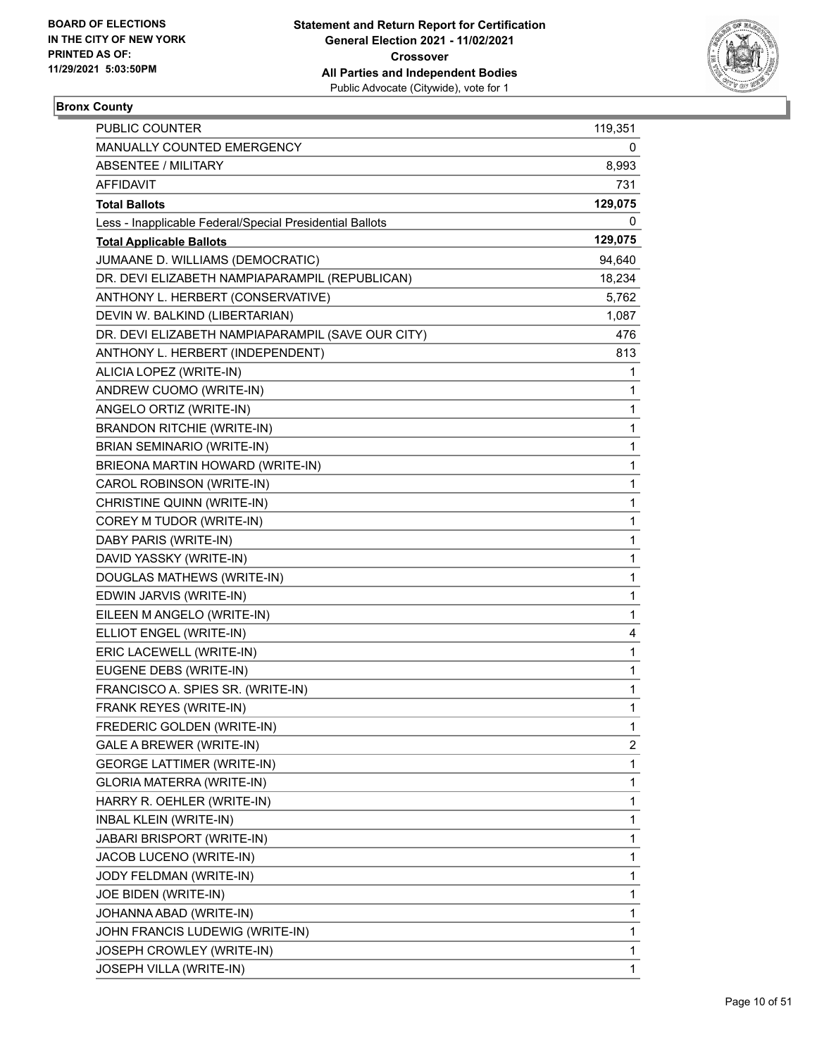BOARD OF ELECTIONS
IN THE CITY OF NEW YORK
PRINTED AS OF:
11/29/2021 5:03:50PM

**Statement and Return Report for Certification**
**General Election 2021 - 11/02/2021**
**Crossover**
**All Parties and Independent Bodies**
Public Advocate (Citywide), vote for 1

## Bronx County

| | |
|---|---|
| PUBLIC COUNTER | 119,351 |
| MANUALLY COUNTED EMERGENCY | 0 |
| ABSENTEE / MILITARY | 8,993 |
| AFFIDAVIT | 731 |
| **Total Ballots** | **129,075** |
| Less - Inapplicable Federal/Special Presidential Ballots | 0 |
| **Total Applicable Ballots** | **129,075** |
| JUMAANE D. WILLIAMS (DEMOCRATIC) | 94,640 |
| DR. DEVI ELIZABETH NAMPIAPARAMPIL (REPUBLICAN) | 18,234 |
| ANTHONY L. HERBERT (CONSERVATIVE) | 5,762 |
| DEVIN W. BALKIND (LIBERTARIAN) | 1,087 |
| DR. DEVI ELIZABETH NAMPIAPARAMPIL (SAVE OUR CITY) | 476 |
| ANTHONY L. HERBERT (INDEPENDENT) | 813 |
| ALICIA LOPEZ (WRITE-IN) | 1 |
| ANDREW CUOMO (WRITE-IN) | 1 |
| ANGELO ORTIZ (WRITE-IN) | 1 |
| BRANDON RITCHIE (WRITE-IN) | 1 |
| BRIAN SEMINARIO (WRITE-IN) | 1 |
| BRIEONA MARTIN HOWARD (WRITE-IN) | 1 |
| CAROL ROBINSON (WRITE-IN) | 1 |
| CHRISTINE QUINN (WRITE-IN) | 1 |
| COREY M TUDOR (WRITE-IN) | 1 |
| DABY PARIS (WRITE-IN) | 1 |
| DAVID YASSKY (WRITE-IN) | 1 |
| DOUGLAS MATHEWS (WRITE-IN) | 1 |
| EDWIN JARVIS (WRITE-IN) | 1 |
| EILEEN M ANGELO (WRITE-IN) | 1 |
| ELLIOT ENGEL (WRITE-IN) | 4 |
| ERIC LACEWELL (WRITE-IN) | 1 |
| EUGENE DEBS (WRITE-IN) | 1 |
| FRANCISCO A. SPIES SR. (WRITE-IN) | 1 |
| FRANK REYES (WRITE-IN) | 1 |
| FREDERIC GOLDEN (WRITE-IN) | 1 |
| GALE A BREWER (WRITE-IN) | 2 |
| GEORGE LATTIMER (WRITE-IN) | 1 |
| GLORIA MATERRA (WRITE-IN) | 1 |
| HARRY R. OEHLER (WRITE-IN) | 1 |
| INBAL KLEIN (WRITE-IN) | 1 |
| JABARI BRISPORT (WRITE-IN) | 1 |
| JACOB LUCENO (WRITE-IN) | 1 |
| JODY FELDMAN (WRITE-IN) | 1 |
| JOE BIDEN (WRITE-IN) | 1 |
| JOHANNA ABAD (WRITE-IN) | 1 |
| JOHN FRANCIS LUDEWIG (WRITE-IN) | 1 |
| JOSEPH CROWLEY (WRITE-IN) | 1 |
| JOSEPH VILLA (WRITE-IN) | 1 |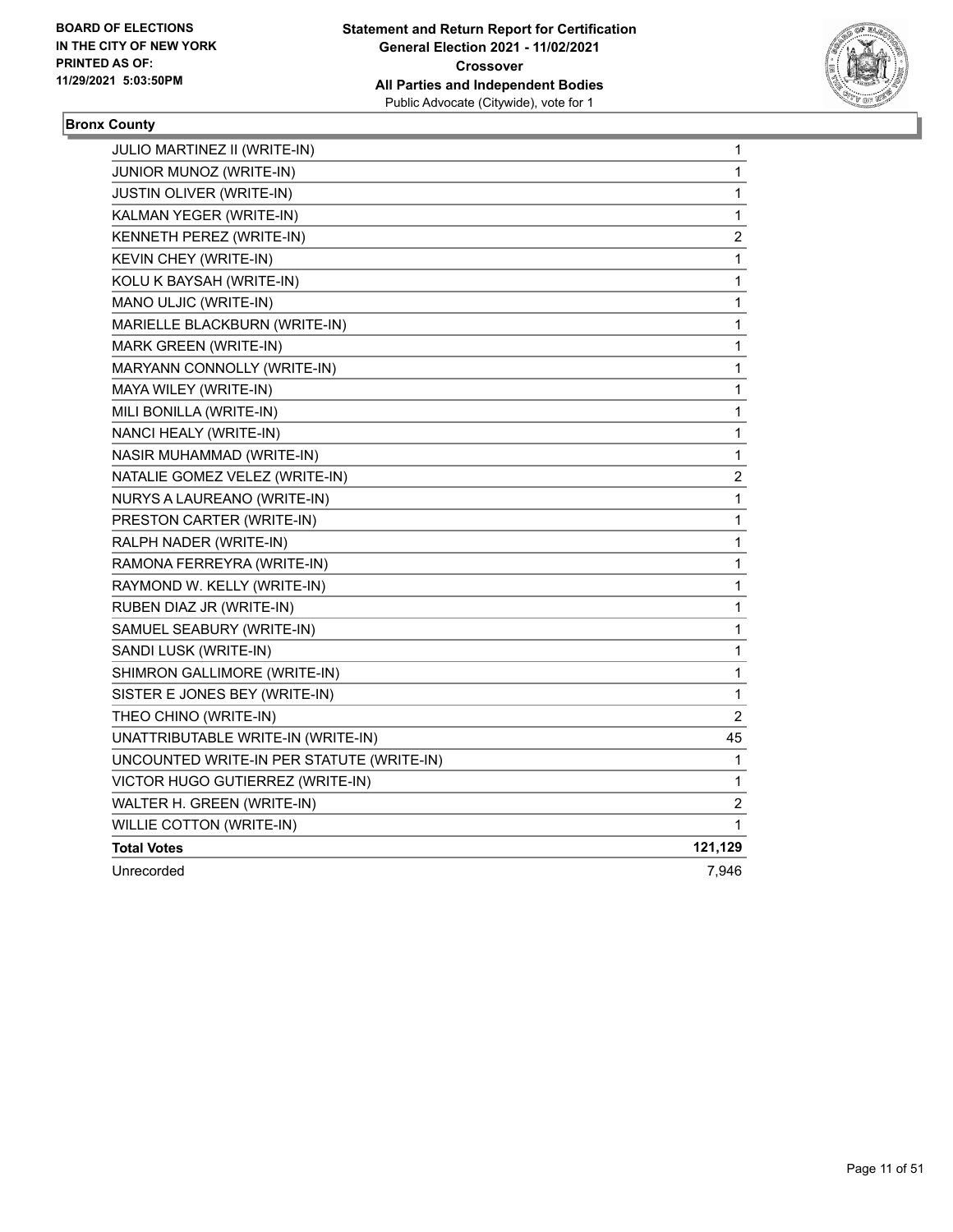**Bronx County**

| | |
|---|---|
| JULIO MARTINEZ II (WRITE-IN) | 1 |
| JUNIOR MUNOZ (WRITE-IN) | 1 |
| JUSTIN OLIVER (WRITE-IN) | 1 |
| KALMAN YEGER (WRITE-IN) | 1 |
| KENNETH PEREZ (WRITE-IN) | 2 |
| KEVIN CHEY (WRITE-IN) | 1 |
| KOLU K BAYSAH (WRITE-IN) | 1 |
| MANO ULJIC (WRITE-IN) | 1 |
| MARIELLE BLACKBURN (WRITE-IN) | 1 |
| MARK GREEN (WRITE-IN) | 1 |
| MARYANN CONNOLLY (WRITE-IN) | 1 |
| MAYA WILEY (WRITE-IN) | 1 |
| MILI BONILLA (WRITE-IN) | 1 |
| NANCI HEALY (WRITE-IN) | 1 |
| NASIR MUHAMMAD (WRITE-IN) | 1 |
| NATALIE GOMEZ VELEZ (WRITE-IN) | 2 |
| NURYS A LAUREANO (WRITE-IN) | 1 |
| PRESTON CARTER (WRITE-IN) | 1 |
| RALPH NADER (WRITE-IN) | 1 |
| RAMONA FERREYRA (WRITE-IN) | 1 |
| RAYMOND W. KELLY (WRITE-IN) | 1 |
| RUBEN DIAZ JR (WRITE-IN) | 1 |
| SAMUEL SEABURY (WRITE-IN) | 1 |
| SANDI LUSK (WRITE-IN) | 1 |
| SHIMRON GALLIMORE (WRITE-IN) | 1 |
| SISTER E JONES BEY (WRITE-IN) | 1 |
| THEO CHINO (WRITE-IN) | 2 |
| UNATTRIBUTABLE WRITE-IN (WRITE-IN) | 45 |
| UNCOUNTED WRITE-IN PER STATUTE (WRITE-IN) | 1 |
| VICTOR HUGO GUTIERREZ (WRITE-IN) | 1 |
| WALTER H. GREEN (WRITE-IN) | 2 |
| WILLIE COTTON (WRITE-IN) | 1 |
| **Total Votes** | **121,129** |
| Unrecorded | 7,946 |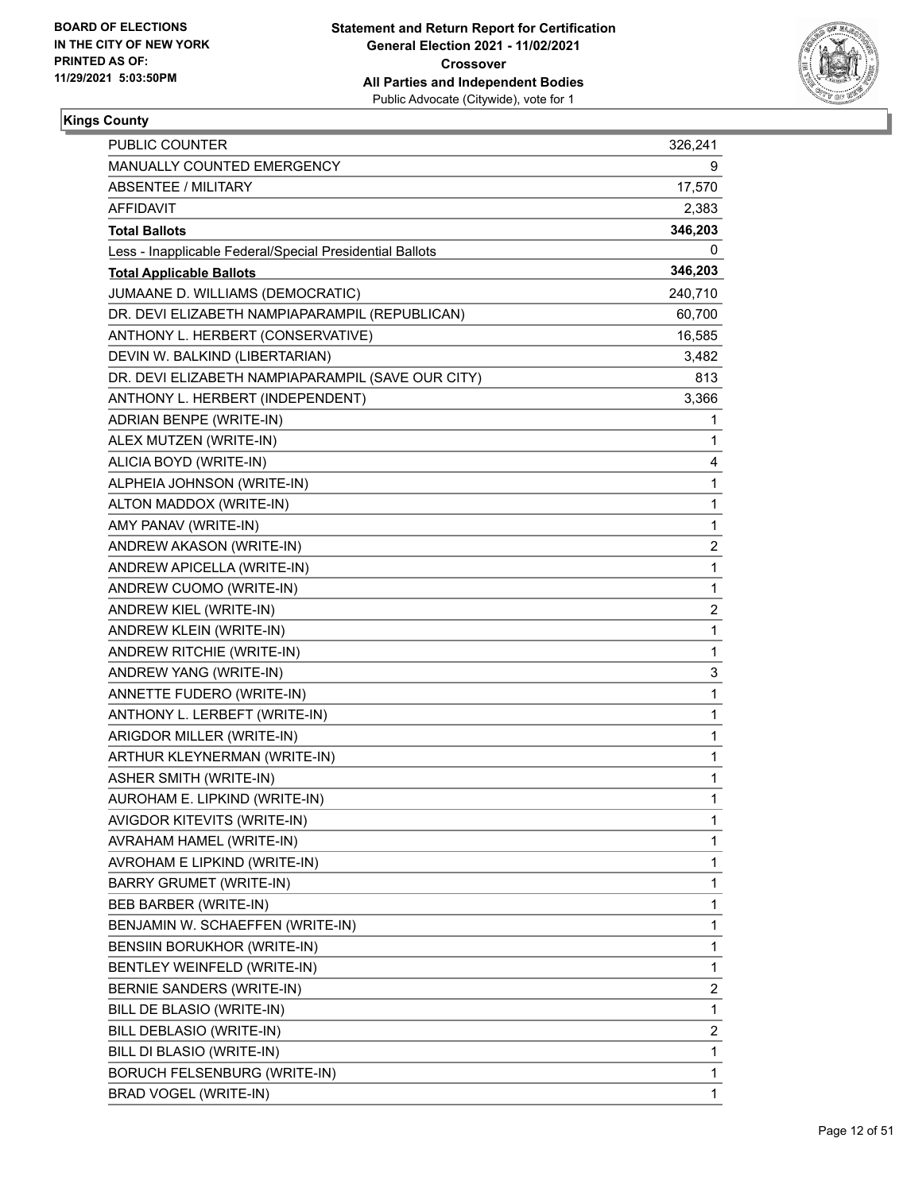**BOARD OF ELECTIONS IN THE CITY OF NEW YORK PRINTED AS OF: 11/29/2021 5:03:50PM**

**Statement and Return Report for Certification General Election 2021 - 11/02/2021 Crossover All Parties and Independent Bodies**
Public Advocate (Citywide), vote for 1

**Kings County**

| | |
|---|---|
| PUBLIC COUNTER | 326,241 |
| MANUALLY COUNTED EMERGENCY | 9 |
| ABSENTEE / MILITARY | 17,570 |
| AFFIDAVIT | 2,383 |
| **Total Ballots** | **346,203** |
| Less - Inapplicable Federal/Special Presidential Ballots | 0 |
| **Total Applicable Ballots** | **346,203** |
| JUMAANE D. WILLIAMS (DEMOCRATIC) | 240,710 |
| DR. DEVI ELIZABETH NAMPIAPARAMPIL (REPUBLICAN) | 60,700 |
| ANTHONY L. HERBERT (CONSERVATIVE) | 16,585 |
| DEVIN W. BALKIND (LIBERTARIAN) | 3,482 |
| DR. DEVI ELIZABETH NAMPIAPARAMPIL (SAVE OUR CITY) | 813 |
| ANTHONY L. HERBERT (INDEPENDENT) | 3,366 |
| ADRIAN BENPE (WRITE-IN) | 1 |
| ALEX MUTZEN (WRITE-IN) | 1 |
| ALICIA BOYD (WRITE-IN) | 4 |
| ALPHEIA JOHNSON (WRITE-IN) | 1 |
| ALTON MADDOX (WRITE-IN) | 1 |
| AMY PANAV (WRITE-IN) | 1 |
| ANDREW AKASON (WRITE-IN) | 2 |
| ANDREW APICELLA (WRITE-IN) | 1 |
| ANDREW CUOMO (WRITE-IN) | 1 |
| ANDREW KIEL (WRITE-IN) | 2 |
| ANDREW KLEIN (WRITE-IN) | 1 |
| ANDREW RITCHIE (WRITE-IN) | 1 |
| ANDREW YANG (WRITE-IN) | 3 |
| ANNETTE FUDERO (WRITE-IN) | 1 |
| ANTHONY L. LERBEFT (WRITE-IN) | 1 |
| ARIGDOR MILLER (WRITE-IN) | 1 |
| ARTHUR KLEYNERMAN (WRITE-IN) | 1 |
| ASHER SMITH (WRITE-IN) | 1 |
| AUROHAM E. LIPKIND (WRITE-IN) | 1 |
| AVIGDOR KITEVITS (WRITE-IN) | 1 |
| AVRAHAM HAMEL (WRITE-IN) | 1 |
| AVROHAM E LIPKIND (WRITE-IN) | 1 |
| BARRY GRUMET (WRITE-IN) | 1 |
| BEB BARBER (WRITE-IN) | 1 |
| BENJAMIN W. SCHAEFFEN (WRITE-IN) | 1 |
| BENSIIN BORUKHOR (WRITE-IN) | 1 |
| BENTLEY WEINFELD (WRITE-IN) | 1 |
| BERNIE SANDERS (WRITE-IN) | 2 |
| BILL DE BLASIO (WRITE-IN) | 1 |
| BILL DEBLASIO (WRITE-IN) | 2 |
| BILL DI BLASIO (WRITE-IN) | 1 |
| BORUCH FELSENBURG (WRITE-IN) | 1 |
| BRAD VOGEL (WRITE-IN) | 1 |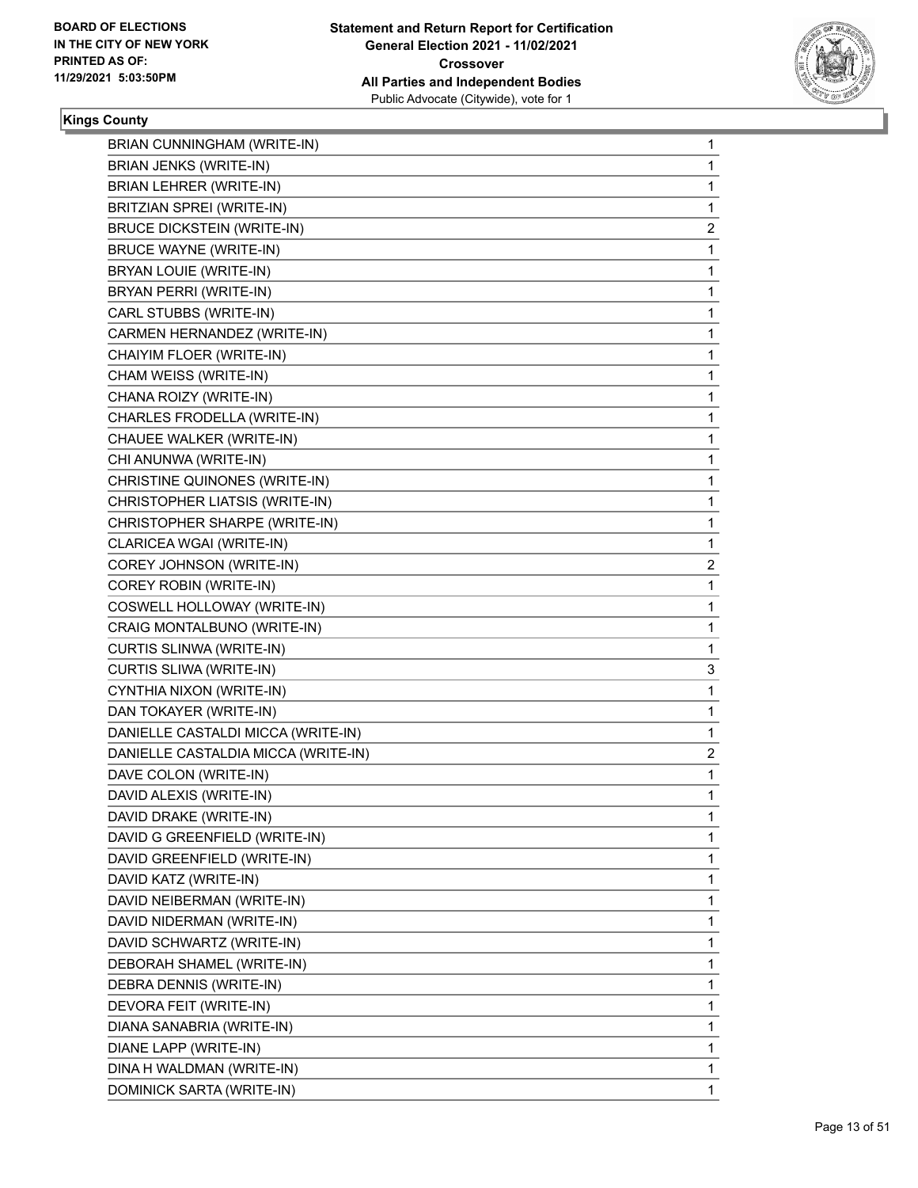**BOARD OF ELECTIONS IN THE CITY OF NEW YORK PRINTED AS OF: 11/29/2021 5:03:50PM**

**Statement and Return Report for Certification General Election 2021 - 11/02/2021 Crossover All Parties and Independent Bodies**
Public Advocate (Citywide), vote for 1

**Kings County**

| | |
|---|---|
| BRIAN CUNNINGHAM (WRITE-IN) | 1 |
| BRIAN JENKS (WRITE-IN) | 1 |
| BRIAN LEHRER (WRITE-IN) | 1 |
| BRITZIAN SPREI (WRITE-IN) | 1 |
| BRUCE DICKSTEIN (WRITE-IN) | 2 |
| BRUCE WAYNE (WRITE-IN) | 1 |
| BRYAN LOUIE (WRITE-IN) | 1 |
| BRYAN PERRI (WRITE-IN) | 1 |
| CARL STUBBS (WRITE-IN) | 1 |
| CARMEN HERNANDEZ (WRITE-IN) | 1 |
| CHAIYIM FLOER (WRITE-IN) | 1 |
| CHAM WEISS (WRITE-IN) | 1 |
| CHANA ROIZY (WRITE-IN) | 1 |
| CHARLES FRODELLA (WRITE-IN) | 1 |
| CHAUEE WALKER (WRITE-IN) | 1 |
| CHI ANUNWA (WRITE-IN) | 1 |
| CHRISTINE QUINONES (WRITE-IN) | 1 |
| CHRISTOPHER LIATSIS (WRITE-IN) | 1 |
| CHRISTOPHER SHARPE (WRITE-IN) | 1 |
| CLARICEA WGAI (WRITE-IN) | 1 |
| COREY JOHNSON (WRITE-IN) | 2 |
| COREY ROBIN (WRITE-IN) | 1 |
| COSWELL HOLLOWAY (WRITE-IN) | 1 |
| CRAIG MONTALBUNO (WRITE-IN) | 1 |
| CURTIS SLINWA (WRITE-IN) | 1 |
| CURTIS SLIWA (WRITE-IN) | 3 |
| CYNTHIA NIXON (WRITE-IN) | 1 |
| DAN TOKAYER (WRITE-IN) | 1 |
| DANIELLE CASTALDI MICCA (WRITE-IN) | 1 |
| DANIELLE CASTALDIA MICCA (WRITE-IN) | 2 |
| DAVE COLON (WRITE-IN) | 1 |
| DAVID ALEXIS (WRITE-IN) | 1 |
| DAVID DRAKE (WRITE-IN) | 1 |
| DAVID G GREENFIELD (WRITE-IN) | 1 |
| DAVID GREENFIELD (WRITE-IN) | 1 |
| DAVID KATZ (WRITE-IN) | 1 |
| DAVID NEIBERMAN (WRITE-IN) | 1 |
| DAVID NIDERMAN (WRITE-IN) | 1 |
| DAVID SCHWARTZ (WRITE-IN) | 1 |
| DEBORAH SHAMEL (WRITE-IN) | 1 |
| DEBRA DENNIS (WRITE-IN) | 1 |
| DEVORA FEIT (WRITE-IN) | 1 |
| DIANA SANABRIA (WRITE-IN) | 1 |
| DIANE LAPP (WRITE-IN) | 1 |
| DINA H WALDMAN (WRITE-IN) | 1 |
| DOMINICK SARTA (WRITE-IN) | 1 |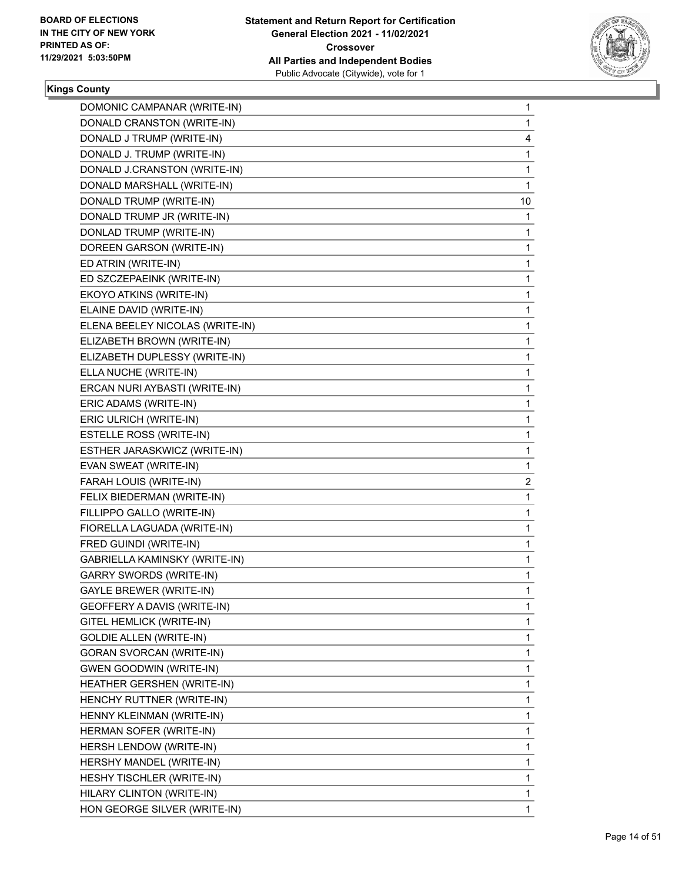**Kings County**

| Candidate | Votes |
|---|---|
| DOMONIC CAMPANAR (WRITE-IN) | 1 |
| DONALD CRANSTON (WRITE-IN) | 1 |
| DONALD J TRUMP (WRITE-IN) | 4 |
| DONALD J. TRUMP (WRITE-IN) | 1 |
| DONALD J.CRANSTON (WRITE-IN) | 1 |
| DONALD MARSHALL (WRITE-IN) | 1 |
| DONALD TRUMP (WRITE-IN) | 10 |
| DONALD TRUMP JR (WRITE-IN) | 1 |
| DONLAD TRUMP (WRITE-IN) | 1 |
| DOREEN GARSON (WRITE-IN) | 1 |
| ED ATRIN (WRITE-IN) | 1 |
| ED SZCZEPAEINK (WRITE-IN) | 1 |
| EKOYO ATKINS (WRITE-IN) | 1 |
| ELAINE DAVID (WRITE-IN) | 1 |
| ELENA BEELEY NICOLAS (WRITE-IN) | 1 |
| ELIZABETH BROWN (WRITE-IN) | 1 |
| ELIZABETH DUPLESSY (WRITE-IN) | 1 |
| ELLA NUCHE (WRITE-IN) | 1 |
| ERCAN NURI AYBASTI (WRITE-IN) | 1 |
| ERIC ADAMS (WRITE-IN) | 1 |
| ERIC ULRICH (WRITE-IN) | 1 |
| ESTELLE ROSS (WRITE-IN) | 1 |
| ESTHER JARASKWICZ (WRITE-IN) | 1 |
| EVAN SWEAT (WRITE-IN) | 1 |
| FARAH LOUIS (WRITE-IN) | 2 |
| FELIX BIEDERMAN (WRITE-IN) | 1 |
| FILLIPPO GALLO (WRITE-IN) | 1 |
| FIORELLA LAGUADA (WRITE-IN) | 1 |
| FRED GUINDI (WRITE-IN) | 1 |
| GABRIELLA KAMINSKY (WRITE-IN) | 1 |
| GARRY SWORDS (WRITE-IN) | 1 |
| GAYLE BREWER (WRITE-IN) | 1 |
| GEOFFERY A DAVIS (WRITE-IN) | 1 |
| GITEL HEMLICK (WRITE-IN) | 1 |
| GOLDIE ALLEN (WRITE-IN) | 1 |
| GORAN SVORCAN (WRITE-IN) | 1 |
| GWEN GOODWIN (WRITE-IN) | 1 |
| HEATHER GERSHEN (WRITE-IN) | 1 |
| HENCHY RUTTNER (WRITE-IN) | 1 |
| HENNY KLEINMAN (WRITE-IN) | 1 |
| HERMAN SOFER (WRITE-IN) | 1 |
| HERSH LENDOW (WRITE-IN) | 1 |
| HERSHY MANDEL (WRITE-IN) | 1 |
| HESHY TISCHLER (WRITE-IN) | 1 |
| HILARY CLINTON (WRITE-IN) | 1 |
| HON GEORGE SILVER (WRITE-IN) | 1 |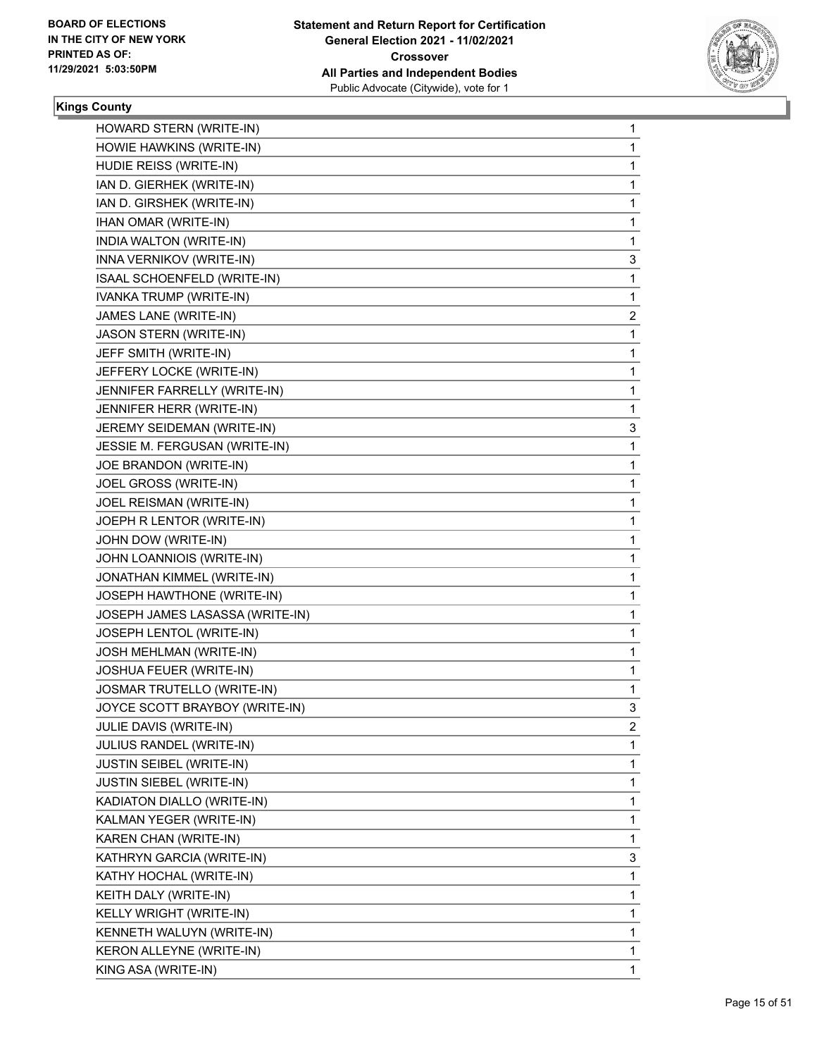## Kings County

| Candidate | Votes |
|---|---|
| HOWARD STERN (WRITE-IN) | 1 |
| HOWIE HAWKINS (WRITE-IN) | 1 |
| HUDIE REISS (WRITE-IN) | 1 |
| IAN D. GIERHEK (WRITE-IN) | 1 |
| IAN D. GIRSHEK (WRITE-IN) | 1 |
| IHAN OMAR (WRITE-IN) | 1 |
| INDIA WALTON (WRITE-IN) | 1 |
| INNA VERNIKOV (WRITE-IN) | 3 |
| ISAAL SCHOENFELD (WRITE-IN) | 1 |
| IVANKA TRUMP (WRITE-IN) | 1 |
| JAMES LANE (WRITE-IN) | 2 |
| JASON STERN (WRITE-IN) | 1 |
| JEFF SMITH (WRITE-IN) | 1 |
| JEFFERY LOCKE (WRITE-IN) | 1 |
| JENNIFER FARRELLY (WRITE-IN) | 1 |
| JENNIFER HERR (WRITE-IN) | 1 |
| JEREMY SEIDEMAN (WRITE-IN) | 3 |
| JESSIE M. FERGUSAN (WRITE-IN) | 1 |
| JOE BRANDON (WRITE-IN) | 1 |
| JOEL GROSS (WRITE-IN) | 1 |
| JOEL REISMAN (WRITE-IN) | 1 |
| JOEPH R LENTOR (WRITE-IN) | 1 |
| JOHN DOW (WRITE-IN) | 1 |
| JOHN LOANNIOIS (WRITE-IN) | 1 |
| JONATHAN KIMMEL (WRITE-IN) | 1 |
| JOSEPH HAWTHONE (WRITE-IN) | 1 |
| JOSEPH JAMES LASASSA (WRITE-IN) | 1 |
| JOSEPH LENTOL (WRITE-IN) | 1 |
| JOSH MEHLMAN (WRITE-IN) | 1 |
| JOSHUA FEUER (WRITE-IN) | 1 |
| JOSMAR TRUTELLO (WRITE-IN) | 1 |
| JOYCE SCOTT BRAYBOY (WRITE-IN) | 3 |
| JULIE DAVIS (WRITE-IN) | 2 |
| JULIUS RANDEL (WRITE-IN) | 1 |
| JUSTIN SEIBEL (WRITE-IN) | 1 |
| JUSTIN SIEBEL (WRITE-IN) | 1 |
| KADIATON DIALLO (WRITE-IN) | 1 |
| KALMAN YEGER (WRITE-IN) | 1 |
| KAREN CHAN (WRITE-IN) | 1 |
| KATHRYN GARCIA (WRITE-IN) | 3 |
| KATHY HOCHAL (WRITE-IN) | 1 |
| KEITH DALY (WRITE-IN) | 1 |
| KELLY WRIGHT (WRITE-IN) | 1 |
| KENNETH WALUYN (WRITE-IN) | 1 |
| KERON ALLEYNE (WRITE-IN) | 1 |
| KING ASA (WRITE-IN) | 1 |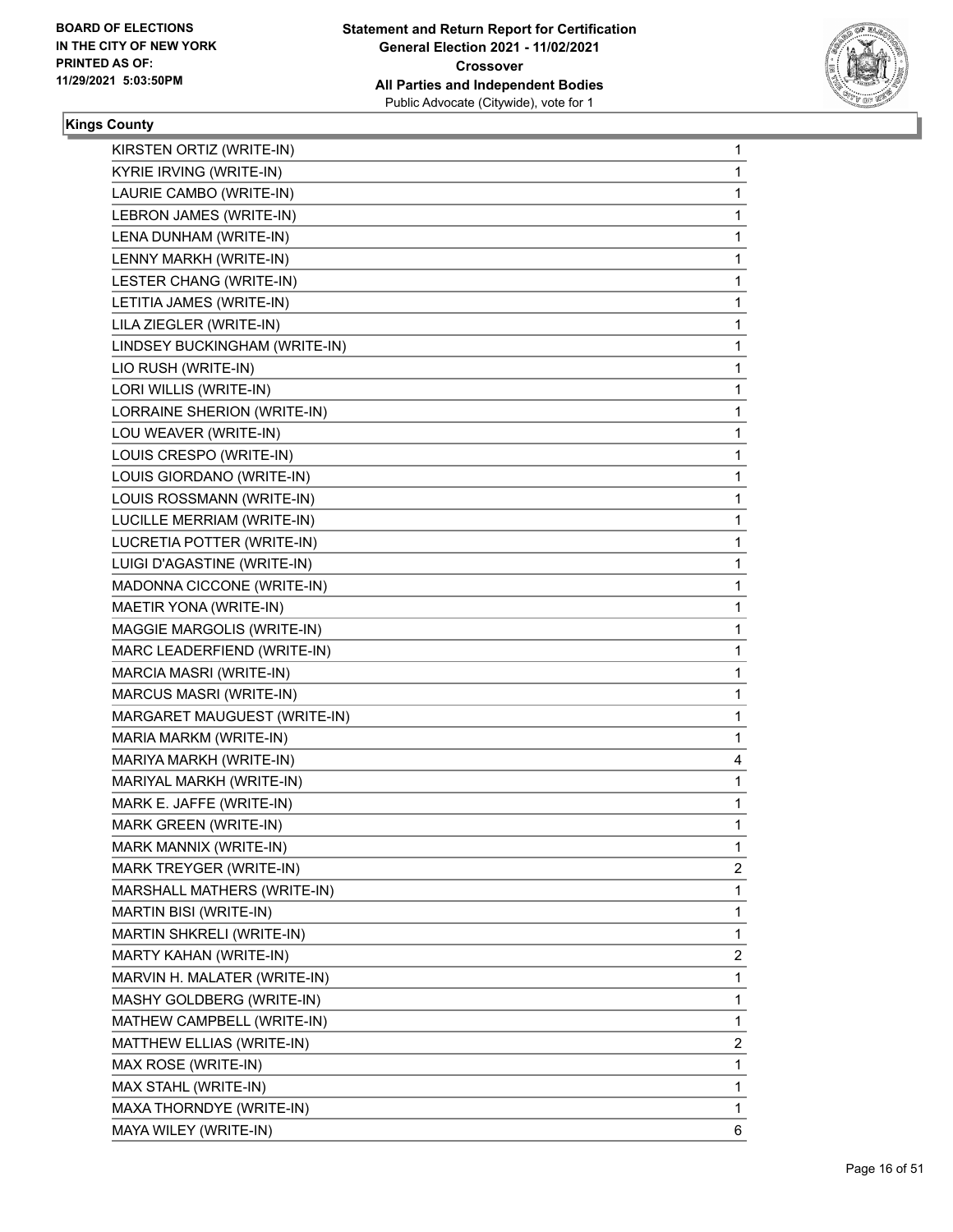**BOARD OF ELECTIONS IN THE CITY OF NEW YORK PRINTED AS OF: 11/29/2021 5:03:50PM**

**Statement and Return Report for Certification General Election 2021 - 11/02/2021 Crossover All Parties and Independent Bodies**
Public Advocate (Citywide), vote for 1

### Kings County

| | |
|---|---|
| KIRSTEN ORTIZ (WRITE-IN) | 1 |
| KYRIE IRVING (WRITE-IN) | 1 |
| LAURIE CAMBO (WRITE-IN) | 1 |
| LEBRON JAMES (WRITE-IN) | 1 |
| LENA DUNHAM (WRITE-IN) | 1 |
| LENNY MARKH (WRITE-IN) | 1 |
| LESTER CHANG (WRITE-IN) | 1 |
| LETITIA JAMES (WRITE-IN) | 1 |
| LILA ZIEGLER (WRITE-IN) | 1 |
| LINDSEY BUCKINGHAM (WRITE-IN) | 1 |
| LIO RUSH (WRITE-IN) | 1 |
| LORI WILLIS (WRITE-IN) | 1 |
| LORRAINE SHERION (WRITE-IN) | 1 |
| LOU WEAVER (WRITE-IN) | 1 |
| LOUIS CRESPO (WRITE-IN) | 1 |
| LOUIS GIORDANO (WRITE-IN) | 1 |
| LOUIS ROSSMANN (WRITE-IN) | 1 |
| LUCILLE MERRIAM (WRITE-IN) | 1 |
| LUCRETIA POTTER (WRITE-IN) | 1 |
| LUIGI D'AGASTINE (WRITE-IN) | 1 |
| MADONNA CICCONE (WRITE-IN) | 1 |
| MAETIR YONA (WRITE-IN) | 1 |
| MAGGIE MARGOLIS (WRITE-IN) | 1 |
| MARC LEADERFIEND (WRITE-IN) | 1 |
| MARCIA MASRI (WRITE-IN) | 1 |
| MARCUS MASRI (WRITE-IN) | 1 |
| MARGARET MAUGUEST (WRITE-IN) | 1 |
| MARIA MARKM (WRITE-IN) | 1 |
| MARIYA MARKH (WRITE-IN) | 4 |
| MARIYAL MARKH (WRITE-IN) | 1 |
| MARK E. JAFFE (WRITE-IN) | 1 |
| MARK GREEN (WRITE-IN) | 1 |
| MARK MANNIX (WRITE-IN) | 1 |
| MARK TREYGER (WRITE-IN) | 2 |
| MARSHALL MATHERS (WRITE-IN) | 1 |
| MARTIN BISI (WRITE-IN) | 1 |
| MARTIN SHKRELI (WRITE-IN) | 1 |
| MARTY KAHAN (WRITE-IN) | 2 |
| MARVIN H. MALATER (WRITE-IN) | 1 |
| MASHY GOLDBERG (WRITE-IN) | 1 |
| MATHEW CAMPBELL (WRITE-IN) | 1 |
| MATTHEW ELLIAS (WRITE-IN) | 2 |
| MAX ROSE (WRITE-IN) | 1 |
| MAX STAHL (WRITE-IN) | 1 |
| MAXA THORNDYE (WRITE-IN) | 1 |
| MAYA WILEY (WRITE-IN) | 6 |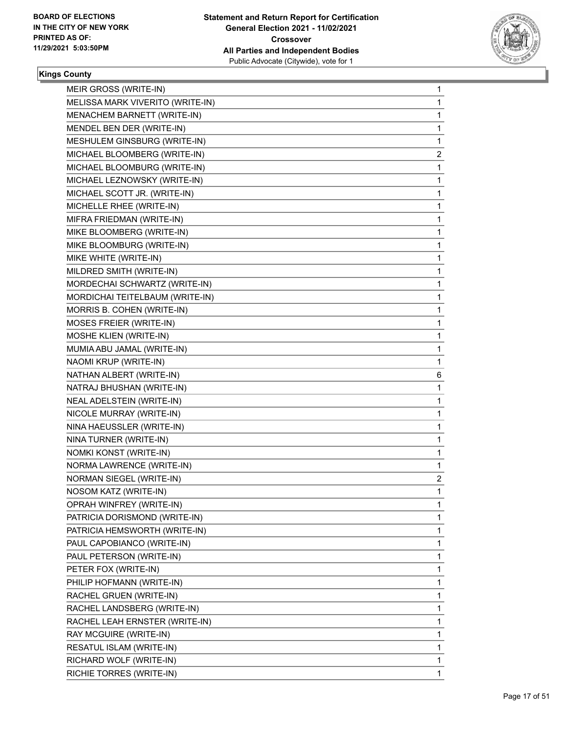**BOARD OF ELECTIONS IN THE CITY OF NEW YORK PRINTED AS OF: 11/29/2021 5:03:50PM**

**Statement and Return Report for Certification General Election 2021 - 11/02/2021 Crossover All Parties and Independent Bodies**
Public Advocate (Citywide), vote for 1

**Kings County**

| | |
|---|---|
| MEIR GROSS (WRITE-IN) | 1 |
| MELISSA MARK VIVERITO (WRITE-IN) | 1 |
| MENACHEM BARNETT (WRITE-IN) | 1 |
| MENDEL BEN DER (WRITE-IN) | 1 |
| MESHULEM GINSBURG (WRITE-IN) | 1 |
| MICHAEL BLOOMBERG (WRITE-IN) | 2 |
| MICHAEL BLOOMBURG (WRITE-IN) | 1 |
| MICHAEL LEZNOWSKY (WRITE-IN) | 1 |
| MICHAEL SCOTT JR. (WRITE-IN) | 1 |
| MICHELLE RHEE (WRITE-IN) | 1 |
| MIFRA FRIEDMAN (WRITE-IN) | 1 |
| MIKE BLOOMBERG (WRITE-IN) | 1 |
| MIKE BLOOMBURG (WRITE-IN) | 1 |
| MIKE WHITE (WRITE-IN) | 1 |
| MILDRED SMITH (WRITE-IN) | 1 |
| MORDECHAI SCHWARTZ (WRITE-IN) | 1 |
| MORDICHAI TEITELBAUM (WRITE-IN) | 1 |
| MORRIS B. COHEN (WRITE-IN) | 1 |
| MOSES FREIER (WRITE-IN) | 1 |
| MOSHE KLIEN (WRITE-IN) | 1 |
| MUMIA ABU JAMAL (WRITE-IN) | 1 |
| NAOMI KRUP (WRITE-IN) | 1 |
| NATHAN ALBERT (WRITE-IN) | 6 |
| NATRAJ BHUSHAN (WRITE-IN) | 1 |
| NEAL ADELSTEIN (WRITE-IN) | 1 |
| NICOLE MURRAY (WRITE-IN) | 1 |
| NINA HAEUSSLER (WRITE-IN) | 1 |
| NINA TURNER (WRITE-IN) | 1 |
| NOMKI KONST (WRITE-IN) | 1 |
| NORMA LAWRENCE (WRITE-IN) | 1 |
| NORMAN SIEGEL (WRITE-IN) | 2 |
| NOSOM KATZ (WRITE-IN) | 1 |
| OPRAH WINFREY (WRITE-IN) | 1 |
| PATRICIA DORISMOND (WRITE-IN) | 1 |
| PATRICIA HEMSWORTH (WRITE-IN) | 1 |
| PAUL CAPOBIANCO (WRITE-IN) | 1 |
| PAUL PETERSON (WRITE-IN) | 1 |
| PETER FOX (WRITE-IN) | 1 |
| PHILIP HOFMANN (WRITE-IN) | 1 |
| RACHEL GRUEN (WRITE-IN) | 1 |
| RACHEL LANDSBERG (WRITE-IN) | 1 |
| RACHEL LEAH ERNSTER (WRITE-IN) | 1 |
| RAY MCGUIRE (WRITE-IN) | 1 |
| RESATUL ISLAM (WRITE-IN) | 1 |
| RICHARD WOLF (WRITE-IN) | 1 |
| RICHIE TORRES (WRITE-IN) | 1 |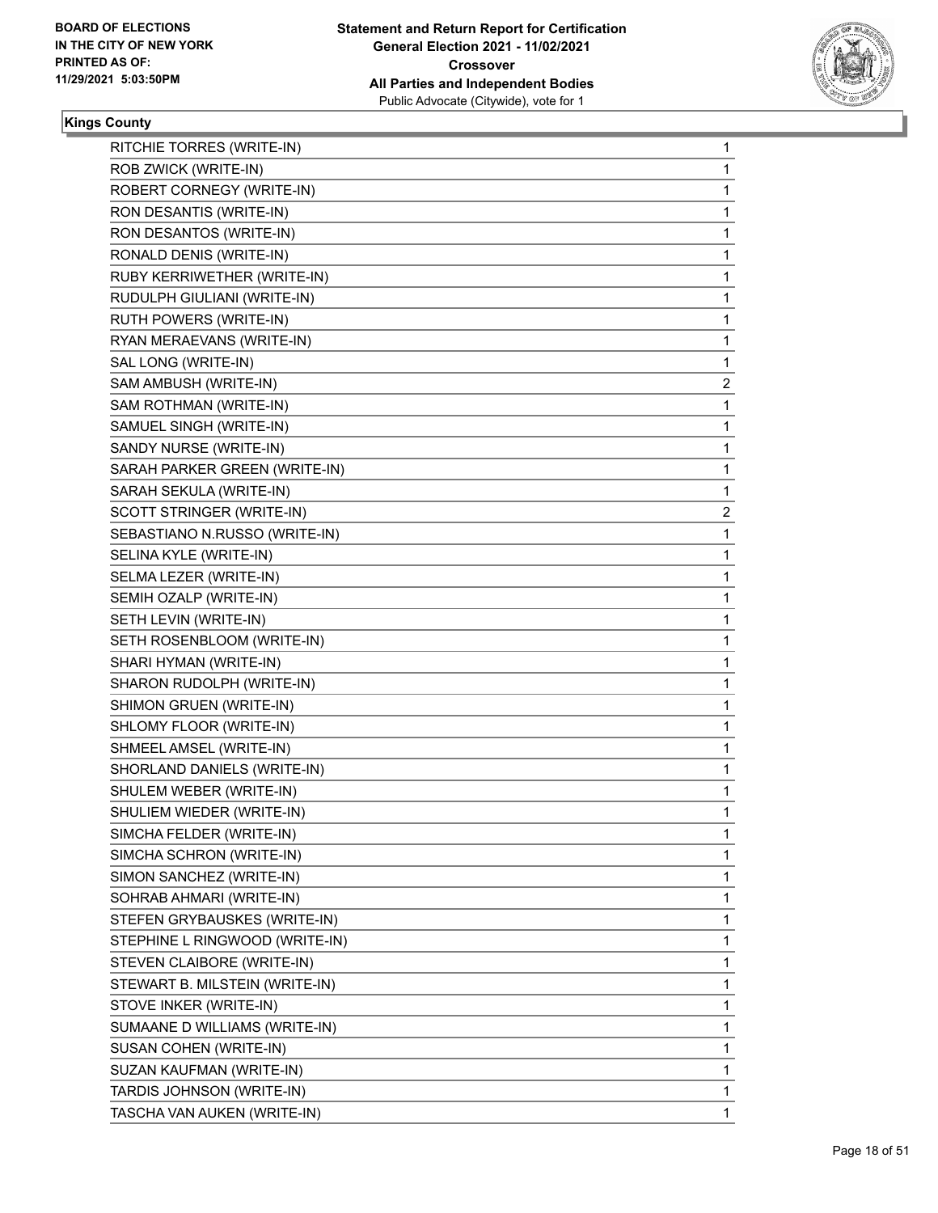**Kings County**

| | |
|---|---|
| RITCHIE TORRES (WRITE-IN) | 1 |
| ROB ZWICK (WRITE-IN) | 1 |
| ROBERT CORNEGY (WRITE-IN) | 1 |
| RON DESANTIS (WRITE-IN) | 1 |
| RON DESANTOS (WRITE-IN) | 1 |
| RONALD DENIS (WRITE-IN) | 1 |
| RUBY KERRIWETHER (WRITE-IN) | 1 |
| RUDULPH GIULIANI (WRITE-IN) | 1 |
| RUTH POWERS (WRITE-IN) | 1 |
| RYAN MERAEVANS (WRITE-IN) | 1 |
| SAL LONG (WRITE-IN) | 1 |
| SAM AMBUSH (WRITE-IN) | 2 |
| SAM ROTHMAN (WRITE-IN) | 1 |
| SAMUEL SINGH (WRITE-IN) | 1 |
| SANDY NURSE (WRITE-IN) | 1 |
| SARAH PARKER GREEN (WRITE-IN) | 1 |
| SARAH SEKULA (WRITE-IN) | 1 |
| SCOTT STRINGER (WRITE-IN) | 2 |
| SEBASTIANO N.RUSSO (WRITE-IN) | 1 |
| SELINA KYLE (WRITE-IN) | 1 |
| SELMA LEZER (WRITE-IN) | 1 |
| SEMIH OZALP (WRITE-IN) | 1 |
| SETH LEVIN (WRITE-IN) | 1 |
| SETH ROSENBLOOM (WRITE-IN) | 1 |
| SHARI HYMAN (WRITE-IN) | 1 |
| SHARON RUDOLPH (WRITE-IN) | 1 |
| SHIMON GRUEN (WRITE-IN) | 1 |
| SHLOMY FLOOR (WRITE-IN) | 1 |
| SHMEEL AMSEL (WRITE-IN) | 1 |
| SHORLAND DANIELS (WRITE-IN) | 1 |
| SHULEM WEBER (WRITE-IN) | 1 |
| SHULIEM WIEDER (WRITE-IN) | 1 |
| SIMCHA FELDER (WRITE-IN) | 1 |
| SIMCHA SCHRON (WRITE-IN) | 1 |
| SIMON SANCHEZ (WRITE-IN) | 1 |
| SOHRAB AHMARI (WRITE-IN) | 1 |
| STEFEN GRYBAUSKES (WRITE-IN) | 1 |
| STEPHINE L RINGWOOD (WRITE-IN) | 1 |
| STEVEN CLAIBORE (WRITE-IN) | 1 |
| STEWART B. MILSTEIN (WRITE-IN) | 1 |
| STOVE INKER (WRITE-IN) | 1 |
| SUMAANE D WILLIAMS (WRITE-IN) | 1 |
| SUSAN COHEN (WRITE-IN) | 1 |
| SUZAN KAUFMAN (WRITE-IN) | 1 |
| TARDIS JOHNSON (WRITE-IN) | 1 |
| TASCHA VAN AUKEN (WRITE-IN) | 1 |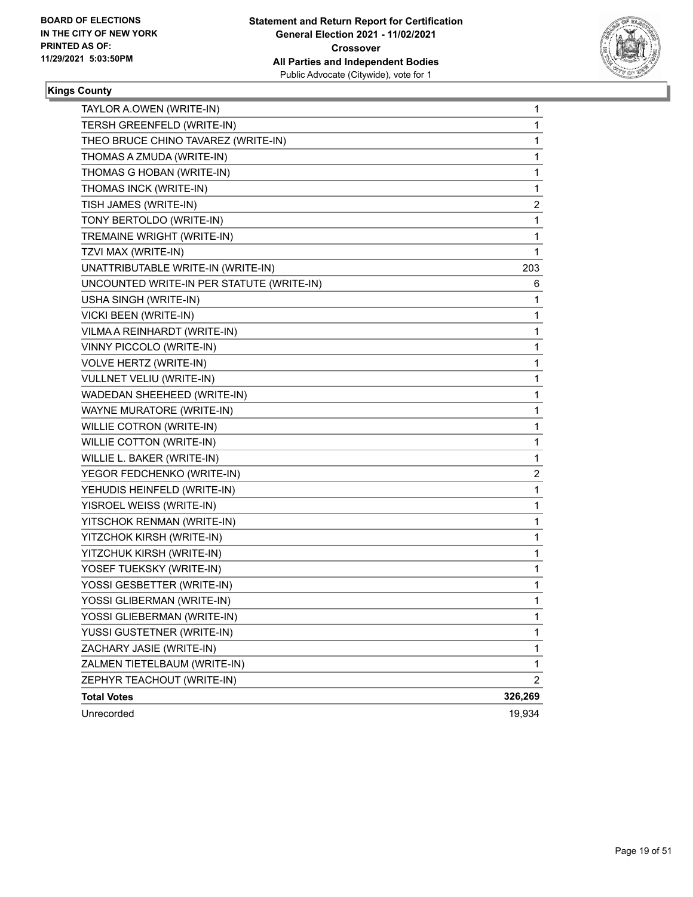**Kings County**

| Candidate | Votes |
|---|---|
| TAYLOR A.OWEN (WRITE-IN) | 1 |
| TERSH GREENFELD (WRITE-IN) | 1 |
| THEO BRUCE CHINO TAVAREZ (WRITE-IN) | 1 |
| THOMAS A ZMUDA (WRITE-IN) | 1 |
| THOMAS G HOBAN (WRITE-IN) | 1 |
| THOMAS INCK (WRITE-IN) | 1 |
| TISH JAMES (WRITE-IN) | 2 |
| TONY BERTOLDO (WRITE-IN) | 1 |
| TREMAINE WRIGHT (WRITE-IN) | 1 |
| TZVI MAX (WRITE-IN) | 1 |
| UNATTRIBUTABLE WRITE-IN (WRITE-IN) | 203 |
| UNCOUNTED WRITE-IN PER STATUTE (WRITE-IN) | 6 |
| USHA SINGH (WRITE-IN) | 1 |
| VICKI BEEN (WRITE-IN) | 1 |
| VILMA A REINHARDT (WRITE-IN) | 1 |
| VINNY PICCOLO (WRITE-IN) | 1 |
| VOLVE HERTZ (WRITE-IN) | 1 |
| VULLNET VELIU (WRITE-IN) | 1 |
| WADEDAN SHEEHEED (WRITE-IN) | 1 |
| WAYNE MURATORE (WRITE-IN) | 1 |
| WILLIE COTRON (WRITE-IN) | 1 |
| WILLIE COTTON (WRITE-IN) | 1 |
| WILLIE L. BAKER (WRITE-IN) | 1 |
| YEGOR FEDCHENKO (WRITE-IN) | 2 |
| YEHUDIS HEINFELD (WRITE-IN) | 1 |
| YISROEL WEISS (WRITE-IN) | 1 |
| YITSCHOK RENMAN (WRITE-IN) | 1 |
| YITZCHOK KIRSH (WRITE-IN) | 1 |
| YITZCHUK KIRSH (WRITE-IN) | 1 |
| YOSEF TUEKSKY (WRITE-IN) | 1 |
| YOSSI GESBETTER (WRITE-IN) | 1 |
| YOSSI GLIBERMAN (WRITE-IN) | 1 |
| YOSSI GLIEBERMAN (WRITE-IN) | 1 |
| YUSSI GUSTETNER (WRITE-IN) | 1 |
| ZACHARY JASIE (WRITE-IN) | 1 |
| ZALMEN TIETELBAUM (WRITE-IN) | 1 |
| ZEPHYR TEACHOUT (WRITE-IN) | 2 |
| **Total Votes** | **326,269** |
| Unrecorded | 19,934 |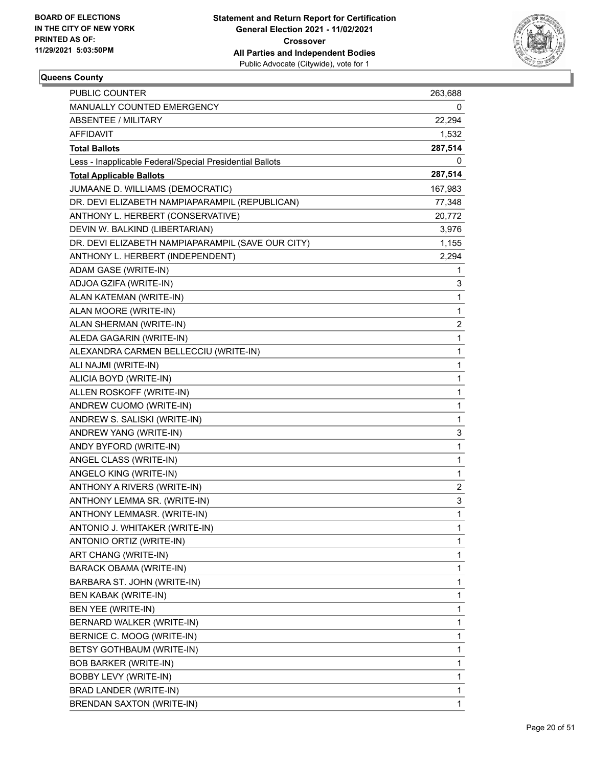**BOARD OF ELECTIONS IN THE CITY OF NEW YORK PRINTED AS OF: 11/29/2021 5:03:50PM**

**Statement and Return Report for Certification General Election 2021 - 11/02/2021 Crossover All Parties and Independent Bodies**
Public Advocate (Citywide), vote for 1

## Queens County

| | |
|---|---|
| PUBLIC COUNTER | 263,688 |
| MANUALLY COUNTED EMERGENCY | 0 |
| ABSENTEE / MILITARY | 22,294 |
| AFFIDAVIT | 1,532 |
| **Total Ballots** | **287,514** |
| Less - Inapplicable Federal/Special Presidential Ballots | 0 |
| **Total Applicable Ballots** | **287,514** |
| JUMAANE D. WILLIAMS (DEMOCRATIC) | 167,983 |
| DR. DEVI ELIZABETH NAMPIAPARAMPIL (REPUBLICAN) | 77,348 |
| ANTHONY L. HERBERT (CONSERVATIVE) | 20,772 |
| DEVIN W. BALKIND (LIBERTARIAN) | 3,976 |
| DR. DEVI ELIZABETH NAMPIAPARAMPIL (SAVE OUR CITY) | 1,155 |
| ANTHONY L. HERBERT (INDEPENDENT) | 2,294 |
| ADAM GASE (WRITE-IN) | 1 |
| ADJOA GZIFA (WRITE-IN) | 3 |
| ALAN KATEMAN (WRITE-IN) | 1 |
| ALAN MOORE (WRITE-IN) | 1 |
| ALAN SHERMAN (WRITE-IN) | 2 |
| ALEDA GAGARIN (WRITE-IN) | 1 |
| ALEXANDRA CARMEN BELLECCIU (WRITE-IN) | 1 |
| ALI NAJMI (WRITE-IN) | 1 |
| ALICIA BOYD (WRITE-IN) | 1 |
| ALLEN ROSKOFF (WRITE-IN) | 1 |
| ANDREW CUOMO (WRITE-IN) | 1 |
| ANDREW S. SALISKI (WRITE-IN) | 1 |
| ANDREW YANG (WRITE-IN) | 3 |
| ANDY BYFORD (WRITE-IN) | 1 |
| ANGEL CLASS (WRITE-IN) | 1 |
| ANGELO KING (WRITE-IN) | 1 |
| ANTHONY A RIVERS (WRITE-IN) | 2 |
| ANTHONY LEMMA SR. (WRITE-IN) | 3 |
| ANTHONY LEMMASR. (WRITE-IN) | 1 |
| ANTONIO J. WHITAKER (WRITE-IN) | 1 |
| ANTONIO ORTIZ (WRITE-IN) | 1 |
| ART CHANG (WRITE-IN) | 1 |
| BARACK OBAMA (WRITE-IN) | 1 |
| BARBARA ST. JOHN (WRITE-IN) | 1 |
| BEN KABAK (WRITE-IN) | 1 |
| BEN YEE (WRITE-IN) | 1 |
| BERNARD WALKER (WRITE-IN) | 1 |
| BERNICE C. MOOG (WRITE-IN) | 1 |
| BETSY GOTHBAUM (WRITE-IN) | 1 |
| BOB BARKER (WRITE-IN) | 1 |
| BOBBY LEVY (WRITE-IN) | 1 |
| BRAD LANDER (WRITE-IN) | 1 |
| BRENDAN SAXTON (WRITE-IN) | 1 |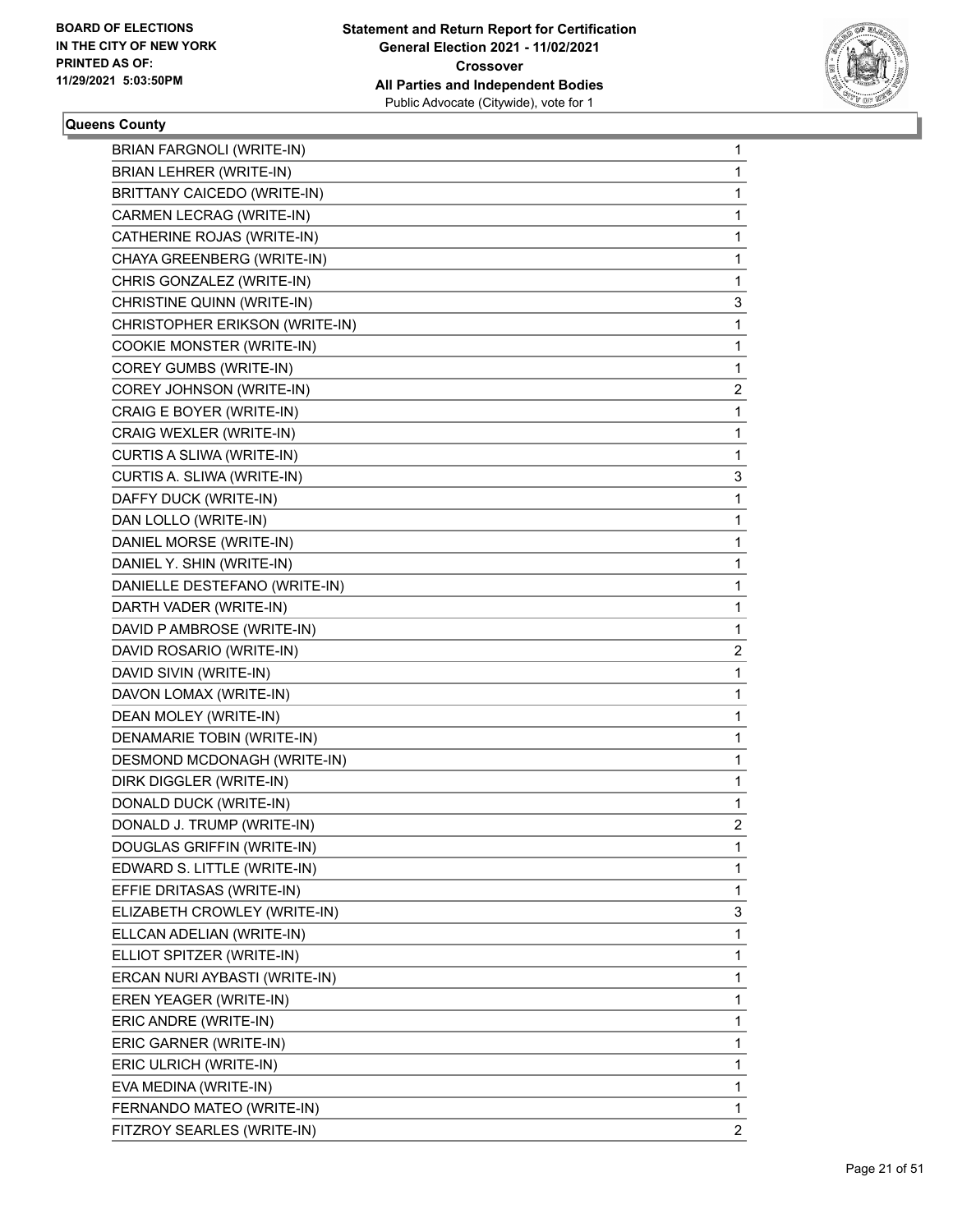**BOARD OF ELECTIONS IN THE CITY OF NEW YORK PRINTED AS OF: 11/29/2021 5:03:50PM**

**Statement and Return Report for Certification General Election 2021 - 11/02/2021 Crossover All Parties and Independent Bodies**
Public Advocate (Citywide), vote for 1

**Queens County**

| | |
|---|---|
| BRIAN FARGNOLI (WRITE-IN) | 1 |
| BRIAN LEHRER (WRITE-IN) | 1 |
| BRITTANY CAICEDO (WRITE-IN) | 1 |
| CARMEN LECRAG (WRITE-IN) | 1 |
| CATHERINE ROJAS (WRITE-IN) | 1 |
| CHAYA GREENBERG (WRITE-IN) | 1 |
| CHRIS GONZALEZ (WRITE-IN) | 1 |
| CHRISTINE QUINN (WRITE-IN) | 3 |
| CHRISTOPHER ERIKSON (WRITE-IN) | 1 |
| COOKIE MONSTER (WRITE-IN) | 1 |
| COREY GUMBS (WRITE-IN) | 1 |
| COREY JOHNSON (WRITE-IN) | 2 |
| CRAIG E BOYER (WRITE-IN) | 1 |
| CRAIG WEXLER (WRITE-IN) | 1 |
| CURTIS A SLIWA (WRITE-IN) | 1 |
| CURTIS A. SLIWA (WRITE-IN) | 3 |
| DAFFY DUCK (WRITE-IN) | 1 |
| DAN LOLLO (WRITE-IN) | 1 |
| DANIEL MORSE (WRITE-IN) | 1 |
| DANIEL Y. SHIN (WRITE-IN) | 1 |
| DANIELLE DESTEFANO (WRITE-IN) | 1 |
| DARTH VADER (WRITE-IN) | 1 |
| DAVID P AMBROSE (WRITE-IN) | 1 |
| DAVID ROSARIO (WRITE-IN) | 2 |
| DAVID SIVIN (WRITE-IN) | 1 |
| DAVON LOMAX (WRITE-IN) | 1 |
| DEAN MOLEY (WRITE-IN) | 1 |
| DENAMARIE TOBIN (WRITE-IN) | 1 |
| DESMOND MCDONAGH (WRITE-IN) | 1 |
| DIRK DIGGLER (WRITE-IN) | 1 |
| DONALD DUCK (WRITE-IN) | 1 |
| DONALD J. TRUMP (WRITE-IN) | 2 |
| DOUGLAS GRIFFIN (WRITE-IN) | 1 |
| EDWARD S. LITTLE (WRITE-IN) | 1 |
| EFFIE DRITASAS (WRITE-IN) | 1 |
| ELIZABETH CROWLEY (WRITE-IN) | 3 |
| ELLCAN ADELIAN (WRITE-IN) | 1 |
| ELLIOT SPITZER (WRITE-IN) | 1 |
| ERCAN NURI AYBASTI (WRITE-IN) | 1 |
| EREN YEAGER (WRITE-IN) | 1 |
| ERIC ANDRE (WRITE-IN) | 1 |
| ERIC GARNER (WRITE-IN) | 1 |
| ERIC ULRICH (WRITE-IN) | 1 |
| EVA MEDINA (WRITE-IN) | 1 |
| FERNANDO MATEO (WRITE-IN) | 1 |
| FITZROY SEARLES (WRITE-IN) | 2 |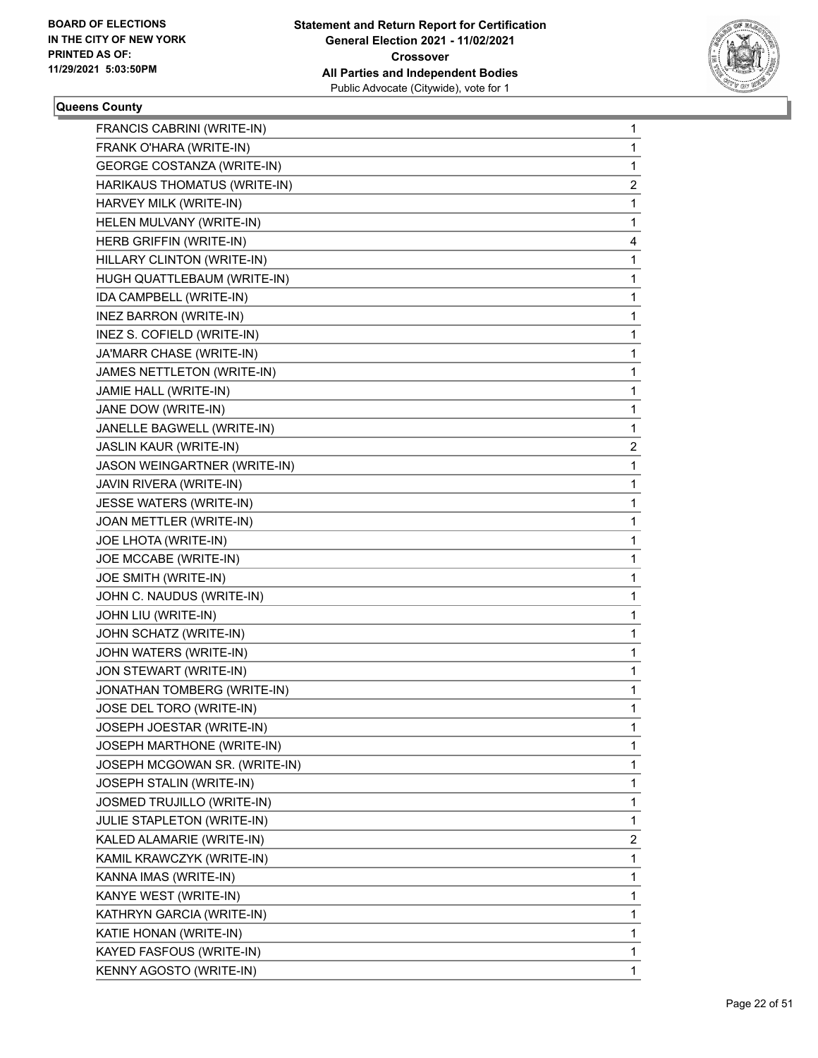**Statement and Return Report for Certification**
**General Election 2021 - 11/02/2021**
**Crossover**
**All Parties and Independent Bodies**
Public Advocate (Citywide), vote for 1

BOARD OF ELECTIONS
IN THE CITY OF NEW YORK
PRINTED AS OF:
11/29/2021 5:03:50PM

### Queens County

| | |
|---|---|
| FRANCIS CABRINI (WRITE-IN) | 1 |
| FRANK O'HARA (WRITE-IN) | 1 |
| GEORGE COSTANZA (WRITE-IN) | 1 |
| HARIKAUS THOMATUS (WRITE-IN) | 2 |
| HARVEY MILK (WRITE-IN) | 1 |
| HELEN MULVANY (WRITE-IN) | 1 |
| HERB GRIFFIN (WRITE-IN) | 4 |
| HILLARY CLINTON (WRITE-IN) | 1 |
| HUGH QUATTLEBAUM (WRITE-IN) | 1 |
| IDA CAMPBELL (WRITE-IN) | 1 |
| INEZ BARRON (WRITE-IN) | 1 |
| INEZ S. COFIELD (WRITE-IN) | 1 |
| JA'MARR CHASE (WRITE-IN) | 1 |
| JAMES NETTLETON (WRITE-IN) | 1 |
| JAMIE HALL (WRITE-IN) | 1 |
| JANE DOW (WRITE-IN) | 1 |
| JANELLE BAGWELL (WRITE-IN) | 1 |
| JASLIN KAUR (WRITE-IN) | 2 |
| JASON WEINGARTNER (WRITE-IN) | 1 |
| JAVIN RIVERA (WRITE-IN) | 1 |
| JESSE WATERS (WRITE-IN) | 1 |
| JOAN METTLER (WRITE-IN) | 1 |
| JOE LHOTA (WRITE-IN) | 1 |
| JOE MCCABE (WRITE-IN) | 1 |
| JOE SMITH (WRITE-IN) | 1 |
| JOHN C. NAUDUS (WRITE-IN) | 1 |
| JOHN LIU (WRITE-IN) | 1 |
| JOHN SCHATZ (WRITE-IN) | 1 |
| JOHN WATERS (WRITE-IN) | 1 |
| JON STEWART (WRITE-IN) | 1 |
| JONATHAN TOMBERG (WRITE-IN) | 1 |
| JOSE DEL TORO (WRITE-IN) | 1 |
| JOSEPH JOESTAR (WRITE-IN) | 1 |
| JOSEPH MARTHONE (WRITE-IN) | 1 |
| JOSEPH MCGOWAN SR. (WRITE-IN) | 1 |
| JOSEPH STALIN (WRITE-IN) | 1 |
| JOSMED TRUJILLO (WRITE-IN) | 1 |
| JULIE STAPLETON (WRITE-IN) | 1 |
| KALED ALAMARIE (WRITE-IN) | 2 |
| KAMIL KRAWCZYK (WRITE-IN) | 1 |
| KANNA IMAS (WRITE-IN) | 1 |
| KANYE WEST (WRITE-IN) | 1 |
| KATHRYN GARCIA (WRITE-IN) | 1 |
| KATIE HONAN (WRITE-IN) | 1 |
| KAYED FASFOUS (WRITE-IN) | 1 |
| KENNY AGOSTO (WRITE-IN) | 1 |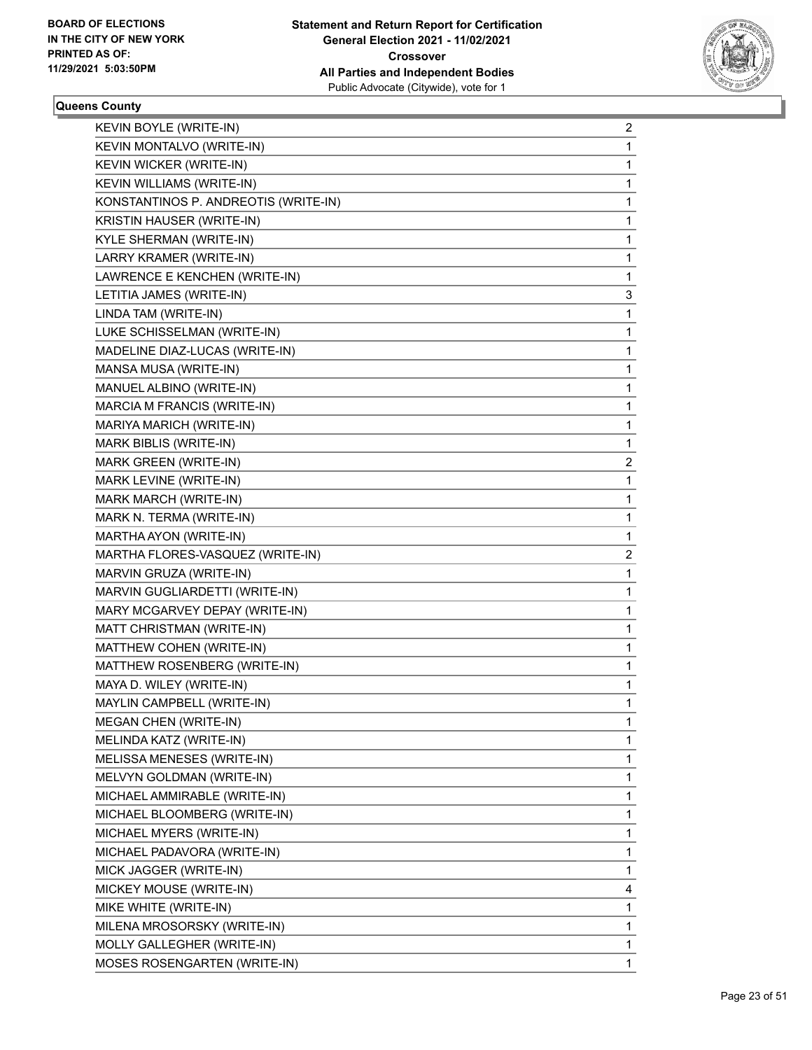**Queens County**

| | |
|---|---|
| KEVIN BOYLE (WRITE-IN) | 2 |
| KEVIN MONTALVO (WRITE-IN) | 1 |
| KEVIN WICKER (WRITE-IN) | 1 |
| KEVIN WILLIAMS (WRITE-IN) | 1 |
| KONSTANTINOS P. ANDREOTIS (WRITE-IN) | 1 |
| KRISTIN HAUSER (WRITE-IN) | 1 |
| KYLE SHERMAN (WRITE-IN) | 1 |
| LARRY KRAMER (WRITE-IN) | 1 |
| LAWRENCE E KENCHEN (WRITE-IN) | 1 |
| LETITIA JAMES (WRITE-IN) | 3 |
| LINDA TAM (WRITE-IN) | 1 |
| LUKE SCHISSELMAN (WRITE-IN) | 1 |
| MADELINE DIAZ-LUCAS (WRITE-IN) | 1 |
| MANSA MUSA (WRITE-IN) | 1 |
| MANUEL ALBINO (WRITE-IN) | 1 |
| MARCIA M FRANCIS (WRITE-IN) | 1 |
| MARIYA MARICH (WRITE-IN) | 1 |
| MARK BIBLIS (WRITE-IN) | 1 |
| MARK GREEN (WRITE-IN) | 2 |
| MARK LEVINE (WRITE-IN) | 1 |
| MARK MARCH (WRITE-IN) | 1 |
| MARK N. TERMA (WRITE-IN) | 1 |
| MARTHA AYON (WRITE-IN) | 1 |
| MARTHA FLORES-VASQUEZ (WRITE-IN) | 2 |
| MARVIN GRUZA (WRITE-IN) | 1 |
| MARVIN GUGLIARDETTI (WRITE-IN) | 1 |
| MARY MCGARVEY DEPAY (WRITE-IN) | 1 |
| MATT CHRISTMAN (WRITE-IN) | 1 |
| MATTHEW COHEN (WRITE-IN) | 1 |
| MATTHEW ROSENBERG (WRITE-IN) | 1 |
| MAYA D. WILEY (WRITE-IN) | 1 |
| MAYLIN CAMPBELL (WRITE-IN) | 1 |
| MEGAN CHEN (WRITE-IN) | 1 |
| MELINDA KATZ (WRITE-IN) | 1 |
| MELISSA MENESES (WRITE-IN) | 1 |
| MELVYN GOLDMAN (WRITE-IN) | 1 |
| MICHAEL AMMIRABLE (WRITE-IN) | 1 |
| MICHAEL BLOOMBERG (WRITE-IN) | 1 |
| MICHAEL MYERS (WRITE-IN) | 1 |
| MICHAEL PADAVORA (WRITE-IN) | 1 |
| MICK JAGGER (WRITE-IN) | 1 |
| MICKEY MOUSE (WRITE-IN) | 4 |
| MIKE WHITE (WRITE-IN) | 1 |
| MILENA MROSORSKY (WRITE-IN) | 1 |
| MOLLY GALLEGHER (WRITE-IN) | 1 |
| MOSES ROSENGARTEN (WRITE-IN) | 1 |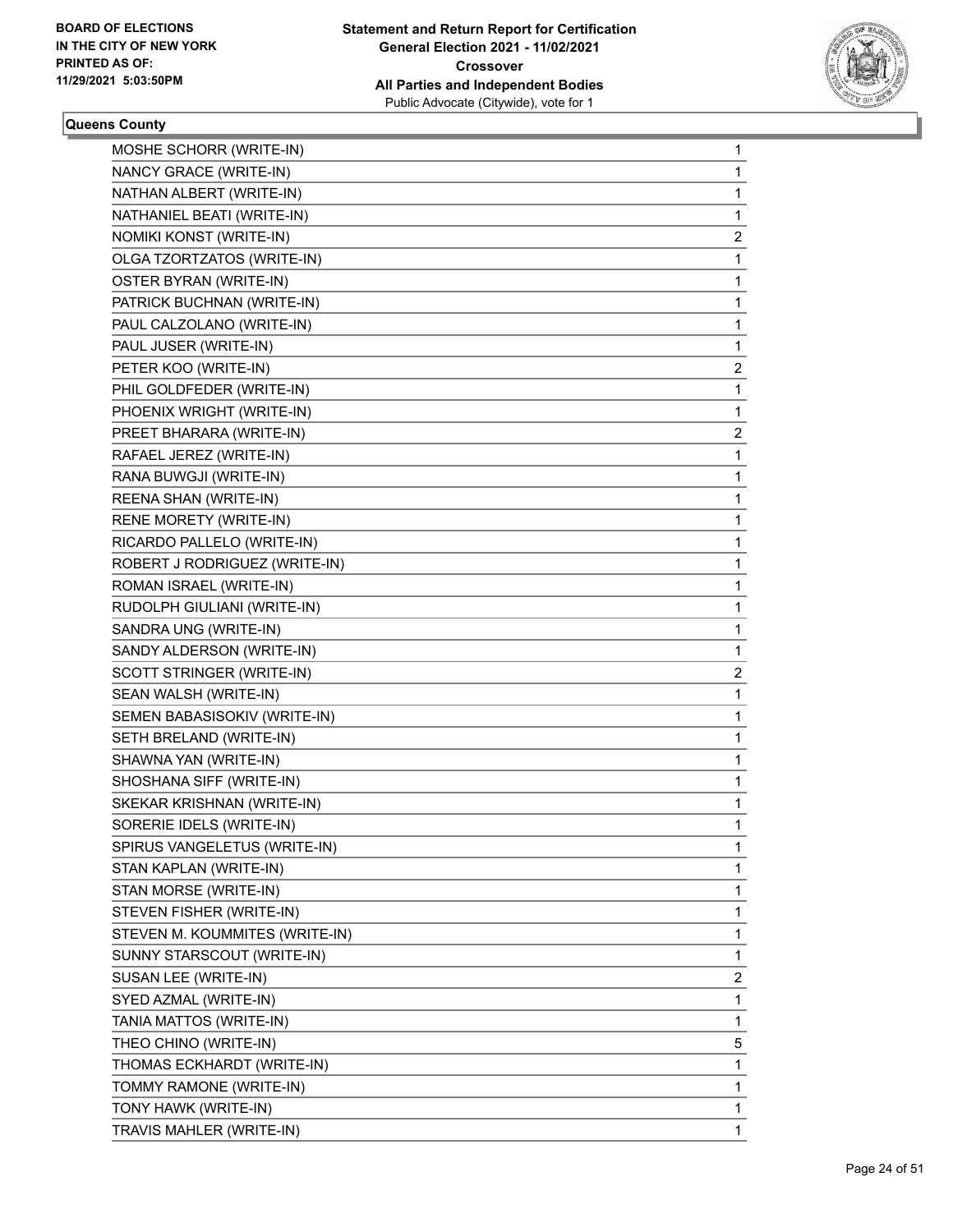**BOARD OF ELECTIONS IN THE CITY OF NEW YORK PRINTED AS OF: 11/29/2021 5:03:50PM**

**Statement and Return Report for Certification General Election 2021 - 11/02/2021 Crossover All Parties and Independent Bodies**
Public Advocate (Citywide), vote for 1

**Queens County**

| | |
|---|---|
| MOSHE SCHORR (WRITE-IN) | 1 |
| NANCY GRACE (WRITE-IN) | 1 |
| NATHAN ALBERT (WRITE-IN) | 1 |
| NATHANIEL BEATI (WRITE-IN) | 1 |
| NOMIKI KONST (WRITE-IN) | 2 |
| OLGA TZORTZATOS (WRITE-IN) | 1 |
| OSTER BYRAN (WRITE-IN) | 1 |
| PATRICK BUCHNAN (WRITE-IN) | 1 |
| PAUL CALZOLANO (WRITE-IN) | 1 |
| PAUL JUSER (WRITE-IN) | 1 |
| PETER KOO (WRITE-IN) | 2 |
| PHIL GOLDFEDER (WRITE-IN) | 1 |
| PHOENIX WRIGHT (WRITE-IN) | 1 |
| PREET BHARARA (WRITE-IN) | 2 |
| RAFAEL JEREZ (WRITE-IN) | 1 |
| RANA BUWGJI (WRITE-IN) | 1 |
| REENA SHAN (WRITE-IN) | 1 |
| RENE MORETY (WRITE-IN) | 1 |
| RICARDO PALLELO (WRITE-IN) | 1 |
| ROBERT J RODRIGUEZ (WRITE-IN) | 1 |
| ROMAN ISRAEL (WRITE-IN) | 1 |
| RUDOLPH GIULIANI (WRITE-IN) | 1 |
| SANDRA UNG (WRITE-IN) | 1 |
| SANDY ALDERSON (WRITE-IN) | 1 |
| SCOTT STRINGER (WRITE-IN) | 2 |
| SEAN WALSH (WRITE-IN) | 1 |
| SEMEN BABASISOKIV (WRITE-IN) | 1 |
| SETH BRELAND (WRITE-IN) | 1 |
| SHAWNA YAN (WRITE-IN) | 1 |
| SHOSHANA SIFF (WRITE-IN) | 1 |
| SKEKAR KRISHNAN (WRITE-IN) | 1 |
| SORERIE IDELS (WRITE-IN) | 1 |
| SPIRUS VANGELETUS (WRITE-IN) | 1 |
| STAN KAPLAN (WRITE-IN) | 1 |
| STAN MORSE (WRITE-IN) | 1 |
| STEVEN FISHER (WRITE-IN) | 1 |
| STEVEN M. KOUMMITES (WRITE-IN) | 1 |
| SUNNY STARSCOUT (WRITE-IN) | 1 |
| SUSAN LEE (WRITE-IN) | 2 |
| SYED AZMAL (WRITE-IN) | 1 |
| TANIA MATTOS (WRITE-IN) | 1 |
| THEO CHINO (WRITE-IN) | 5 |
| THOMAS ECKHARDT (WRITE-IN) | 1 |
| TOMMY RAMONE (WRITE-IN) | 1 |
| TONY HAWK (WRITE-IN) | 1 |
| TRAVIS MAHLER (WRITE-IN) | 1 |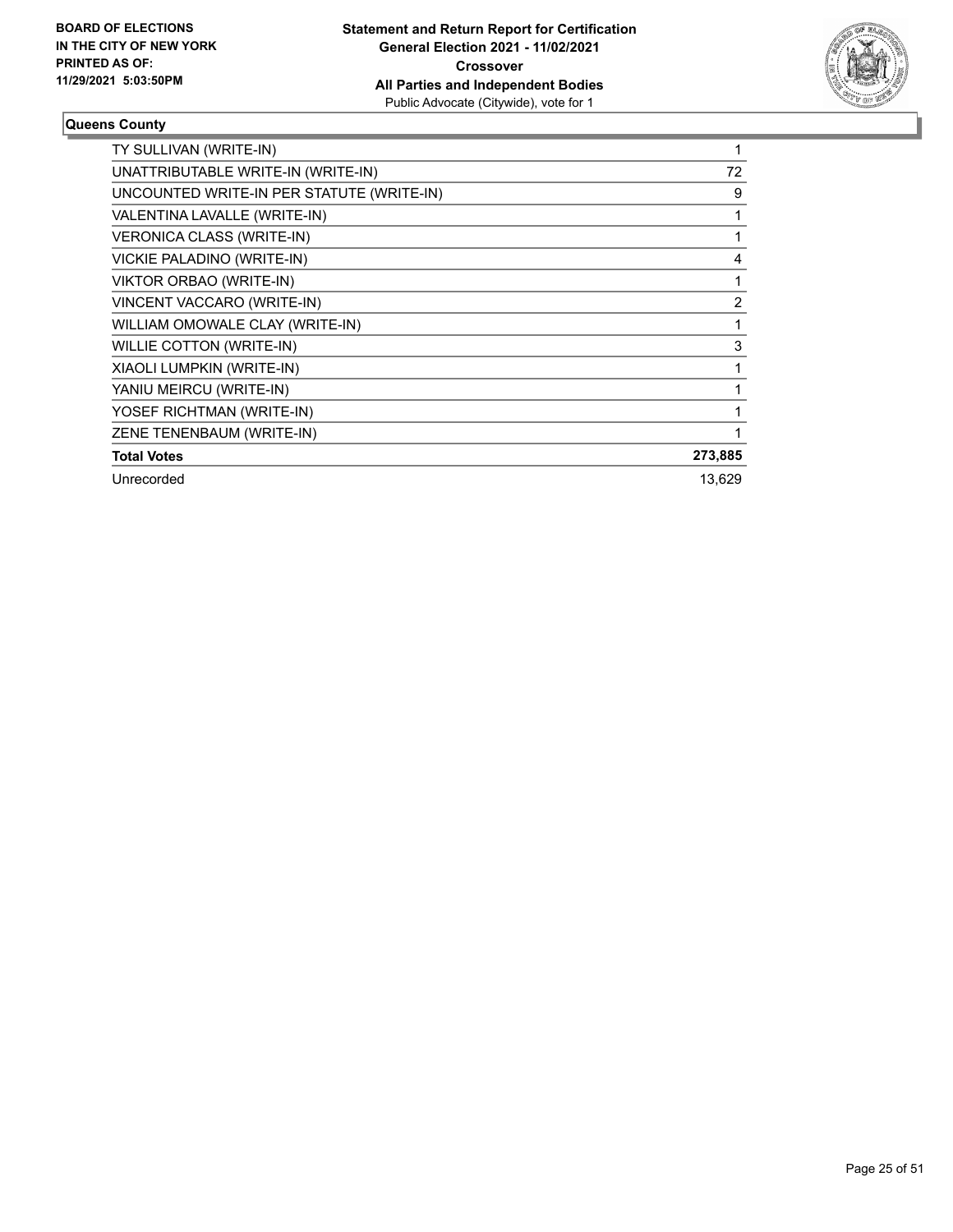**BOARD OF ELECTIONS IN THE CITY OF NEW YORK PRINTED AS OF: 11/29/2021 5:03:50PM**

**Statement and Return Report for Certification General Election 2021 - 11/02/2021 Crossover All Parties and Independent Bodies**
Public Advocate (Citywide), vote for 1

### Queens County

| | |
|---|---|
| TY SULLIVAN (WRITE-IN) | 1 |
| UNATTRIBUTABLE WRITE-IN (WRITE-IN) | 72 |
| UNCOUNTED WRITE-IN PER STATUTE (WRITE-IN) | 9 |
| VALENTINA LAVALLE (WRITE-IN) | 1 |
| VERONICA CLASS (WRITE-IN) | 1 |
| VICKIE PALADINO (WRITE-IN) | 4 |
| VIKTOR ORBAO (WRITE-IN) | 1 |
| VINCENT VACCARO (WRITE-IN) | 2 |
| WILLIAM OMOWALE CLAY (WRITE-IN) | 1 |
| WILLIE COTTON (WRITE-IN) | 3 |
| XIAOLI LUMPKIN (WRITE-IN) | 1 |
| YANIU MEIRCU (WRITE-IN) | 1 |
| YOSEF RICHTMAN (WRITE-IN) | 1 |
| ZENE TENENBAUM (WRITE-IN) | 1 |
| **Total Votes** | **273,885** |
| Unrecorded | 13,629 |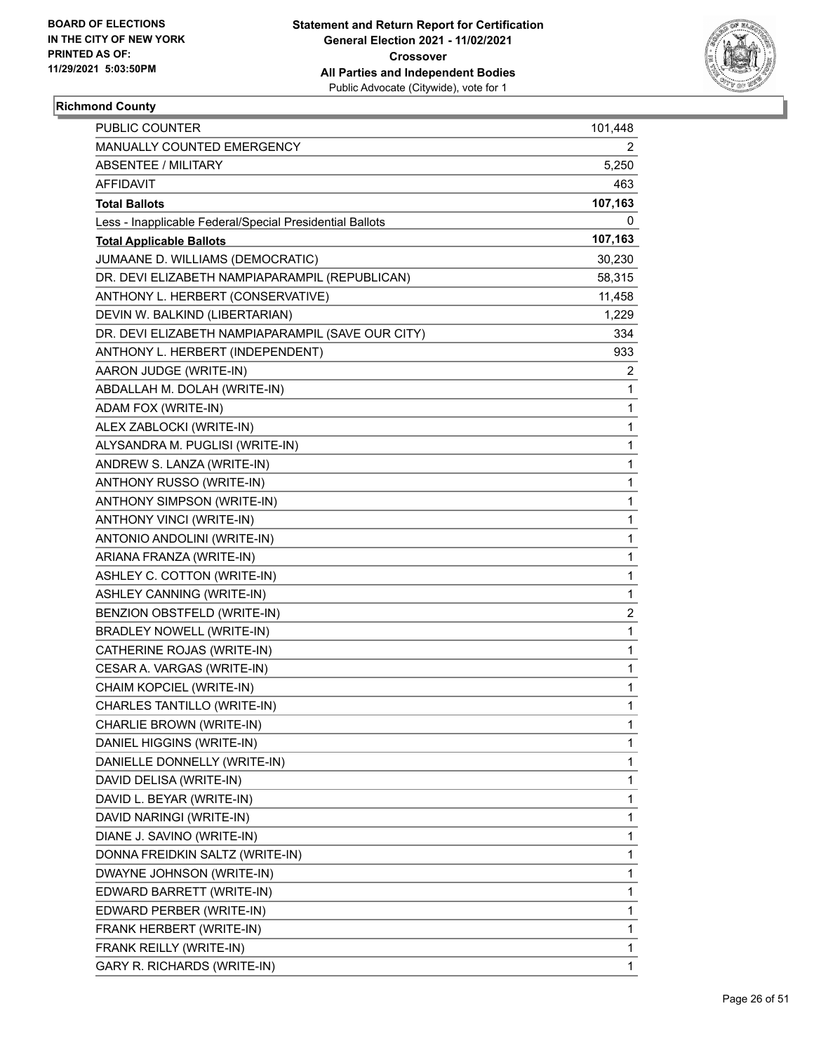**Richmond County**

| | |
|---|---|
| PUBLIC COUNTER | 101,448 |
| MANUALLY COUNTED EMERGENCY | 2 |
| ABSENTEE / MILITARY | 5,250 |
| AFFIDAVIT | 463 |
| **Total Ballots** | **107,163** |
| Less - Inapplicable Federal/Special Presidential Ballots | 0 |
| **Total Applicable Ballots** | **107,163** |
| JUMAANE D. WILLIAMS (DEMOCRATIC) | 30,230 |
| DR. DEVI ELIZABETH NAMPIAPARAMPIL (REPUBLICAN) | 58,315 |
| ANTHONY L. HERBERT (CONSERVATIVE) | 11,458 |
| DEVIN W. BALKIND (LIBERTARIAN) | 1,229 |
| DR. DEVI ELIZABETH NAMPIAPARAMPIL (SAVE OUR CITY) | 334 |
| ANTHONY L. HERBERT (INDEPENDENT) | 933 |
| AARON JUDGE (WRITE-IN) | 2 |
| ABDALLAH M. DOLAH (WRITE-IN) | 1 |
| ADAM FOX (WRITE-IN) | 1 |
| ALEX ZABLOCKI (WRITE-IN) | 1 |
| ALYSANDRA M. PUGLISI (WRITE-IN) | 1 |
| ANDREW S. LANZA (WRITE-IN) | 1 |
| ANTHONY RUSSO (WRITE-IN) | 1 |
| ANTHONY SIMPSON (WRITE-IN) | 1 |
| ANTHONY VINCI (WRITE-IN) | 1 |
| ANTONIO ANDOLINI (WRITE-IN) | 1 |
| ARIANA FRANZA (WRITE-IN) | 1 |
| ASHLEY C. COTTON (WRITE-IN) | 1 |
| ASHLEY CANNING (WRITE-IN) | 1 |
| BENZION OBSTFELD (WRITE-IN) | 2 |
| BRADLEY NOWELL (WRITE-IN) | 1 |
| CATHERINE ROJAS (WRITE-IN) | 1 |
| CESAR A. VARGAS (WRITE-IN) | 1 |
| CHAIM KOPCIEL (WRITE-IN) | 1 |
| CHARLES TANTILLO (WRITE-IN) | 1 |
| CHARLIE BROWN (WRITE-IN) | 1 |
| DANIEL HIGGINS (WRITE-IN) | 1 |
| DANIELLE DONNELLY (WRITE-IN) | 1 |
| DAVID DELISA (WRITE-IN) | 1 |
| DAVID L. BEYAR (WRITE-IN) | 1 |
| DAVID NARINGI (WRITE-IN) | 1 |
| DIANE J. SAVINO (WRITE-IN) | 1 |
| DONNA FREIDKIN SALTZ (WRITE-IN) | 1 |
| DWAYNE JOHNSON (WRITE-IN) | 1 |
| EDWARD BARRETT (WRITE-IN) | 1 |
| EDWARD PERBER (WRITE-IN) | 1 |
| FRANK HERBERT (WRITE-IN) | 1 |
| FRANK REILLY (WRITE-IN) | 1 |
| GARY R. RICHARDS (WRITE-IN) | 1 |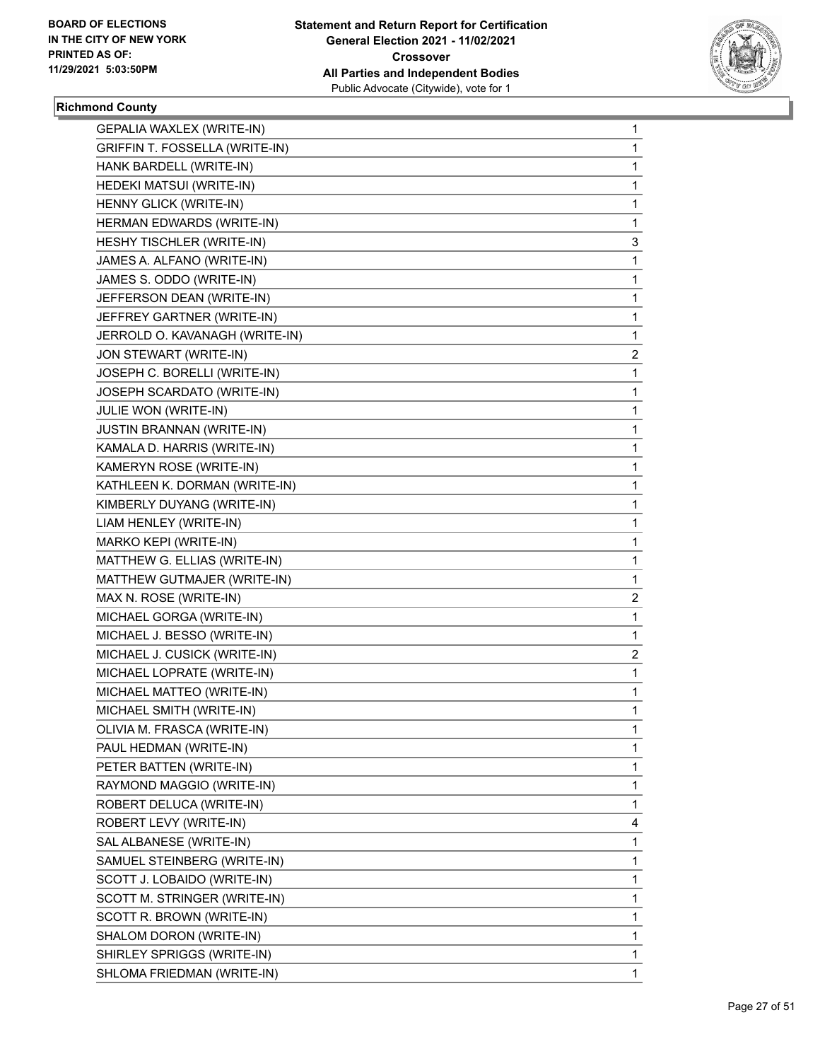BOARD OF ELECTIONS
IN THE CITY OF NEW YORK
PRINTED AS OF:
11/29/2021 5:03:50PM

**Statement and Return Report for Certification**
**General Election 2021 - 11/02/2021**
**Crossover**
**All Parties and Independent Bodies**
Public Advocate (Citywide), vote for 1

### Richmond County

| | |
|---|---|
| GEPALIA WAXLEX (WRITE-IN) | 1 |
| GRIFFIN T. FOSSELLA (WRITE-IN) | 1 |
| HANK BARDELL (WRITE-IN) | 1 |
| HEDEKI MATSUI (WRITE-IN) | 1 |
| HENNY GLICK (WRITE-IN) | 1 |
| HERMAN EDWARDS (WRITE-IN) | 1 |
| HESHY TISCHLER (WRITE-IN) | 3 |
| JAMES A. ALFANO (WRITE-IN) | 1 |
| JAMES S. ODDO (WRITE-IN) | 1 |
| JEFFERSON DEAN (WRITE-IN) | 1 |
| JEFFREY GARTNER (WRITE-IN) | 1 |
| JERROLD O. KAVANAGH (WRITE-IN) | 1 |
| JON STEWART (WRITE-IN) | 2 |
| JOSEPH C. BORELLI (WRITE-IN) | 1 |
| JOSEPH SCARDATO (WRITE-IN) | 1 |
| JULIE WON (WRITE-IN) | 1 |
| JUSTIN BRANNAN (WRITE-IN) | 1 |
| KAMALA D. HARRIS (WRITE-IN) | 1 |
| KAMERYN ROSE (WRITE-IN) | 1 |
| KATHLEEN K. DORMAN (WRITE-IN) | 1 |
| KIMBERLY DUYANG (WRITE-IN) | 1 |
| LIAM HENLEY (WRITE-IN) | 1 |
| MARKO KEPI (WRITE-IN) | 1 |
| MATTHEW G. ELLIAS (WRITE-IN) | 1 |
| MATTHEW GUTMAJER (WRITE-IN) | 1 |
| MAX N. ROSE (WRITE-IN) | 2 |
| MICHAEL GORGA (WRITE-IN) | 1 |
| MICHAEL J. BESSO (WRITE-IN) | 1 |
| MICHAEL J. CUSICK (WRITE-IN) | 2 |
| MICHAEL LOPRATE (WRITE-IN) | 1 |
| MICHAEL MATTEO (WRITE-IN) | 1 |
| MICHAEL SMITH (WRITE-IN) | 1 |
| OLIVIA M. FRASCA (WRITE-IN) | 1 |
| PAUL HEDMAN (WRITE-IN) | 1 |
| PETER BATTEN (WRITE-IN) | 1 |
| RAYMOND MAGGIO (WRITE-IN) | 1 |
| ROBERT DELUCA (WRITE-IN) | 1 |
| ROBERT LEVY (WRITE-IN) | 4 |
| SAL ALBANESE (WRITE-IN) | 1 |
| SAMUEL STEINBERG (WRITE-IN) | 1 |
| SCOTT J. LOBAIDO (WRITE-IN) | 1 |
| SCOTT M. STRINGER (WRITE-IN) | 1 |
| SCOTT R. BROWN (WRITE-IN) | 1 |
| SHALOM DORON (WRITE-IN) | 1 |
| SHIRLEY SPRIGGS (WRITE-IN) | 1 |
| SHLOMA FRIEDMAN (WRITE-IN) | 1 |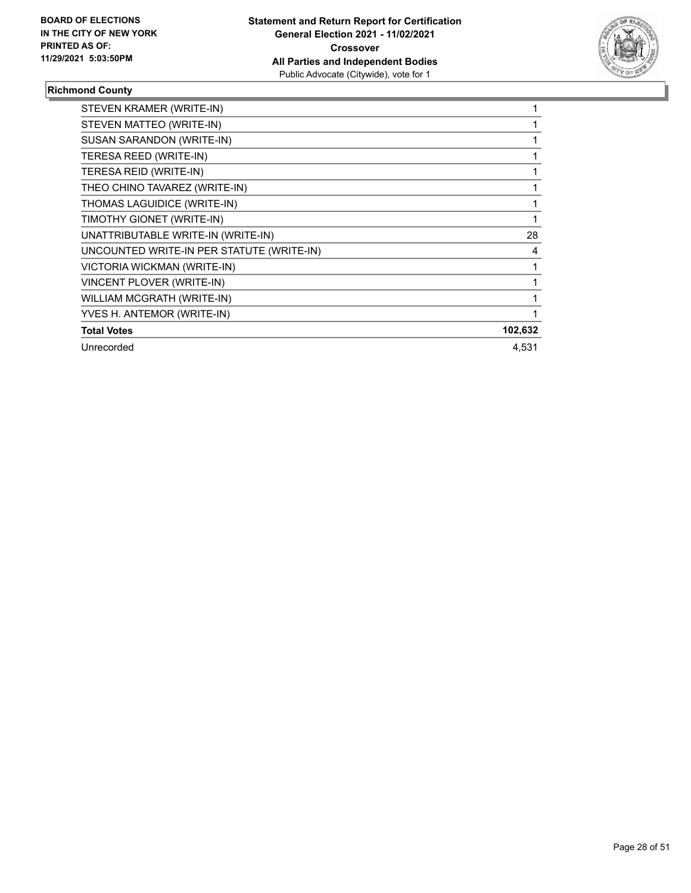**BOARD OF ELECTIONS IN THE CITY OF NEW YORK PRINTED AS OF: 11/29/2021 5:03:50PM**

**Statement and Return Report for Certification**
**General Election 2021 - 11/02/2021**
**Crossover**
**All Parties and Independent Bodies**
Public Advocate (Citywide), vote for 1

## Richmond County

| | |
|---|---|
| STEVEN KRAMER (WRITE-IN) | 1 |
| STEVEN MATTEO (WRITE-IN) | 1 |
| SUSAN SARANDON (WRITE-IN) | 1 |
| TERESA REED (WRITE-IN) | 1 |
| TERESA REID (WRITE-IN) | 1 |
| THEO CHINO TAVAREZ (WRITE-IN) | 1 |
| THOMAS LAGUIDICE (WRITE-IN) | 1 |
| TIMOTHY GIONET (WRITE-IN) | 1 |
| UNATTRIBUTABLE WRITE-IN (WRITE-IN) | 28 |
| UNCOUNTED WRITE-IN PER STATUTE (WRITE-IN) | 4 |
| VICTORIA WICKMAN (WRITE-IN) | 1 |
| VINCENT PLOVER (WRITE-IN) | 1 |
| WILLIAM MCGRATH (WRITE-IN) | 1 |
| YVES H. ANTEMOR (WRITE-IN) | 1 |
| **Total Votes** | **102,632** |
| Unrecorded | 4,531 |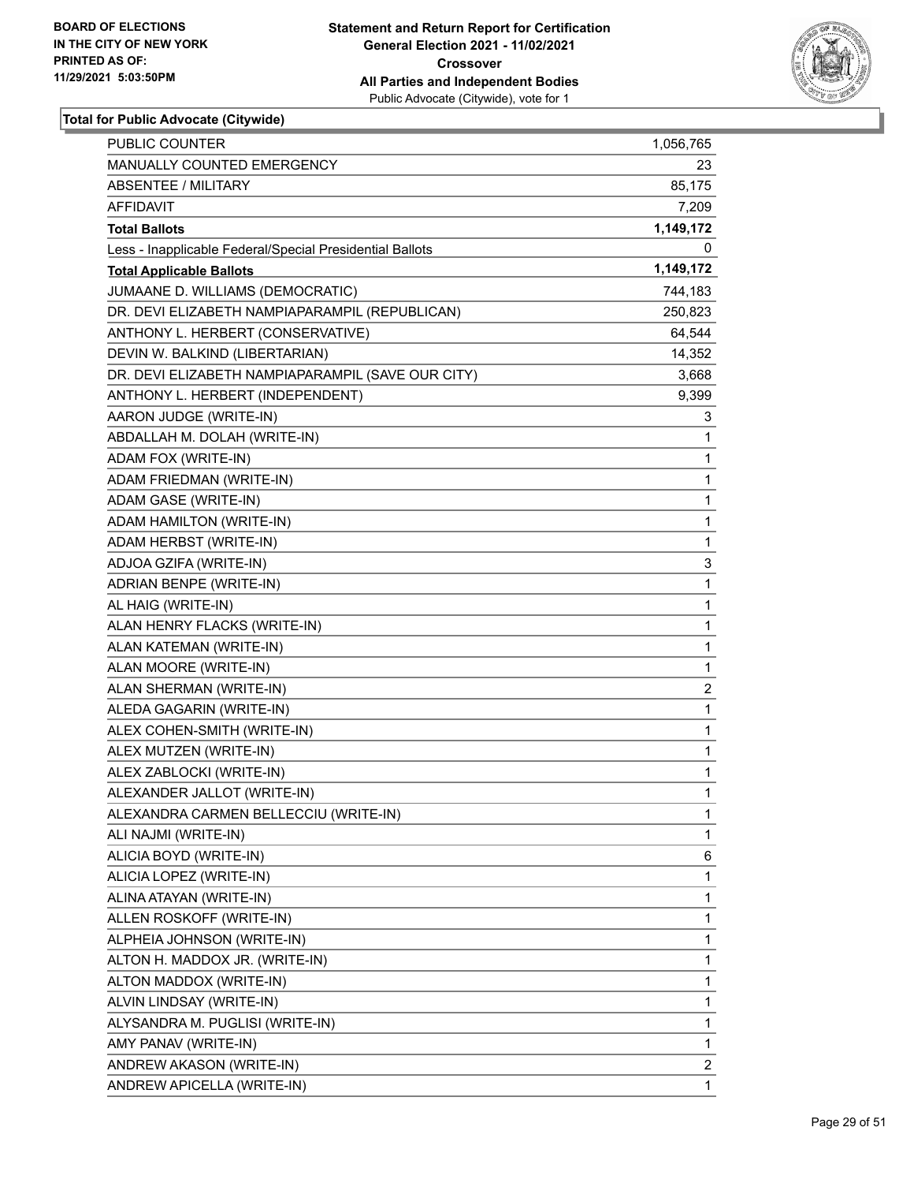**Total for Public Advocate (Citywide)**

| | |
|---|---|
| PUBLIC COUNTER | 1,056,765 |
| MANUALLY COUNTED EMERGENCY | 23 |
| ABSENTEE / MILITARY | 85,175 |
| AFFIDAVIT | 7,209 |
| **Total Ballots** | **1,149,172** |
| Less - Inapplicable Federal/Special Presidential Ballots | 0 |
| **Total Applicable Ballots** | **1,149,172** |
| JUMAANE D. WILLIAMS (DEMOCRATIC) | 744,183 |
| DR. DEVI ELIZABETH NAMPIAPARAMPIL (REPUBLICAN) | 250,823 |
| ANTHONY L. HERBERT (CONSERVATIVE) | 64,544 |
| DEVIN W. BALKIND (LIBERTARIAN) | 14,352 |
| DR. DEVI ELIZABETH NAMPIAPARAMPIL (SAVE OUR CITY) | 3,668 |
| ANTHONY L. HERBERT (INDEPENDENT) | 9,399 |
| AARON JUDGE (WRITE-IN) | 3 |
| ABDALLAH M. DOLAH (WRITE-IN) | 1 |
| ADAM FOX (WRITE-IN) | 1 |
| ADAM FRIEDMAN (WRITE-IN) | 1 |
| ADAM GASE (WRITE-IN) | 1 |
| ADAM HAMILTON (WRITE-IN) | 1 |
| ADAM HERBST (WRITE-IN) | 1 |
| ADJOA GZIFA (WRITE-IN) | 3 |
| ADRIAN BENPE (WRITE-IN) | 1 |
| AL HAIG (WRITE-IN) | 1 |
| ALAN HENRY FLACKS (WRITE-IN) | 1 |
| ALAN KATEMAN (WRITE-IN) | 1 |
| ALAN MOORE (WRITE-IN) | 1 |
| ALAN SHERMAN (WRITE-IN) | 2 |
| ALEDA GAGARIN (WRITE-IN) | 1 |
| ALEX COHEN-SMITH (WRITE-IN) | 1 |
| ALEX MUTZEN (WRITE-IN) | 1 |
| ALEX ZABLOCKI (WRITE-IN) | 1 |
| ALEXANDER JALLOT (WRITE-IN) | 1 |
| ALEXANDRA CARMEN BELLECCIU (WRITE-IN) | 1 |
| ALI NAJMI (WRITE-IN) | 1 |
| ALICIA BOYD (WRITE-IN) | 6 |
| ALICIA LOPEZ (WRITE-IN) | 1 |
| ALINA ATAYAN (WRITE-IN) | 1 |
| ALLEN ROSKOFF (WRITE-IN) | 1 |
| ALPHEIA JOHNSON (WRITE-IN) | 1 |
| ALTON H. MADDOX JR. (WRITE-IN) | 1 |
| ALTON MADDOX (WRITE-IN) | 1 |
| ALVIN LINDSAY (WRITE-IN) | 1 |
| ALYSANDRA M. PUGLISI (WRITE-IN) | 1 |
| AMY PANAV (WRITE-IN) | 1 |
| ANDREW AKASON (WRITE-IN) | 2 |
| ANDREW APICELLA (WRITE-IN) | 1 |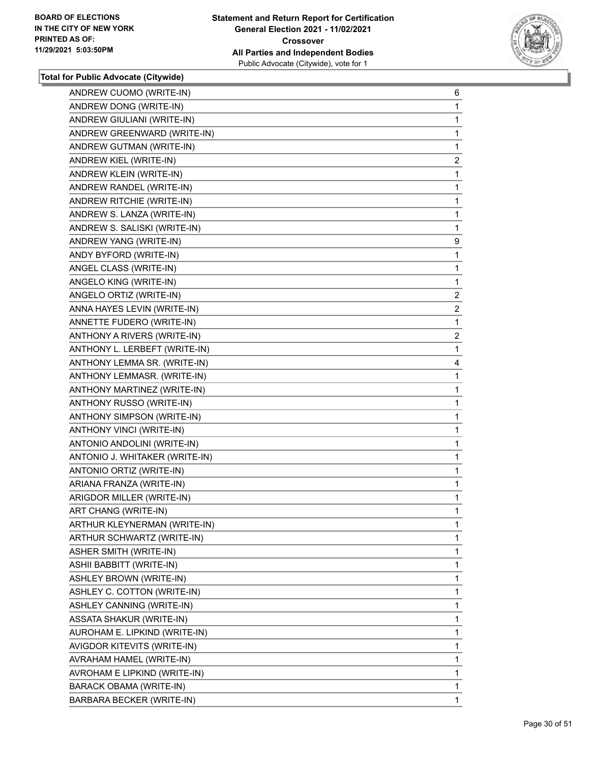### Total for Public Advocate (Citywide)

| Candidate | Votes |
|---|---|
| ANDREW CUOMO (WRITE-IN) | 6 |
| ANDREW DONG (WRITE-IN) | 1 |
| ANDREW GIULIANI (WRITE-IN) | 1 |
| ANDREW GREENWARD (WRITE-IN) | 1 |
| ANDREW GUTMAN (WRITE-IN) | 1 |
| ANDREW KIEL (WRITE-IN) | 2 |
| ANDREW KLEIN (WRITE-IN) | 1 |
| ANDREW RANDEL (WRITE-IN) | 1 |
| ANDREW RITCHIE (WRITE-IN) | 1 |
| ANDREW S. LANZA (WRITE-IN) | 1 |
| ANDREW S. SALISKI (WRITE-IN) | 1 |
| ANDREW YANG (WRITE-IN) | 9 |
| ANDY BYFORD (WRITE-IN) | 1 |
| ANGEL CLASS (WRITE-IN) | 1 |
| ANGELO KING (WRITE-IN) | 1 |
| ANGELO ORTIZ (WRITE-IN) | 2 |
| ANNA HAYES LEVIN (WRITE-IN) | 2 |
| ANNETTE FUDERO (WRITE-IN) | 1 |
| ANTHONY A RIVERS (WRITE-IN) | 2 |
| ANTHONY L. LERBEFT (WRITE-IN) | 1 |
| ANTHONY LEMMA SR. (WRITE-IN) | 4 |
| ANTHONY LEMMASR. (WRITE-IN) | 1 |
| ANTHONY MARTINEZ (WRITE-IN) | 1 |
| ANTHONY RUSSO (WRITE-IN) | 1 |
| ANTHONY SIMPSON (WRITE-IN) | 1 |
| ANTHONY VINCI (WRITE-IN) | 1 |
| ANTONIO ANDOLINI (WRITE-IN) | 1 |
| ANTONIO J. WHITAKER (WRITE-IN) | 1 |
| ANTONIO ORTIZ (WRITE-IN) | 1 |
| ARIANA FRANZA (WRITE-IN) | 1 |
| ARIGDOR MILLER (WRITE-IN) | 1 |
| ART CHANG (WRITE-IN) | 1 |
| ARTHUR KLEYNERMAN (WRITE-IN) | 1 |
| ARTHUR SCHWARTZ (WRITE-IN) | 1 |
| ASHER SMITH (WRITE-IN) | 1 |
| ASHII BABBITT (WRITE-IN) | 1 |
| ASHLEY BROWN (WRITE-IN) | 1 |
| ASHLEY C. COTTON (WRITE-IN) | 1 |
| ASHLEY CANNING (WRITE-IN) | 1 |
| ASSATA SHAKUR (WRITE-IN) | 1 |
| AUROHAM E. LIPKIND (WRITE-IN) | 1 |
| AVIGDOR KITEVITS (WRITE-IN) | 1 |
| AVRAHAM HAMEL (WRITE-IN) | 1 |
| AVROHAM E LIPKIND (WRITE-IN) | 1 |
| BARACK OBAMA (WRITE-IN) | 1 |
| BARBARA BECKER (WRITE-IN) | 1 |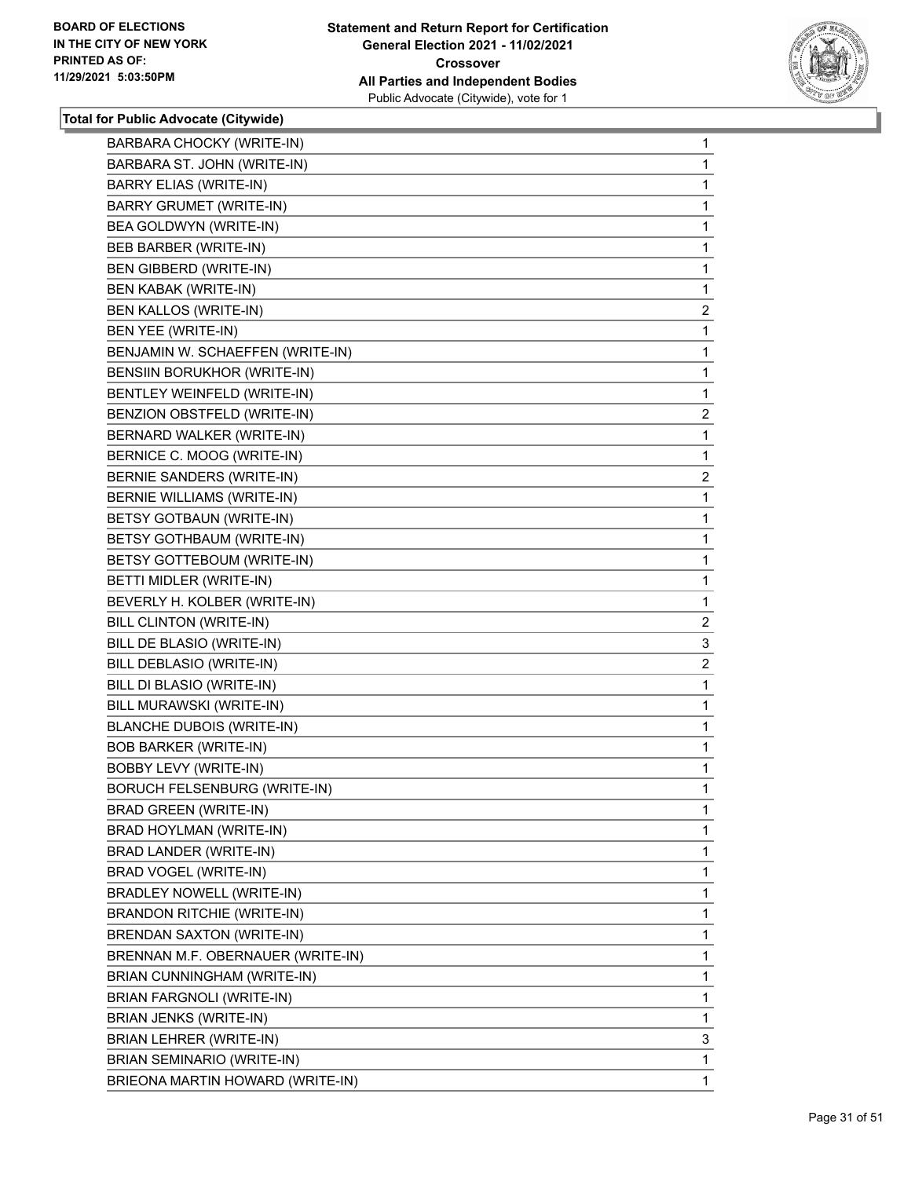**Total for Public Advocate (Citywide)**

| | |
|---|---|
| BARBARA CHOCKY (WRITE-IN) | 1 |
| BARBARA ST. JOHN (WRITE-IN) | 1 |
| BARRY ELIAS (WRITE-IN) | 1 |
| BARRY GRUMET (WRITE-IN) | 1 |
| BEA GOLDWYN (WRITE-IN) | 1 |
| BEB BARBER (WRITE-IN) | 1 |
| BEN GIBBERD (WRITE-IN) | 1 |
| BEN KABAK (WRITE-IN) | 1 |
| BEN KALLOS (WRITE-IN) | 2 |
| BEN YEE (WRITE-IN) | 1 |
| BENJAMIN W. SCHAEFFEN (WRITE-IN) | 1 |
| BENSIIN BORUKHOR (WRITE-IN) | 1 |
| BENTLEY WEINFELD (WRITE-IN) | 1 |
| BENZION OBSTFELD (WRITE-IN) | 2 |
| BERNARD WALKER (WRITE-IN) | 1 |
| BERNICE C. MOOG (WRITE-IN) | 1 |
| BERNIE SANDERS (WRITE-IN) | 2 |
| BERNIE WILLIAMS (WRITE-IN) | 1 |
| BETSY GOTBAUN (WRITE-IN) | 1 |
| BETSY GOTHBAUM (WRITE-IN) | 1 |
| BETSY GOTTEBOUM (WRITE-IN) | 1 |
| BETTI MIDLER (WRITE-IN) | 1 |
| BEVERLY H. KOLBER (WRITE-IN) | 1 |
| BILL CLINTON (WRITE-IN) | 2 |
| BILL DE BLASIO (WRITE-IN) | 3 |
| BILL DEBLASIO (WRITE-IN) | 2 |
| BILL DI BLASIO (WRITE-IN) | 1 |
| BILL MURAWSKI (WRITE-IN) | 1 |
| BLANCHE DUBOIS (WRITE-IN) | 1 |
| BOB BARKER (WRITE-IN) | 1 |
| BOBBY LEVY (WRITE-IN) | 1 |
| BORUCH FELSENBURG (WRITE-IN) | 1 |
| BRAD GREEN (WRITE-IN) | 1 |
| BRAD HOYLMAN (WRITE-IN) | 1 |
| BRAD LANDER (WRITE-IN) | 1 |
| BRAD VOGEL (WRITE-IN) | 1 |
| BRADLEY NOWELL (WRITE-IN) | 1 |
| BRANDON RITCHIE (WRITE-IN) | 1 |
| BRENDAN SAXTON (WRITE-IN) | 1 |
| BRENNAN M.F. OBERNAUER (WRITE-IN) | 1 |
| BRIAN CUNNINGHAM (WRITE-IN) | 1 |
| BRIAN FARGNOLI (WRITE-IN) | 1 |
| BRIAN JENKS (WRITE-IN) | 1 |
| BRIAN LEHRER (WRITE-IN) | 3 |
| BRIAN SEMINARIO (WRITE-IN) | 1 |
| BRIEONA MARTIN HOWARD (WRITE-IN) | 1 |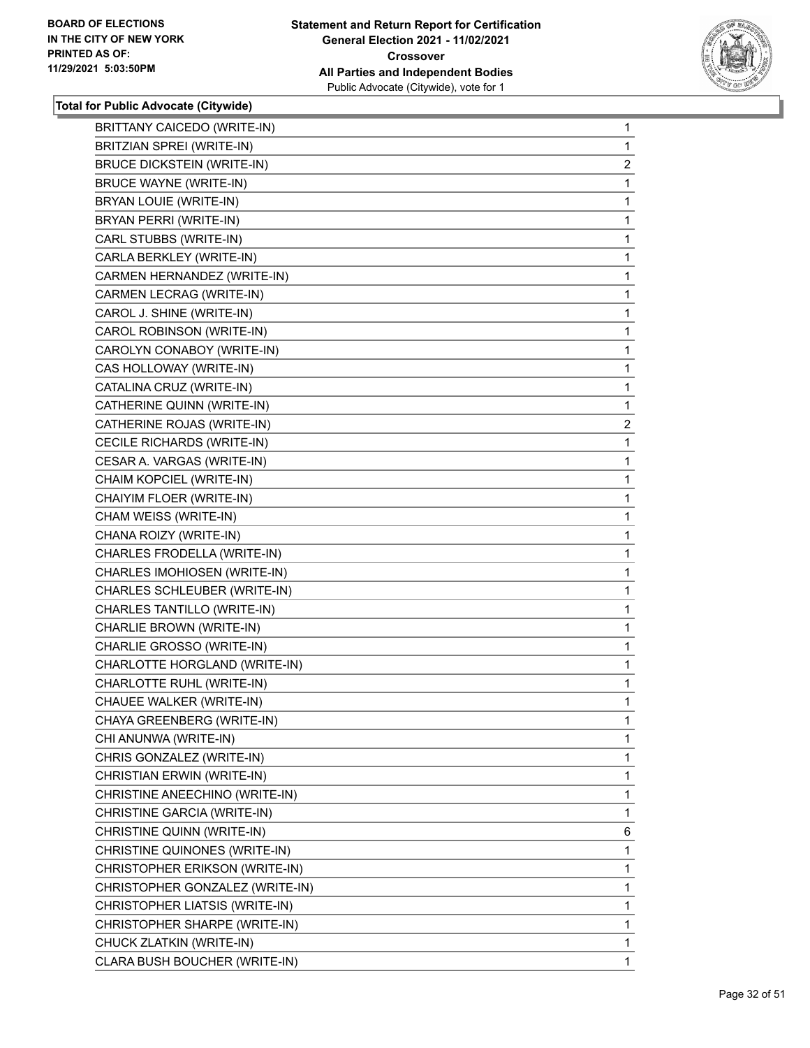**Total for Public Advocate (Citywide)**

| Candidate | Votes |
|---|---|
| BRITTANY CAICEDO (WRITE-IN) | 1 |
| BRITZIAN SPREI (WRITE-IN) | 1 |
| BRUCE DICKSTEIN (WRITE-IN) | 2 |
| BRUCE WAYNE (WRITE-IN) | 1 |
| BRYAN LOUIE (WRITE-IN) | 1 |
| BRYAN PERRI (WRITE-IN) | 1 |
| CARL STUBBS (WRITE-IN) | 1 |
| CARLA BERKLEY (WRITE-IN) | 1 |
| CARMEN HERNANDEZ (WRITE-IN) | 1 |
| CARMEN LECRAG (WRITE-IN) | 1 |
| CAROL J. SHINE (WRITE-IN) | 1 |
| CAROL ROBINSON (WRITE-IN) | 1 |
| CAROLYN CONABOY (WRITE-IN) | 1 |
| CAS HOLLOWAY (WRITE-IN) | 1 |
| CATALINA CRUZ (WRITE-IN) | 1 |
| CATHERINE QUINN (WRITE-IN) | 1 |
| CATHERINE ROJAS (WRITE-IN) | 2 |
| CECILE RICHARDS (WRITE-IN) | 1 |
| CESAR A. VARGAS (WRITE-IN) | 1 |
| CHAIM KOPCIEL (WRITE-IN) | 1 |
| CHAIYIM FLOER (WRITE-IN) | 1 |
| CHAM WEISS (WRITE-IN) | 1 |
| CHANA ROIZY (WRITE-IN) | 1 |
| CHARLES FRODELLA (WRITE-IN) | 1 |
| CHARLES IMOHIOSEN (WRITE-IN) | 1 |
| CHARLES SCHLEUBER (WRITE-IN) | 1 |
| CHARLES TANTILLO (WRITE-IN) | 1 |
| CHARLIE BROWN (WRITE-IN) | 1 |
| CHARLIE GROSSO (WRITE-IN) | 1 |
| CHARLOTTE HORGLAND (WRITE-IN) | 1 |
| CHARLOTTE RUHL (WRITE-IN) | 1 |
| CHAUEE WALKER (WRITE-IN) | 1 |
| CHAYA GREENBERG (WRITE-IN) | 1 |
| CHI ANUNWA (WRITE-IN) | 1 |
| CHRIS GONZALEZ (WRITE-IN) | 1 |
| CHRISTIAN ERWIN (WRITE-IN) | 1 |
| CHRISTINE ANEECHINO (WRITE-IN) | 1 |
| CHRISTINE GARCIA (WRITE-IN) | 1 |
| CHRISTINE QUINN (WRITE-IN) | 6 |
| CHRISTINE QUINONES (WRITE-IN) | 1 |
| CHRISTOPHER ERIKSON (WRITE-IN) | 1 |
| CHRISTOPHER GONZALEZ (WRITE-IN) | 1 |
| CHRISTOPHER LIATSIS (WRITE-IN) | 1 |
| CHRISTOPHER SHARPE (WRITE-IN) | 1 |
| CHUCK ZLATKIN (WRITE-IN) | 1 |
| CLARA BUSH BOUCHER (WRITE-IN) | 1 |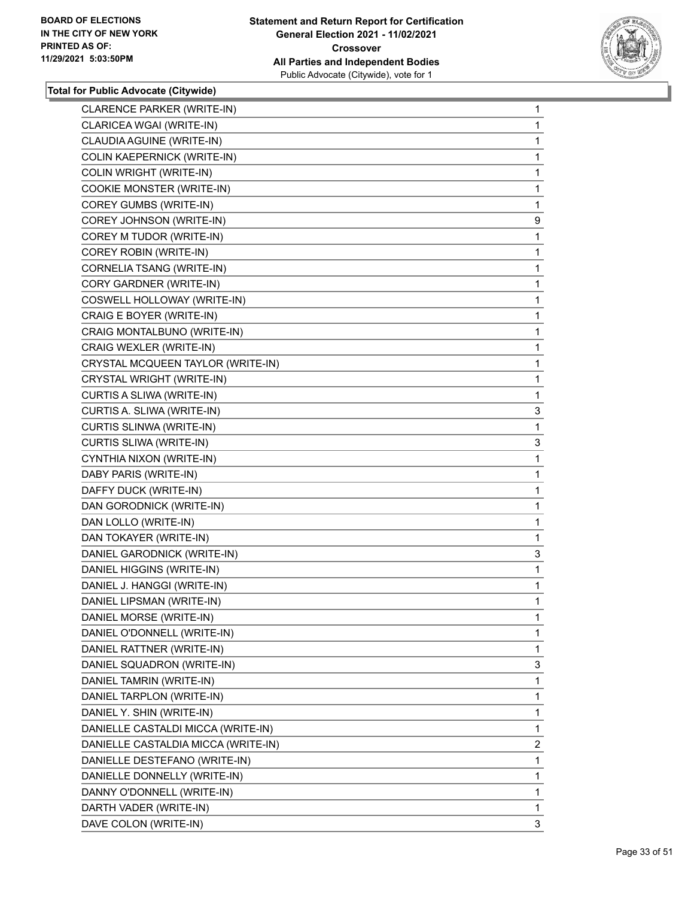BOARD OF ELECTIONS
IN THE CITY OF NEW YORK
PRINTED AS OF:
11/29/2021 5:03:50PM

**Statement and Return Report for Certification**
**General Election 2021 - 11/02/2021**
**Crossover**
**All Parties and Independent Bodies**
Public Advocate (Citywide), vote for 1

### Total for Public Advocate (Citywide)

| Candidate | Votes |
|---|---|
| CLARENCE PARKER (WRITE-IN) | 1 |
| CLARICEA WGAI (WRITE-IN) | 1 |
| CLAUDIA AGUINE (WRITE-IN) | 1 |
| COLIN KAEPERNICK (WRITE-IN) | 1 |
| COLIN WRIGHT (WRITE-IN) | 1 |
| COOKIE MONSTER (WRITE-IN) | 1 |
| COREY GUMBS (WRITE-IN) | 1 |
| COREY JOHNSON (WRITE-IN) | 9 |
| COREY M TUDOR (WRITE-IN) | 1 |
| COREY ROBIN (WRITE-IN) | 1 |
| CORNELIA TSANG (WRITE-IN) | 1 |
| CORY GARDNER (WRITE-IN) | 1 |
| COSWELL HOLLOWAY (WRITE-IN) | 1 |
| CRAIG E BOYER (WRITE-IN) | 1 |
| CRAIG MONTALBUNO (WRITE-IN) | 1 |
| CRAIG WEXLER (WRITE-IN) | 1 |
| CRYSTAL MCQUEEN TAYLOR (WRITE-IN) | 1 |
| CRYSTAL WRIGHT (WRITE-IN) | 1 |
| CURTIS A SLIWA (WRITE-IN) | 1 |
| CURTIS A. SLIWA (WRITE-IN) | 3 |
| CURTIS SLINWA (WRITE-IN) | 1 |
| CURTIS SLIWA (WRITE-IN) | 3 |
| CYNTHIA NIXON (WRITE-IN) | 1 |
| DABY PARIS (WRITE-IN) | 1 |
| DAFFY DUCK (WRITE-IN) | 1 |
| DAN GORODNICK (WRITE-IN) | 1 |
| DAN LOLLO (WRITE-IN) | 1 |
| DAN TOKAYER (WRITE-IN) | 1 |
| DANIEL GARODNICK (WRITE-IN) | 3 |
| DANIEL HIGGINS (WRITE-IN) | 1 |
| DANIEL J. HANGGI (WRITE-IN) | 1 |
| DANIEL LIPSMAN (WRITE-IN) | 1 |
| DANIEL MORSE (WRITE-IN) | 1 |
| DANIEL O'DONNELL (WRITE-IN) | 1 |
| DANIEL RATTNER (WRITE-IN) | 1 |
| DANIEL SQUADRON (WRITE-IN) | 3 |
| DANIEL TAMRIN (WRITE-IN) | 1 |
| DANIEL TARPLON (WRITE-IN) | 1 |
| DANIEL Y. SHIN (WRITE-IN) | 1 |
| DANIELLE CASTALDI MICCA (WRITE-IN) | 1 |
| DANIELLE CASTALDIA MICCA (WRITE-IN) | 2 |
| DANIELLE DESTEFANO (WRITE-IN) | 1 |
| DANIELLE DONNELLY (WRITE-IN) | 1 |
| DANNY O'DONNELL (WRITE-IN) | 1 |
| DARTH VADER (WRITE-IN) | 1 |
| DAVE COLON (WRITE-IN) | 3 |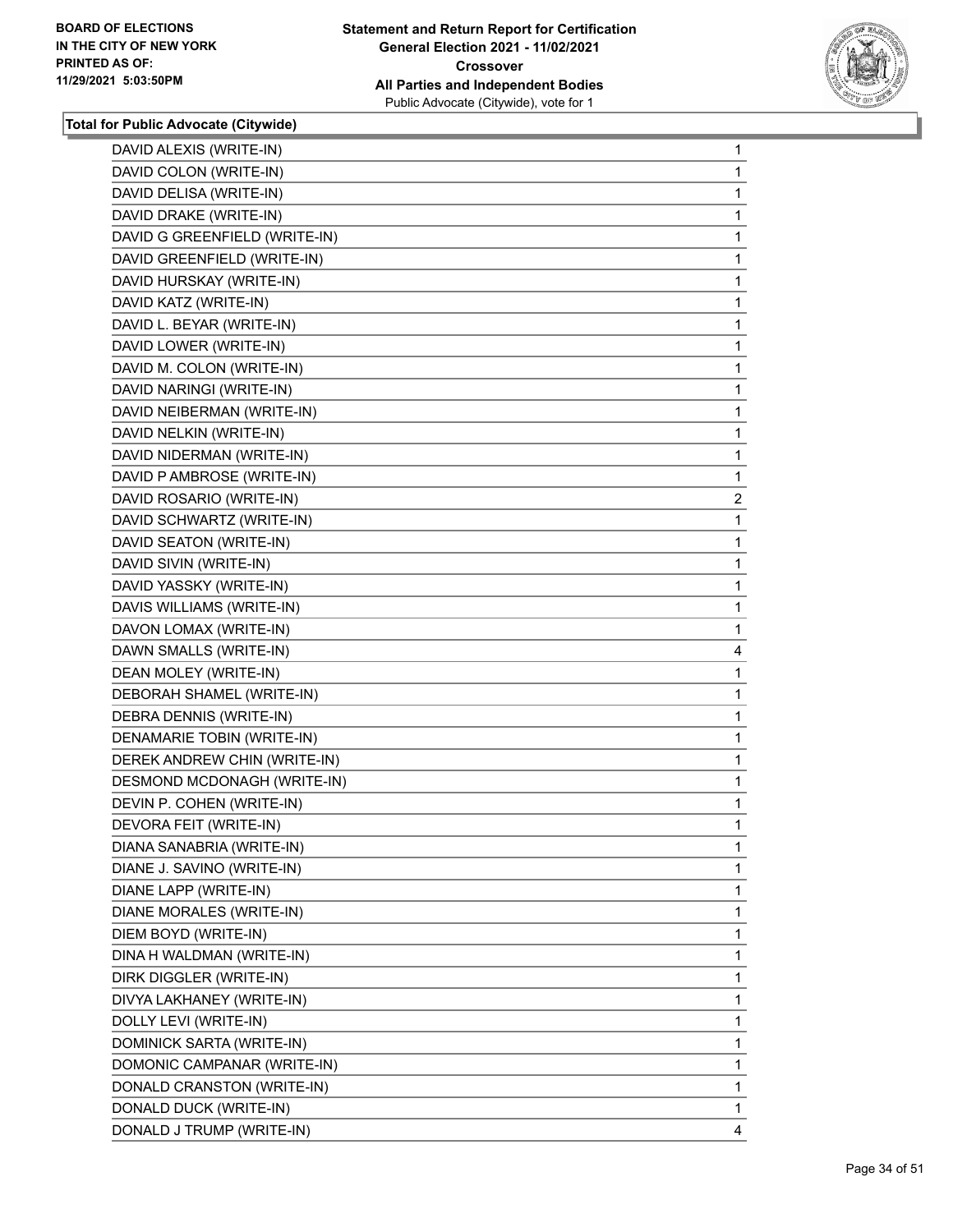**Total for Public Advocate (Citywide)**

| | |
|---|---|
| DAVID ALEXIS (WRITE-IN) | 1 |
| DAVID COLON (WRITE-IN) | 1 |
| DAVID DELISA (WRITE-IN) | 1 |
| DAVID DRAKE (WRITE-IN) | 1 |
| DAVID G GREENFIELD (WRITE-IN) | 1 |
| DAVID GREENFIELD (WRITE-IN) | 1 |
| DAVID HURSKAY (WRITE-IN) | 1 |
| DAVID KATZ (WRITE-IN) | 1 |
| DAVID L. BEYAR (WRITE-IN) | 1 |
| DAVID LOWER (WRITE-IN) | 1 |
| DAVID M. COLON (WRITE-IN) | 1 |
| DAVID NARINGI (WRITE-IN) | 1 |
| DAVID NEIBERMAN (WRITE-IN) | 1 |
| DAVID NELKIN (WRITE-IN) | 1 |
| DAVID NIDERMAN (WRITE-IN) | 1 |
| DAVID P AMBROSE (WRITE-IN) | 1 |
| DAVID ROSARIO (WRITE-IN) | 2 |
| DAVID SCHWARTZ (WRITE-IN) | 1 |
| DAVID SEATON (WRITE-IN) | 1 |
| DAVID SIVIN (WRITE-IN) | 1 |
| DAVID YASSKY (WRITE-IN) | 1 |
| DAVIS WILLIAMS (WRITE-IN) | 1 |
| DAVON LOMAX (WRITE-IN) | 1 |
| DAWN SMALLS (WRITE-IN) | 4 |
| DEAN MOLEY (WRITE-IN) | 1 |
| DEBORAH SHAMEL (WRITE-IN) | 1 |
| DEBRA DENNIS (WRITE-IN) | 1 |
| DENAMARIE TOBIN (WRITE-IN) | 1 |
| DEREK ANDREW CHIN (WRITE-IN) | 1 |
| DESMOND MCDONAGH (WRITE-IN) | 1 |
| DEVIN P. COHEN (WRITE-IN) | 1 |
| DEVORA FEIT (WRITE-IN) | 1 |
| DIANA SANABRIA (WRITE-IN) | 1 |
| DIANE J. SAVINO (WRITE-IN) | 1 |
| DIANE LAPP (WRITE-IN) | 1 |
| DIANE MORALES (WRITE-IN) | 1 |
| DIEM BOYD (WRITE-IN) | 1 |
| DINA H WALDMAN (WRITE-IN) | 1 |
| DIRK DIGGLER (WRITE-IN) | 1 |
| DIVYA LAKHANEY (WRITE-IN) | 1 |
| DOLLY LEVI (WRITE-IN) | 1 |
| DOMINICK SARTA (WRITE-IN) | 1 |
| DOMONIC CAMPANAR (WRITE-IN) | 1 |
| DONALD CRANSTON (WRITE-IN) | 1 |
| DONALD DUCK (WRITE-IN) | 1 |
| DONALD J TRUMP (WRITE-IN) | 4 |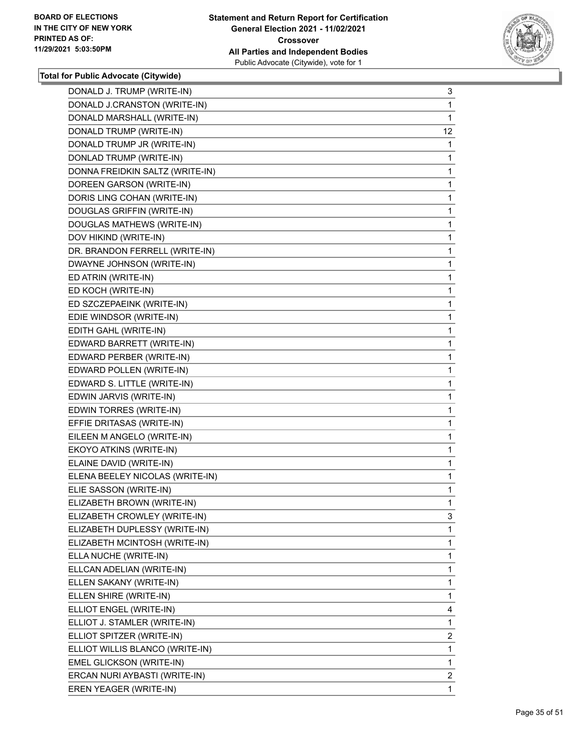**Total for Public Advocate (Citywide)**

| | |
|---|---|
| DONALD J. TRUMP (WRITE-IN) | 3 |
| DONALD J.CRANSTON (WRITE-IN) | 1 |
| DONALD MARSHALL (WRITE-IN) | 1 |
| DONALD TRUMP (WRITE-IN) | 12 |
| DONALD TRUMP JR (WRITE-IN) | 1 |
| DONLAD TRUMP (WRITE-IN) | 1 |
| DONNA FREIDKIN SALTZ (WRITE-IN) | 1 |
| DOREEN GARSON (WRITE-IN) | 1 |
| DORIS LING COHAN (WRITE-IN) | 1 |
| DOUGLAS GRIFFIN (WRITE-IN) | 1 |
| DOUGLAS MATHEWS (WRITE-IN) | 1 |
| DOV HIKIND (WRITE-IN) | 1 |
| DR. BRANDON FERRELL (WRITE-IN) | 1 |
| DWAYNE JOHNSON (WRITE-IN) | 1 |
| ED ATRIN (WRITE-IN) | 1 |
| ED KOCH (WRITE-IN) | 1 |
| ED SZCZEPAEINK (WRITE-IN) | 1 |
| EDIE WINDSOR (WRITE-IN) | 1 |
| EDITH GAHL (WRITE-IN) | 1 |
| EDWARD BARRETT (WRITE-IN) | 1 |
| EDWARD PERBER (WRITE-IN) | 1 |
| EDWARD POLLEN (WRITE-IN) | 1 |
| EDWARD S. LITTLE (WRITE-IN) | 1 |
| EDWIN JARVIS (WRITE-IN) | 1 |
| EDWIN TORRES (WRITE-IN) | 1 |
| EFFIE DRITASAS (WRITE-IN) | 1 |
| EILEEN M ANGELO (WRITE-IN) | 1 |
| EKOYO ATKINS (WRITE-IN) | 1 |
| ELAINE DAVID (WRITE-IN) | 1 |
| ELENA BEELEY NICOLAS (WRITE-IN) | 1 |
| ELIE SASSON (WRITE-IN) | 1 |
| ELIZABETH BROWN (WRITE-IN) | 1 |
| ELIZABETH CROWLEY (WRITE-IN) | 3 |
| ELIZABETH DUPLESSY (WRITE-IN) | 1 |
| ELIZABETH MCINTOSH (WRITE-IN) | 1 |
| ELLA NUCHE (WRITE-IN) | 1 |
| ELLCAN ADELIAN (WRITE-IN) | 1 |
| ELLEN SAKANY (WRITE-IN) | 1 |
| ELLEN SHIRE (WRITE-IN) | 1 |
| ELLIOT ENGEL (WRITE-IN) | 4 |
| ELLIOT J. STAMLER (WRITE-IN) | 1 |
| ELLIOT SPITZER (WRITE-IN) | 2 |
| ELLIOT WILLIS BLANCO (WRITE-IN) | 1 |
| EMEL GLICKSON (WRITE-IN) | 1 |
| ERCAN NURI AYBASTI (WRITE-IN) | 2 |
| EREN YEAGER (WRITE-IN) | 1 |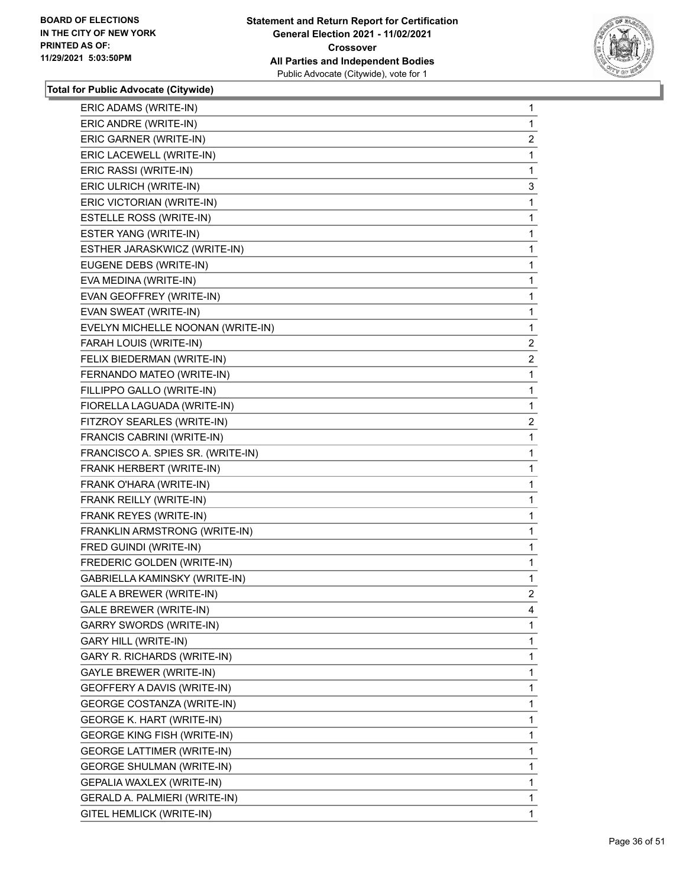**Total for Public Advocate (Citywide)**

| | |
|---|---|
| ERIC ADAMS (WRITE-IN) | 1 |
| ERIC ANDRE (WRITE-IN) | 1 |
| ERIC GARNER (WRITE-IN) | 2 |
| ERIC LACEWELL (WRITE-IN) | 1 |
| ERIC RASSI (WRITE-IN) | 1 |
| ERIC ULRICH (WRITE-IN) | 3 |
| ERIC VICTORIAN (WRITE-IN) | 1 |
| ESTELLE ROSS (WRITE-IN) | 1 |
| ESTER YANG (WRITE-IN) | 1 |
| ESTHER JARASKWICZ (WRITE-IN) | 1 |
| EUGENE DEBS (WRITE-IN) | 1 |
| EVA MEDINA (WRITE-IN) | 1 |
| EVAN GEOFFREY (WRITE-IN) | 1 |
| EVAN SWEAT (WRITE-IN) | 1 |
| EVELYN MICHELLE NOONAN (WRITE-IN) | 1 |
| FARAH LOUIS (WRITE-IN) | 2 |
| FELIX BIEDERMAN (WRITE-IN) | 2 |
| FERNANDO MATEO (WRITE-IN) | 1 |
| FILLIPPO GALLO (WRITE-IN) | 1 |
| FIORELLA LAGUADA (WRITE-IN) | 1 |
| FITZROY SEARLES (WRITE-IN) | 2 |
| FRANCIS CABRINI (WRITE-IN) | 1 |
| FRANCISCO A. SPIES SR. (WRITE-IN) | 1 |
| FRANK HERBERT (WRITE-IN) | 1 |
| FRANK O'HARA (WRITE-IN) | 1 |
| FRANK REILLY (WRITE-IN) | 1 |
| FRANK REYES (WRITE-IN) | 1 |
| FRANKLIN ARMSTRONG (WRITE-IN) | 1 |
| FRED GUINDI (WRITE-IN) | 1 |
| FREDERIC GOLDEN (WRITE-IN) | 1 |
| GABRIELLA KAMINSKY (WRITE-IN) | 1 |
| GALE A BREWER (WRITE-IN) | 2 |
| GALE BREWER (WRITE-IN) | 4 |
| GARRY SWORDS (WRITE-IN) | 1 |
| GARY HILL (WRITE-IN) | 1 |
| GARY R. RICHARDS (WRITE-IN) | 1 |
| GAYLE BREWER (WRITE-IN) | 1 |
| GEOFFERY A DAVIS (WRITE-IN) | 1 |
| GEORGE COSTANZA (WRITE-IN) | 1 |
| GEORGE K. HART (WRITE-IN) | 1 |
| GEORGE KING FISH (WRITE-IN) | 1 |
| GEORGE LATTIMER (WRITE-IN) | 1 |
| GEORGE SHULMAN (WRITE-IN) | 1 |
| GEPALIA WAXLEX (WRITE-IN) | 1 |
| GERALD A. PALMIERI (WRITE-IN) | 1 |
| GITEL HEMLICK (WRITE-IN) | 1 |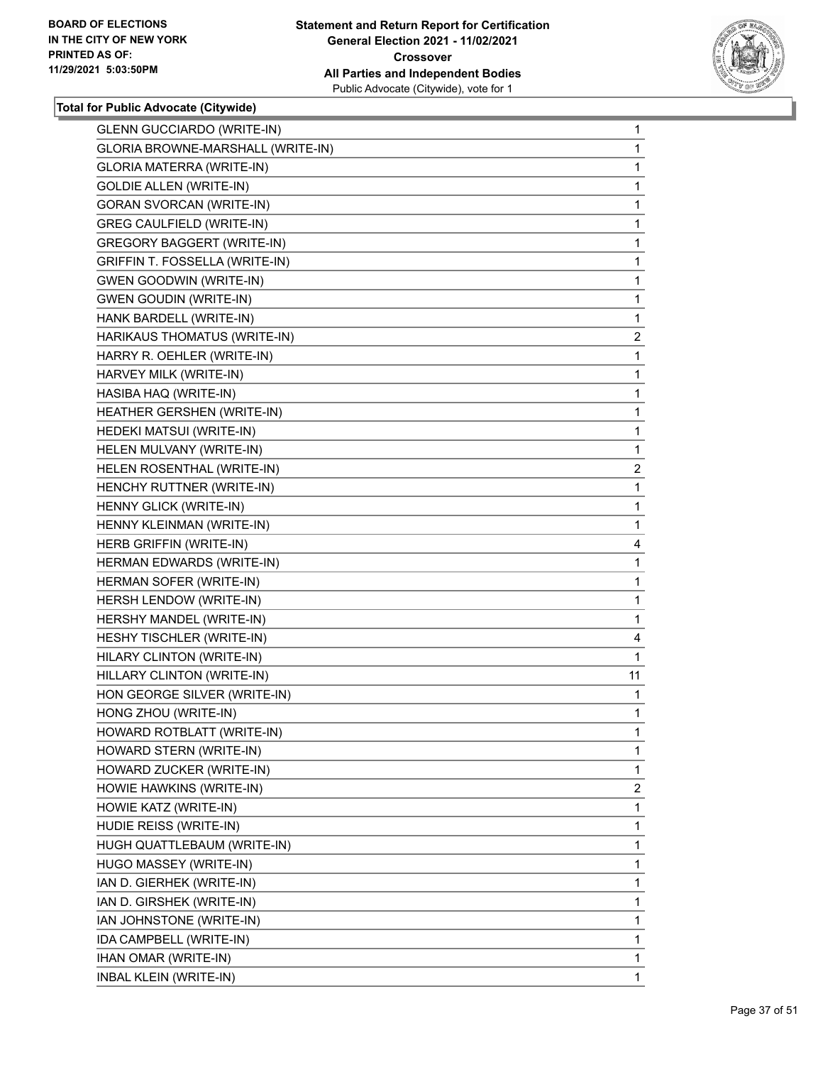**Total for Public Advocate (Citywide)**

| | |
|---|---|
| GLENN GUCCIARDO (WRITE-IN) | 1 |
| GLORIA BROWNE-MARSHALL (WRITE-IN) | 1 |
| GLORIA MATERRA (WRITE-IN) | 1 |
| GOLDIE ALLEN (WRITE-IN) | 1 |
| GORAN SVORCAN (WRITE-IN) | 1 |
| GREG CAULFIELD (WRITE-IN) | 1 |
| GREGORY BAGGERT (WRITE-IN) | 1 |
| GRIFFIN T. FOSSELLA (WRITE-IN) | 1 |
| GWEN GOODWIN (WRITE-IN) | 1 |
| GWEN GOUDIN (WRITE-IN) | 1 |
| HANK BARDELL (WRITE-IN) | 1 |
| HARIKAUS THOMATUS (WRITE-IN) | 2 |
| HARRY R. OEHLER (WRITE-IN) | 1 |
| HARVEY MILK (WRITE-IN) | 1 |
| HASIBA HAQ (WRITE-IN) | 1 |
| HEATHER GERSHEN (WRITE-IN) | 1 |
| HEDEKI MATSUI (WRITE-IN) | 1 |
| HELEN MULVANY (WRITE-IN) | 1 |
| HELEN ROSENTHAL (WRITE-IN) | 2 |
| HENCHY RUTTNER (WRITE-IN) | 1 |
| HENNY GLICK (WRITE-IN) | 1 |
| HENNY KLEINMAN (WRITE-IN) | 1 |
| HERB GRIFFIN (WRITE-IN) | 4 |
| HERMAN EDWARDS (WRITE-IN) | 1 |
| HERMAN SOFER (WRITE-IN) | 1 |
| HERSH LENDOW (WRITE-IN) | 1 |
| HERSHY MANDEL (WRITE-IN) | 1 |
| HESHY TISCHLER (WRITE-IN) | 4 |
| HILARY CLINTON (WRITE-IN) | 1 |
| HILLARY CLINTON (WRITE-IN) | 11 |
| HON GEORGE SILVER (WRITE-IN) | 1 |
| HONG ZHOU (WRITE-IN) | 1 |
| HOWARD ROTBLATT (WRITE-IN) | 1 |
| HOWARD STERN (WRITE-IN) | 1 |
| HOWARD ZUCKER (WRITE-IN) | 1 |
| HOWIE HAWKINS (WRITE-IN) | 2 |
| HOWIE KATZ (WRITE-IN) | 1 |
| HUDIE REISS (WRITE-IN) | 1 |
| HUGH QUATTLEBAUM (WRITE-IN) | 1 |
| HUGO MASSEY (WRITE-IN) | 1 |
| IAN D. GIERHEK (WRITE-IN) | 1 |
| IAN D. GIRSHEK (WRITE-IN) | 1 |
| IAN JOHNSTONE (WRITE-IN) | 1 |
| IDA CAMPBELL (WRITE-IN) | 1 |
| IHAN OMAR (WRITE-IN) | 1 |
| INBAL KLEIN (WRITE-IN) | 1 |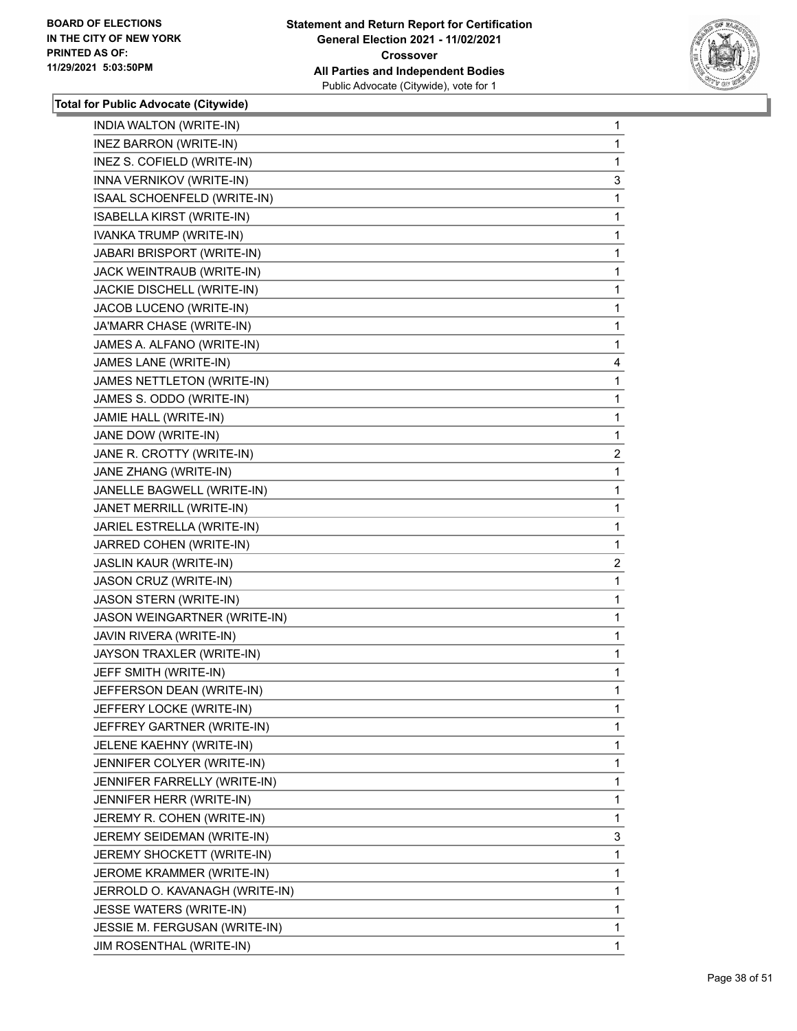## Total for Public Advocate (Citywide)

| | |
|---|---|
| INDIA WALTON (WRITE-IN) | 1 |
| INEZ BARRON (WRITE-IN) | 1 |
| INEZ S. COFIELD (WRITE-IN) | 1 |
| INNA VERNIKOV (WRITE-IN) | 3 |
| ISAAL SCHOENFELD (WRITE-IN) | 1 |
| ISABELLA KIRST (WRITE-IN) | 1 |
| IVANKA TRUMP (WRITE-IN) | 1 |
| JABARI BRISPORT (WRITE-IN) | 1 |
| JACK WEINTRAUB (WRITE-IN) | 1 |
| JACKIE DISCHELL (WRITE-IN) | 1 |
| JACOB LUCENO (WRITE-IN) | 1 |
| JA'MARR CHASE (WRITE-IN) | 1 |
| JAMES A. ALFANO (WRITE-IN) | 1 |
| JAMES LANE (WRITE-IN) | 4 |
| JAMES NETTLETON (WRITE-IN) | 1 |
| JAMES S. ODDO (WRITE-IN) | 1 |
| JAMIE HALL (WRITE-IN) | 1 |
| JANE DOW (WRITE-IN) | 1 |
| JANE R. CROTTY (WRITE-IN) | 2 |
| JANE ZHANG (WRITE-IN) | 1 |
| JANELLE BAGWELL (WRITE-IN) | 1 |
| JANET MERRILL (WRITE-IN) | 1 |
| JARIEL ESTRELLA (WRITE-IN) | 1 |
| JARRED COHEN (WRITE-IN) | 1 |
| JASLIN KAUR (WRITE-IN) | 2 |
| JASON CRUZ (WRITE-IN) | 1 |
| JASON STERN (WRITE-IN) | 1 |
| JASON WEINGARTNER (WRITE-IN) | 1 |
| JAVIN RIVERA (WRITE-IN) | 1 |
| JAYSON TRAXLER (WRITE-IN) | 1 |
| JEFF SMITH (WRITE-IN) | 1 |
| JEFFERSON DEAN (WRITE-IN) | 1 |
| JEFFERY LOCKE (WRITE-IN) | 1 |
| JEFFREY GARTNER (WRITE-IN) | 1 |
| JELENE KAEHNY (WRITE-IN) | 1 |
| JENNIFER COLYER (WRITE-IN) | 1 |
| JENNIFER FARRELLY (WRITE-IN) | 1 |
| JENNIFER HERR (WRITE-IN) | 1 |
| JEREMY R. COHEN (WRITE-IN) | 1 |
| JEREMY SEIDEMAN (WRITE-IN) | 3 |
| JEREMY SHOCKETT (WRITE-IN) | 1 |
| JEROME KRAMMER (WRITE-IN) | 1 |
| JERROLD O. KAVANAGH (WRITE-IN) | 1 |
| JESSE WATERS (WRITE-IN) | 1 |
| JESSIE M. FERGUSAN (WRITE-IN) | 1 |
| JIM ROSENTHAL (WRITE-IN) | 1 |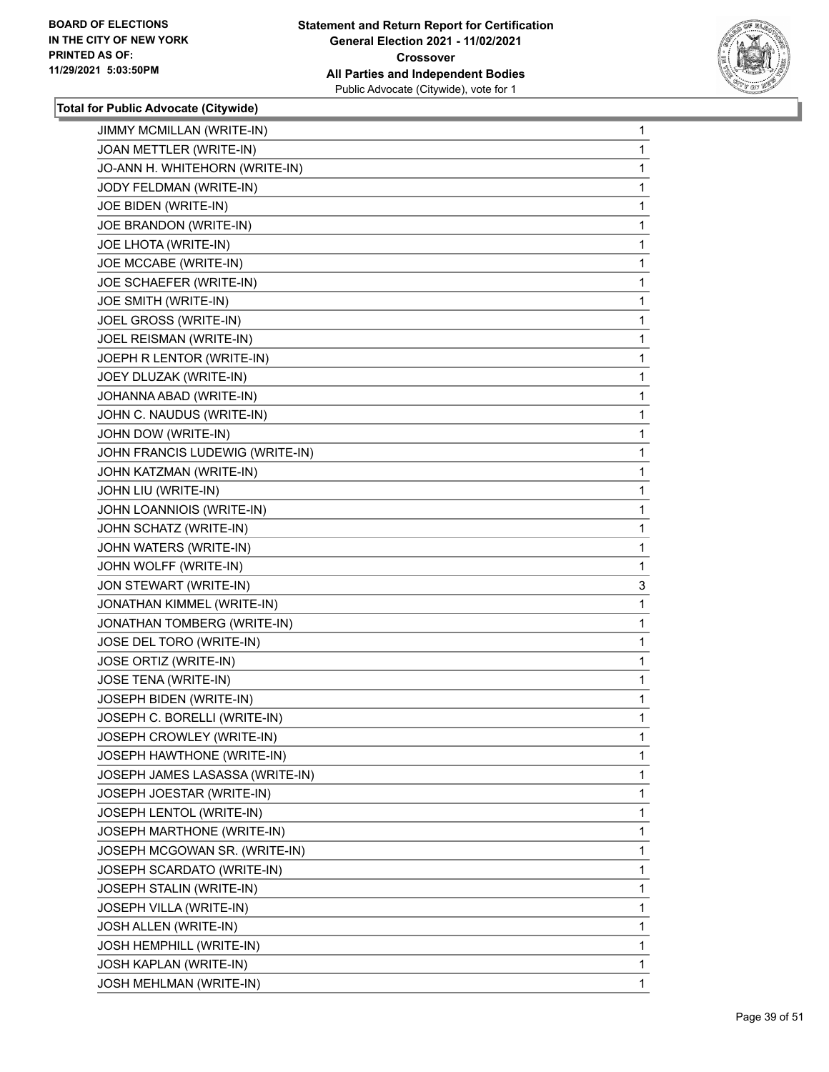**Total for Public Advocate (Citywide)**

| | |
|---|---|
| JIMMY MCMILLAN (WRITE-IN) | 1 |
| JOAN METTLER (WRITE-IN) | 1 |
| JO-ANN H. WHITEHORN (WRITE-IN) | 1 |
| JODY FELDMAN (WRITE-IN) | 1 |
| JOE BIDEN (WRITE-IN) | 1 |
| JOE BRANDON (WRITE-IN) | 1 |
| JOE LHOTA (WRITE-IN) | 1 |
| JOE MCCABE (WRITE-IN) | 1 |
| JOE SCHAEFER (WRITE-IN) | 1 |
| JOE SMITH (WRITE-IN) | 1 |
| JOEL GROSS (WRITE-IN) | 1 |
| JOEL REISMAN (WRITE-IN) | 1 |
| JOEPH R LENTOR (WRITE-IN) | 1 |
| JOEY DLUZAK (WRITE-IN) | 1 |
| JOHANNA ABAD (WRITE-IN) | 1 |
| JOHN C. NAUDUS (WRITE-IN) | 1 |
| JOHN DOW (WRITE-IN) | 1 |
| JOHN FRANCIS LUDEWIG (WRITE-IN) | 1 |
| JOHN KATZMAN (WRITE-IN) | 1 |
| JOHN LIU (WRITE-IN) | 1 |
| JOHN LOANNIOIS (WRITE-IN) | 1 |
| JOHN SCHATZ (WRITE-IN) | 1 |
| JOHN WATERS (WRITE-IN) | 1 |
| JOHN WOLFF (WRITE-IN) | 1 |
| JON STEWART (WRITE-IN) | 3 |
| JONATHAN KIMMEL (WRITE-IN) | 1 |
| JONATHAN TOMBERG (WRITE-IN) | 1 |
| JOSE DEL TORO (WRITE-IN) | 1 |
| JOSE ORTIZ (WRITE-IN) | 1 |
| JOSE TENA (WRITE-IN) | 1 |
| JOSEPH BIDEN (WRITE-IN) | 1 |
| JOSEPH C. BORELLI (WRITE-IN) | 1 |
| JOSEPH CROWLEY (WRITE-IN) | 1 |
| JOSEPH HAWTHONE (WRITE-IN) | 1 |
| JOSEPH JAMES LASASSA (WRITE-IN) | 1 |
| JOSEPH JOESTAR (WRITE-IN) | 1 |
| JOSEPH LENTOL (WRITE-IN) | 1 |
| JOSEPH MARTHONE (WRITE-IN) | 1 |
| JOSEPH MCGOWAN SR. (WRITE-IN) | 1 |
| JOSEPH SCARDATO (WRITE-IN) | 1 |
| JOSEPH STALIN (WRITE-IN) | 1 |
| JOSEPH VILLA (WRITE-IN) | 1 |
| JOSH ALLEN (WRITE-IN) | 1 |
| JOSH HEMPHILL (WRITE-IN) | 1 |
| JOSH KAPLAN (WRITE-IN) | 1 |
| JOSH MEHLMAN (WRITE-IN) | 1 |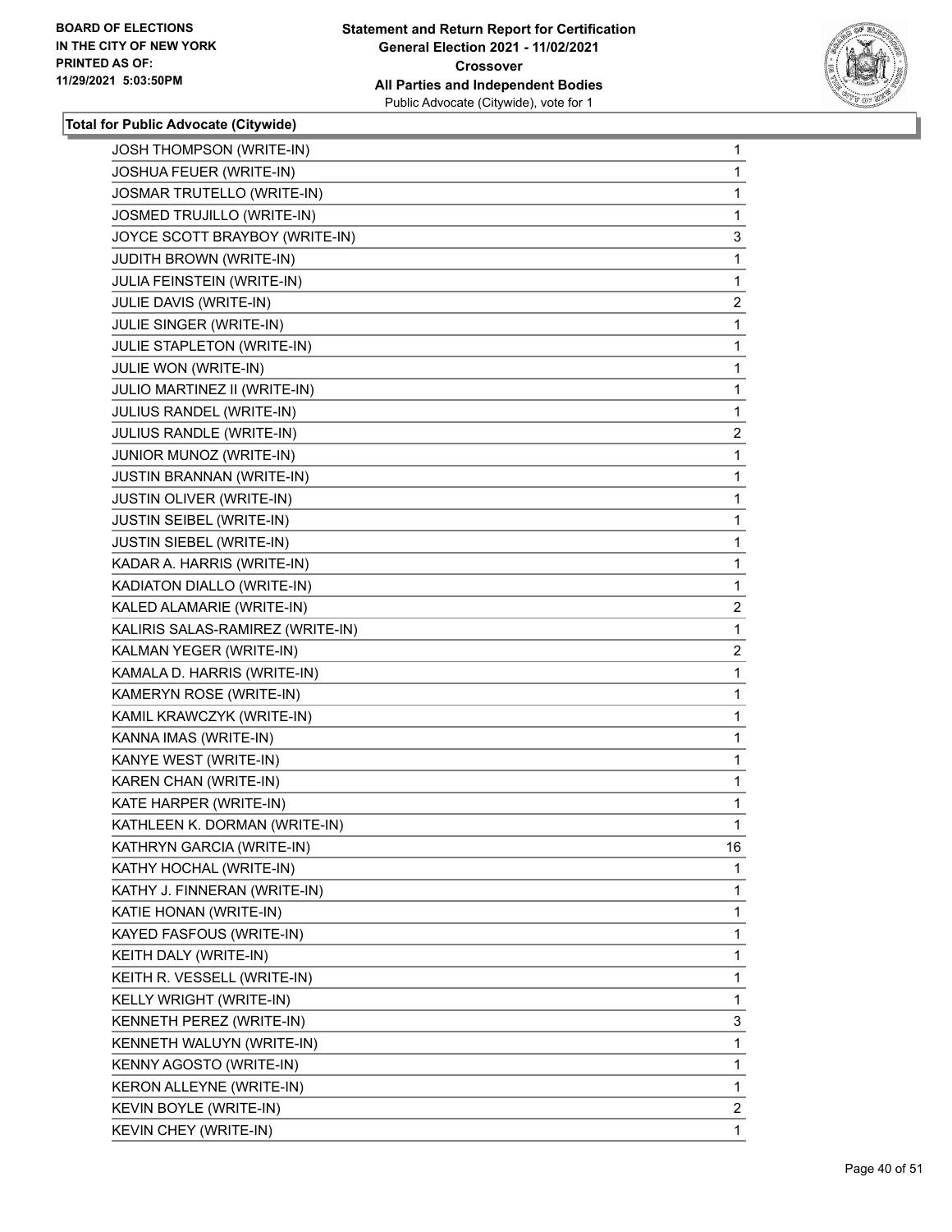**Total for Public Advocate (Citywide)**

| | |
|---|---|
| JOSH THOMPSON (WRITE-IN) | 1 |
| JOSHUA FEUER (WRITE-IN) | 1 |
| JOSMAR TRUTELLO (WRITE-IN) | 1 |
| JOSMED TRUJILLO (WRITE-IN) | 1 |
| JOYCE SCOTT BRAYBOY (WRITE-IN) | 3 |
| JUDITH BROWN (WRITE-IN) | 1 |
| JULIA FEINSTEIN (WRITE-IN) | 1 |
| JULIE DAVIS (WRITE-IN) | 2 |
| JULIE SINGER (WRITE-IN) | 1 |
| JULIE STAPLETON (WRITE-IN) | 1 |
| JULIE WON (WRITE-IN) | 1 |
| JULIO MARTINEZ II (WRITE-IN) | 1 |
| JULIUS RANDEL (WRITE-IN) | 1 |
| JULIUS RANDLE (WRITE-IN) | 2 |
| JUNIOR MUNOZ (WRITE-IN) | 1 |
| JUSTIN BRANNAN (WRITE-IN) | 1 |
| JUSTIN OLIVER (WRITE-IN) | 1 |
| JUSTIN SEIBEL (WRITE-IN) | 1 |
| JUSTIN SIEBEL (WRITE-IN) | 1 |
| KADAR A. HARRIS (WRITE-IN) | 1 |
| KADIATON DIALLO (WRITE-IN) | 1 |
| KALED ALAMARIE (WRITE-IN) | 2 |
| KALIRIS SALAS-RAMIREZ (WRITE-IN) | 1 |
| KALMAN YEGER (WRITE-IN) | 2 |
| KAMALA D. HARRIS (WRITE-IN) | 1 |
| KAMERYN ROSE (WRITE-IN) | 1 |
| KAMIL KRAWCZYK (WRITE-IN) | 1 |
| KANNA IMAS (WRITE-IN) | 1 |
| KANYE WEST (WRITE-IN) | 1 |
| KAREN CHAN (WRITE-IN) | 1 |
| KATE HARPER (WRITE-IN) | 1 |
| KATHLEEN K. DORMAN (WRITE-IN) | 1 |
| KATHRYN GARCIA (WRITE-IN) | 16 |
| KATHY HOCHAL (WRITE-IN) | 1 |
| KATHY J. FINNERAN (WRITE-IN) | 1 |
| KATIE HONAN (WRITE-IN) | 1 |
| KAYED FASFOUS (WRITE-IN) | 1 |
| KEITH DALY (WRITE-IN) | 1 |
| KEITH R. VESSELL (WRITE-IN) | 1 |
| KELLY WRIGHT (WRITE-IN) | 1 |
| KENNETH PEREZ (WRITE-IN) | 3 |
| KENNETH WALUYN (WRITE-IN) | 1 |
| KENNY AGOSTO (WRITE-IN) | 1 |
| KERON ALLEYNE (WRITE-IN) | 1 |
| KEVIN BOYLE (WRITE-IN) | 2 |
| KEVIN CHEY (WRITE-IN) | 1 |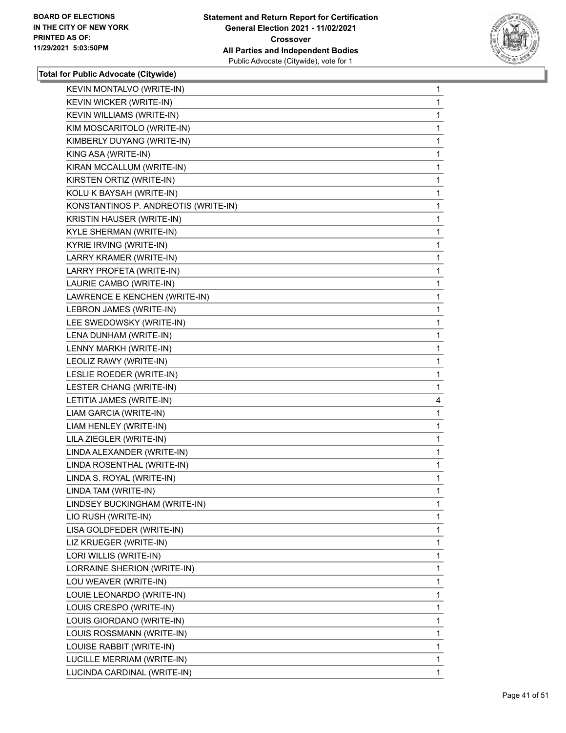**Total for Public Advocate (Citywide)**

| | |
|---|---|
| KEVIN MONTALVO (WRITE-IN) | 1 |
| KEVIN WICKER (WRITE-IN) | 1 |
| KEVIN WILLIAMS (WRITE-IN) | 1 |
| KIM MOSCARITOLO (WRITE-IN) | 1 |
| KIMBERLY DUYANG (WRITE-IN) | 1 |
| KING ASA (WRITE-IN) | 1 |
| KIRAN MCCALLUM (WRITE-IN) | 1 |
| KIRSTEN ORTIZ (WRITE-IN) | 1 |
| KOLU K BAYSAH (WRITE-IN) | 1 |
| KONSTANTINOS P. ANDREOTIS (WRITE-IN) | 1 |
| KRISTIN HAUSER (WRITE-IN) | 1 |
| KYLE SHERMAN (WRITE-IN) | 1 |
| KYRIE IRVING (WRITE-IN) | 1 |
| LARRY KRAMER (WRITE-IN) | 1 |
| LARRY PROFETA (WRITE-IN) | 1 |
| LAURIE CAMBO (WRITE-IN) | 1 |
| LAWRENCE E KENCHEN (WRITE-IN) | 1 |
| LEBRON JAMES (WRITE-IN) | 1 |
| LEE SWEDOWSKY (WRITE-IN) | 1 |
| LENA DUNHAM (WRITE-IN) | 1 |
| LENNY MARKH (WRITE-IN) | 1 |
| LEOLIZ RAWY (WRITE-IN) | 1 |
| LESLIE ROEDER (WRITE-IN) | 1 |
| LESTER CHANG (WRITE-IN) | 1 |
| LETITIA JAMES (WRITE-IN) | 4 |
| LIAM GARCIA (WRITE-IN) | 1 |
| LIAM HENLEY (WRITE-IN) | 1 |
| LILA ZIEGLER (WRITE-IN) | 1 |
| LINDA ALEXANDER (WRITE-IN) | 1 |
| LINDA ROSENTHAL (WRITE-IN) | 1 |
| LINDA S. ROYAL (WRITE-IN) | 1 |
| LINDA TAM (WRITE-IN) | 1 |
| LINDSEY BUCKINGHAM (WRITE-IN) | 1 |
| LIO RUSH (WRITE-IN) | 1 |
| LISA GOLDFEDER (WRITE-IN) | 1 |
| LIZ KRUEGER (WRITE-IN) | 1 |
| LORI WILLIS (WRITE-IN) | 1 |
| LORRAINE SHERION (WRITE-IN) | 1 |
| LOU WEAVER (WRITE-IN) | 1 |
| LOUIE LEONARDO (WRITE-IN) | 1 |
| LOUIS CRESPO (WRITE-IN) | 1 |
| LOUIS GIORDANO (WRITE-IN) | 1 |
| LOUIS ROSSMANN (WRITE-IN) | 1 |
| LOUISE RABBIT (WRITE-IN) | 1 |
| LUCILLE MERRIAM (WRITE-IN) | 1 |
| LUCINDA CARDINAL (WRITE-IN) | 1 |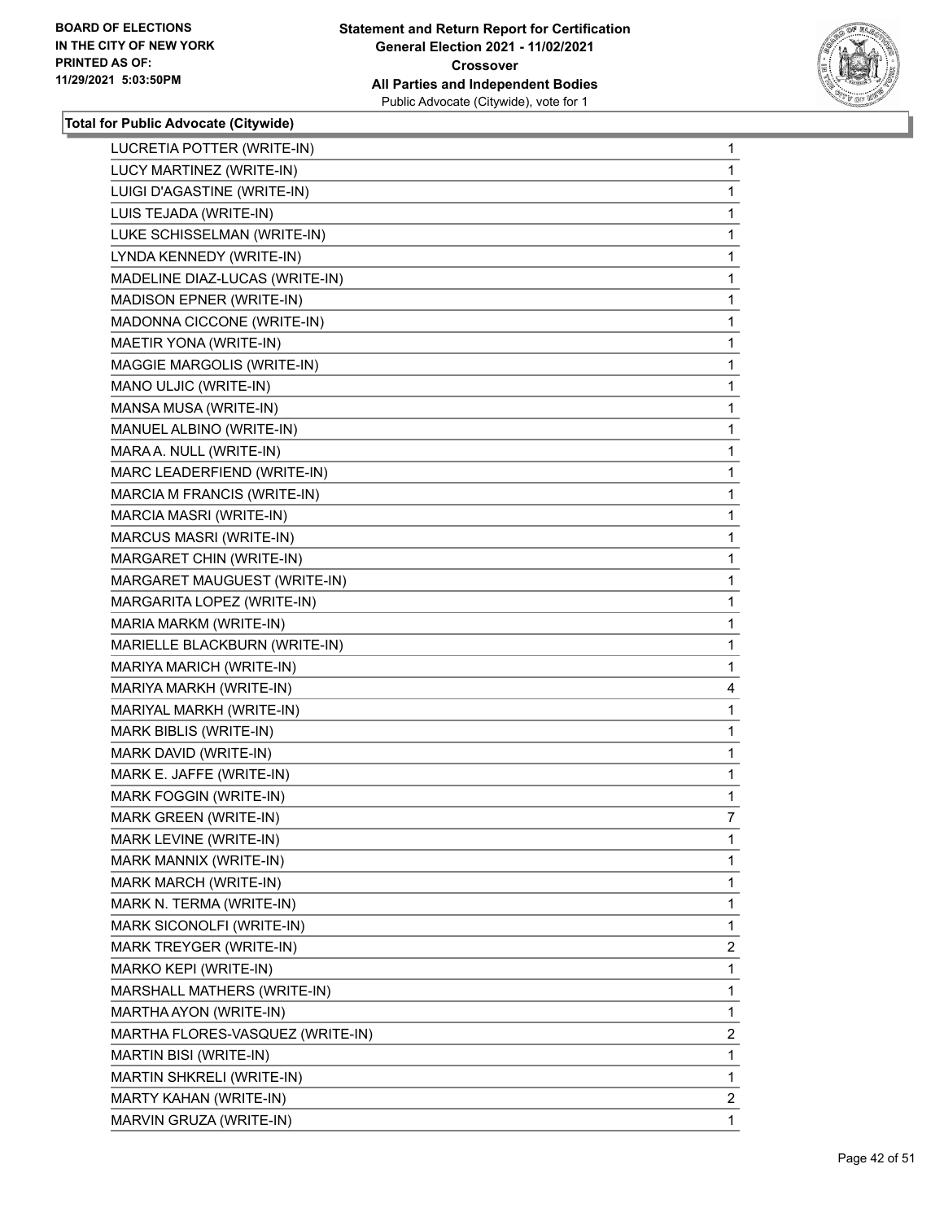BOARD OF ELECTIONS
IN THE CITY OF NEW YORK
PRINTED AS OF:
11/29/2021 5:03:50PM

**Statement and Return Report for Certification**
**General Election 2021 - 11/02/2021**
**Crossover**
**All Parties and Independent Bodies**
Public Advocate (Citywide), vote for 1

**Total for Public Advocate (Citywide)**

| | |
|---|---|
| LUCRETIA POTTER (WRITE-IN) | 1 |
| LUCY MARTINEZ (WRITE-IN) | 1 |
| LUIGI D'AGASTINE (WRITE-IN) | 1 |
| LUIS TEJADA (WRITE-IN) | 1 |
| LUKE SCHISSELMAN (WRITE-IN) | 1 |
| LYNDA KENNEDY (WRITE-IN) | 1 |
| MADELINE DIAZ-LUCAS (WRITE-IN) | 1 |
| MADISON EPNER (WRITE-IN) | 1 |
| MADONNA CICCONE (WRITE-IN) | 1 |
| MAETIR YONA (WRITE-IN) | 1 |
| MAGGIE MARGOLIS (WRITE-IN) | 1 |
| MANO ULJIC (WRITE-IN) | 1 |
| MANSA MUSA (WRITE-IN) | 1 |
| MANUEL ALBINO (WRITE-IN) | 1 |
| MARA A. NULL (WRITE-IN) | 1 |
| MARC LEADERFIEND (WRITE-IN) | 1 |
| MARCIA M FRANCIS (WRITE-IN) | 1 |
| MARCIA MASRI (WRITE-IN) | 1 |
| MARCUS MASRI (WRITE-IN) | 1 |
| MARGARET CHIN (WRITE-IN) | 1 |
| MARGARET MAUGUEST (WRITE-IN) | 1 |
| MARGARITA LOPEZ (WRITE-IN) | 1 |
| MARIA MARKM (WRITE-IN) | 1 |
| MARIELLE BLACKBURN (WRITE-IN) | 1 |
| MARIYA MARICH (WRITE-IN) | 1 |
| MARIYA MARKH (WRITE-IN) | 4 |
| MARIYAL MARKH (WRITE-IN) | 1 |
| MARK BIBLIS (WRITE-IN) | 1 |
| MARK DAVID (WRITE-IN) | 1 |
| MARK E. JAFFE (WRITE-IN) | 1 |
| MARK FOGGIN (WRITE-IN) | 1 |
| MARK GREEN (WRITE-IN) | 7 |
| MARK LEVINE (WRITE-IN) | 1 |
| MARK MANNIX (WRITE-IN) | 1 |
| MARK MARCH (WRITE-IN) | 1 |
| MARK N. TERMA (WRITE-IN) | 1 |
| MARK SICONOLFI (WRITE-IN) | 1 |
| MARK TREYGER (WRITE-IN) | 2 |
| MARKO KEPI (WRITE-IN) | 1 |
| MARSHALL MATHERS (WRITE-IN) | 1 |
| MARTHA AYON (WRITE-IN) | 1 |
| MARTHA FLORES-VASQUEZ (WRITE-IN) | 2 |
| MARTIN BISI (WRITE-IN) | 1 |
| MARTIN SHKRELI (WRITE-IN) | 1 |
| MARTY KAHAN (WRITE-IN) | 2 |
| MARVIN GRUZA (WRITE-IN) | 1 |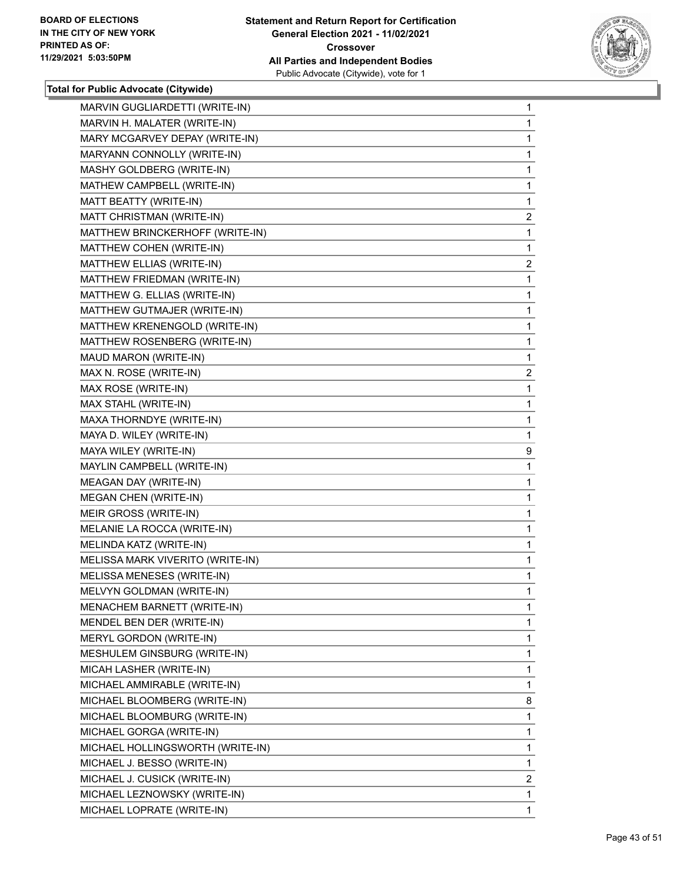**BOARD OF ELECTIONS IN THE CITY OF NEW YORK PRINTED AS OF: 11/29/2021 5:03:50PM**

**Statement and Return Report for Certification General Election 2021 - 11/02/2021 Crossover All Parties and Independent Bodies**
Public Advocate (Citywide), vote for 1

**Total for Public Advocate (Citywide)**

| | |
|---|---|
| MARVIN GUGLIARDETTI (WRITE-IN) | 1 |
| MARVIN H. MALATER (WRITE-IN) | 1 |
| MARY MCGARVEY DEPAY (WRITE-IN) | 1 |
| MARYANN CONNOLLY (WRITE-IN) | 1 |
| MASHY GOLDBERG (WRITE-IN) | 1 |
| MATHEW CAMPBELL (WRITE-IN) | 1 |
| MATT BEATTY (WRITE-IN) | 1 |
| MATT CHRISTMAN (WRITE-IN) | 2 |
| MATTHEW BRINCKERHOFF (WRITE-IN) | 1 |
| MATTHEW COHEN (WRITE-IN) | 1 |
| MATTHEW ELLIAS (WRITE-IN) | 2 |
| MATTHEW FRIEDMAN (WRITE-IN) | 1 |
| MATTHEW G. ELLIAS (WRITE-IN) | 1 |
| MATTHEW GUTMAJER (WRITE-IN) | 1 |
| MATTHEW KRENENGOLD (WRITE-IN) | 1 |
| MATTHEW ROSENBERG (WRITE-IN) | 1 |
| MAUD MARON (WRITE-IN) | 1 |
| MAX N. ROSE (WRITE-IN) | 2 |
| MAX ROSE (WRITE-IN) | 1 |
| MAX STAHL (WRITE-IN) | 1 |
| MAXA THORNDYE (WRITE-IN) | 1 |
| MAYA D. WILEY (WRITE-IN) | 1 |
| MAYA WILEY (WRITE-IN) | 9 |
| MAYLIN CAMPBELL (WRITE-IN) | 1 |
| MEAGAN DAY (WRITE-IN) | 1 |
| MEGAN CHEN (WRITE-IN) | 1 |
| MEIR GROSS (WRITE-IN) | 1 |
| MELANIE LA ROCCA (WRITE-IN) | 1 |
| MELINDA KATZ (WRITE-IN) | 1 |
| MELISSA MARK VIVERITO (WRITE-IN) | 1 |
| MELISSA MENESES (WRITE-IN) | 1 |
| MELVYN GOLDMAN (WRITE-IN) | 1 |
| MENACHEM BARNETT (WRITE-IN) | 1 |
| MENDEL BEN DER (WRITE-IN) | 1 |
| MERYL GORDON (WRITE-IN) | 1 |
| MESHULEM GINSBURG (WRITE-IN) | 1 |
| MICAH LASHER (WRITE-IN) | 1 |
| MICHAEL AMMIRABLE (WRITE-IN) | 1 |
| MICHAEL BLOOMBERG (WRITE-IN) | 8 |
| MICHAEL BLOOMBURG (WRITE-IN) | 1 |
| MICHAEL GORGA (WRITE-IN) | 1 |
| MICHAEL HOLLINGSWORTH (WRITE-IN) | 1 |
| MICHAEL J. BESSO (WRITE-IN) | 1 |
| MICHAEL J. CUSICK (WRITE-IN) | 2 |
| MICHAEL LEZNOWSKY (WRITE-IN) | 1 |
| MICHAEL LOPRATE (WRITE-IN) | 1 |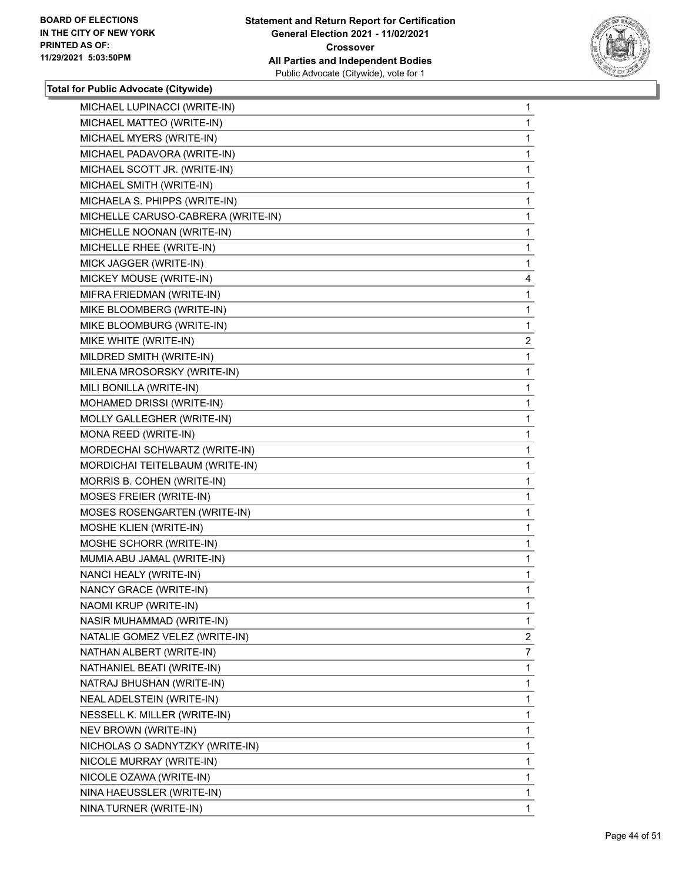**Total for Public Advocate (Citywide)**

| | |
|---|---|
| MICHAEL LUPINACCI (WRITE-IN) | 1 |
| MICHAEL MATTEO (WRITE-IN) | 1 |
| MICHAEL MYERS (WRITE-IN) | 1 |
| MICHAEL PADAVORA (WRITE-IN) | 1 |
| MICHAEL SCOTT JR. (WRITE-IN) | 1 |
| MICHAEL SMITH (WRITE-IN) | 1 |
| MICHAELA S. PHIPPS (WRITE-IN) | 1 |
| MICHELLE CARUSO-CABRERA (WRITE-IN) | 1 |
| MICHELLE NOONAN (WRITE-IN) | 1 |
| MICHELLE RHEE (WRITE-IN) | 1 |
| MICK JAGGER (WRITE-IN) | 1 |
| MICKEY MOUSE (WRITE-IN) | 4 |
| MIFRA FRIEDMAN (WRITE-IN) | 1 |
| MIKE BLOOMBERG (WRITE-IN) | 1 |
| MIKE BLOOMBURG (WRITE-IN) | 1 |
| MIKE WHITE (WRITE-IN) | 2 |
| MILDRED SMITH (WRITE-IN) | 1 |
| MILENA MROSORSKY (WRITE-IN) | 1 |
| MILI BONILLA (WRITE-IN) | 1 |
| MOHAMED DRISSI (WRITE-IN) | 1 |
| MOLLY GALLEGHER (WRITE-IN) | 1 |
| MONA REED (WRITE-IN) | 1 |
| MORDECHAI SCHWARTZ (WRITE-IN) | 1 |
| MORDICHAI TEITELBAUM (WRITE-IN) | 1 |
| MORRIS B. COHEN (WRITE-IN) | 1 |
| MOSES FREIER (WRITE-IN) | 1 |
| MOSES ROSENGARTEN (WRITE-IN) | 1 |
| MOSHE KLIEN (WRITE-IN) | 1 |
| MOSHE SCHORR (WRITE-IN) | 1 |
| MUMIA ABU JAMAL (WRITE-IN) | 1 |
| NANCI HEALY (WRITE-IN) | 1 |
| NANCY GRACE (WRITE-IN) | 1 |
| NAOMI KRUP (WRITE-IN) | 1 |
| NASIR MUHAMMAD (WRITE-IN) | 1 |
| NATALIE GOMEZ VELEZ (WRITE-IN) | 2 |
| NATHAN ALBERT (WRITE-IN) | 7 |
| NATHANIEL BEATI (WRITE-IN) | 1 |
| NATRAJ BHUSHAN (WRITE-IN) | 1 |
| NEAL ADELSTEIN (WRITE-IN) | 1 |
| NESSELL K. MILLER (WRITE-IN) | 1 |
| NEV BROWN (WRITE-IN) | 1 |
| NICHOLAS O SADNYTZKY (WRITE-IN) | 1 |
| NICOLE MURRAY (WRITE-IN) | 1 |
| NICOLE OZAWA (WRITE-IN) | 1 |
| NINA HAEUSSLER (WRITE-IN) | 1 |
| NINA TURNER (WRITE-IN) | 1 |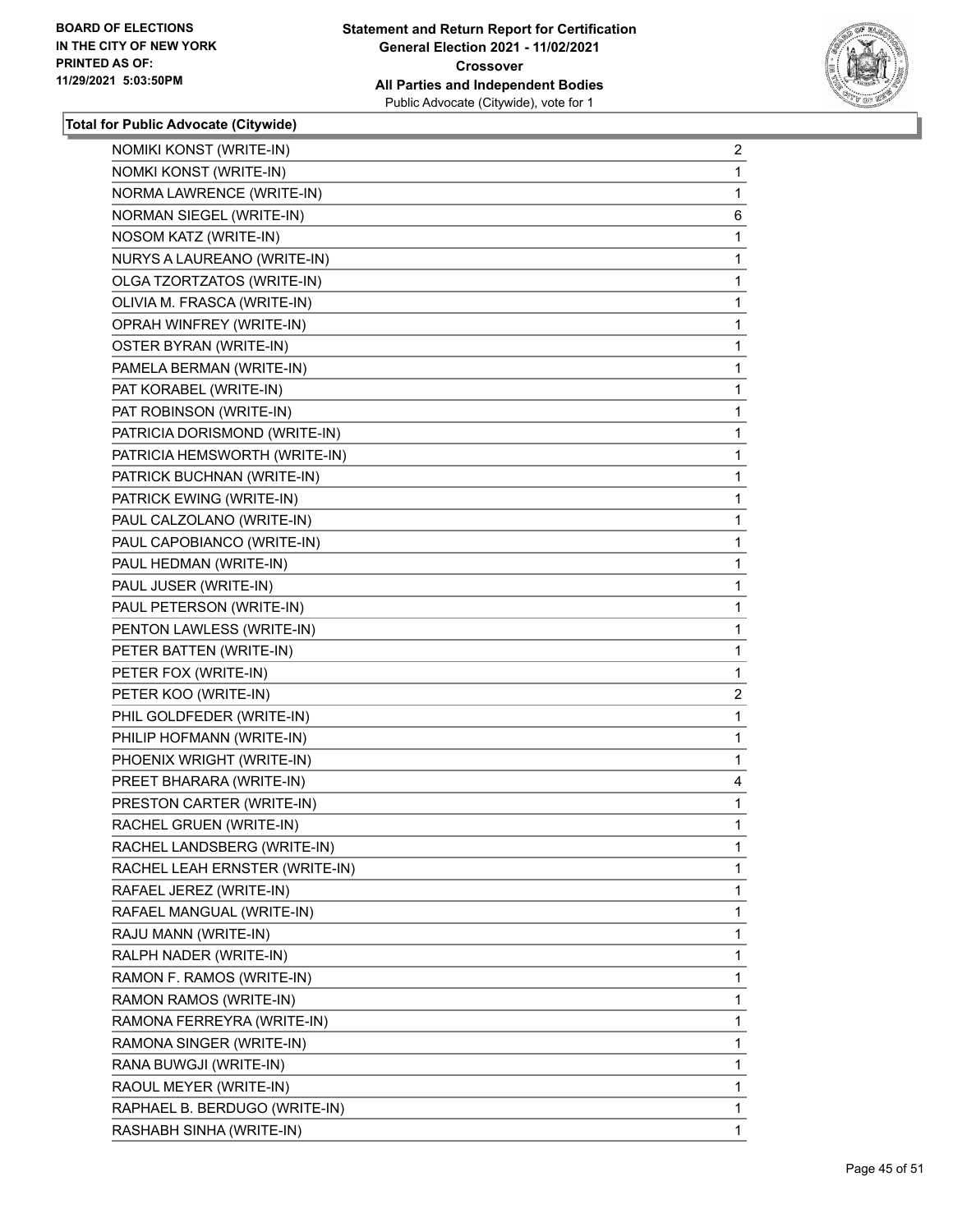**Total for Public Advocate (Citywide)**

| Candidate | Votes |
|---|---|
| NOMIKI KONST (WRITE-IN) | 2 |
| NOMKI KONST (WRITE-IN) | 1 |
| NORMA LAWRENCE (WRITE-IN) | 1 |
| NORMAN SIEGEL (WRITE-IN) | 6 |
| NOSOM KATZ (WRITE-IN) | 1 |
| NURYS A LAUREANO (WRITE-IN) | 1 |
| OLGA TZORTZATOS (WRITE-IN) | 1 |
| OLIVIA M. FRASCA (WRITE-IN) | 1 |
| OPRAH WINFREY (WRITE-IN) | 1 |
| OSTER BYRAN (WRITE-IN) | 1 |
| PAMELA BERMAN (WRITE-IN) | 1 |
| PAT KORABEL (WRITE-IN) | 1 |
| PAT ROBINSON (WRITE-IN) | 1 |
| PATRICIA DORISMOND (WRITE-IN) | 1 |
| PATRICIA HEMSWORTH (WRITE-IN) | 1 |
| PATRICK BUCHNAN (WRITE-IN) | 1 |
| PATRICK EWING (WRITE-IN) | 1 |
| PAUL CALZOLANO (WRITE-IN) | 1 |
| PAUL CAPOBIANCO (WRITE-IN) | 1 |
| PAUL HEDMAN (WRITE-IN) | 1 |
| PAUL JUSER (WRITE-IN) | 1 |
| PAUL PETERSON (WRITE-IN) | 1 |
| PENTON LAWLESS (WRITE-IN) | 1 |
| PETER BATTEN (WRITE-IN) | 1 |
| PETER FOX (WRITE-IN) | 1 |
| PETER KOO (WRITE-IN) | 2 |
| PHIL GOLDFEDER (WRITE-IN) | 1 |
| PHILIP HOFMANN (WRITE-IN) | 1 |
| PHOENIX WRIGHT (WRITE-IN) | 1 |
| PREET BHARARA (WRITE-IN) | 4 |
| PRESTON CARTER (WRITE-IN) | 1 |
| RACHEL GRUEN (WRITE-IN) | 1 |
| RACHEL LANDSBERG (WRITE-IN) | 1 |
| RACHEL LEAH ERNSTER (WRITE-IN) | 1 |
| RAFAEL JEREZ (WRITE-IN) | 1 |
| RAFAEL MANGUAL (WRITE-IN) | 1 |
| RAJU MANN (WRITE-IN) | 1 |
| RALPH NADER (WRITE-IN) | 1 |
| RAMON F. RAMOS (WRITE-IN) | 1 |
| RAMON RAMOS (WRITE-IN) | 1 |
| RAMONA FERREYRA (WRITE-IN) | 1 |
| RAMONA SINGER (WRITE-IN) | 1 |
| RANA BUWGJI (WRITE-IN) | 1 |
| RAOUL MEYER (WRITE-IN) | 1 |
| RAPHAEL B. BERDUGO (WRITE-IN) | 1 |
| RASHABH SINHA (WRITE-IN) | 1 |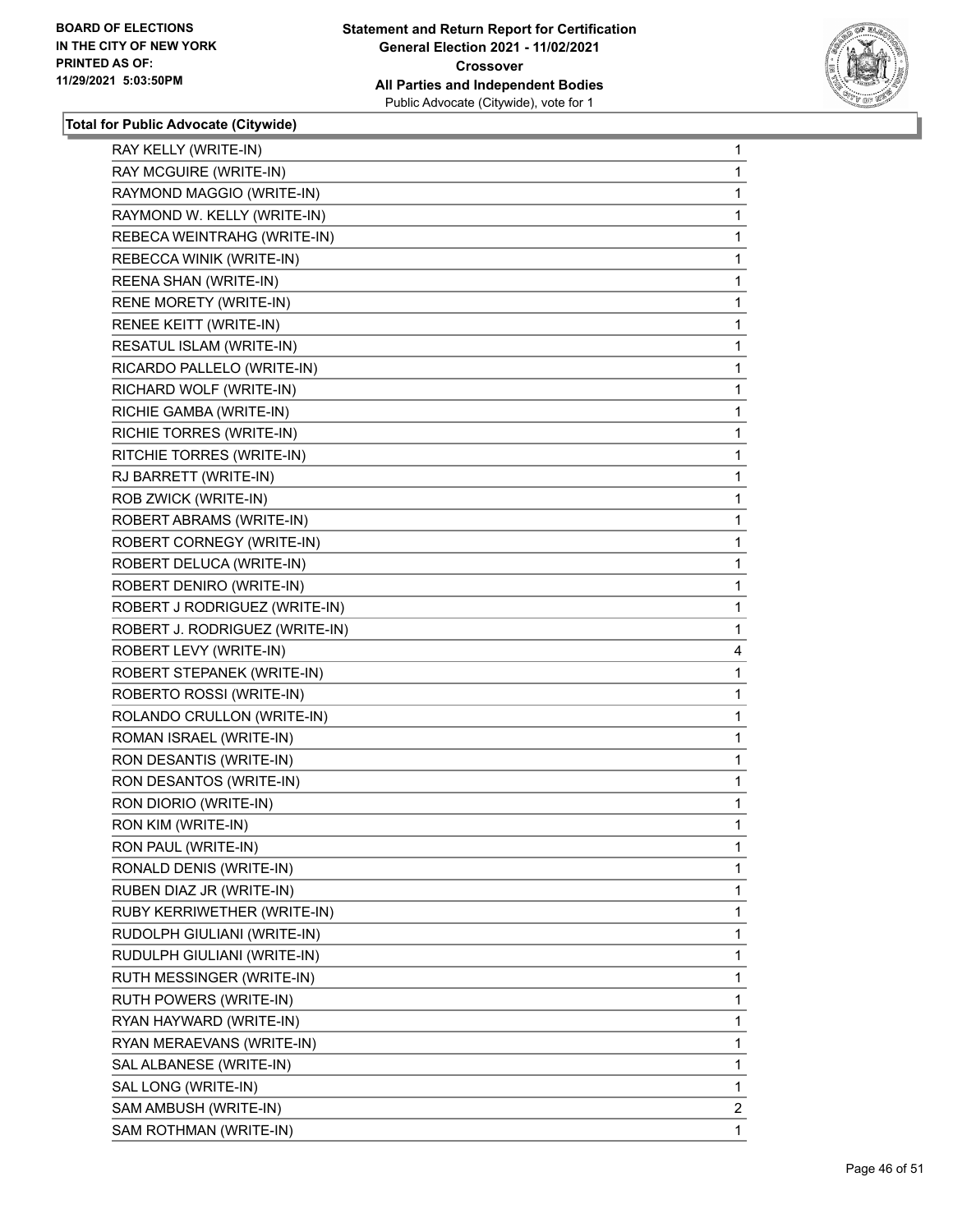**Total for Public Advocate (Citywide)**

| | |
|---|---|
| RAY KELLY (WRITE-IN) | 1 |
| RAY MCGUIRE (WRITE-IN) | 1 |
| RAYMOND MAGGIO (WRITE-IN) | 1 |
| RAYMOND W. KELLY (WRITE-IN) | 1 |
| REBECA WEINTRAHG (WRITE-IN) | 1 |
| REBECCA WINIK (WRITE-IN) | 1 |
| REENA SHAN (WRITE-IN) | 1 |
| RENE MORETY (WRITE-IN) | 1 |
| RENEE KEITT (WRITE-IN) | 1 |
| RESATUL ISLAM (WRITE-IN) | 1 |
| RICARDO PALLELO (WRITE-IN) | 1 |
| RICHARD WOLF (WRITE-IN) | 1 |
| RICHIE GAMBA (WRITE-IN) | 1 |
| RICHIE TORRES (WRITE-IN) | 1 |
| RITCHIE TORRES (WRITE-IN) | 1 |
| RJ BARRETT (WRITE-IN) | 1 |
| ROB ZWICK (WRITE-IN) | 1 |
| ROBERT ABRAMS (WRITE-IN) | 1 |
| ROBERT CORNEGY (WRITE-IN) | 1 |
| ROBERT DELUCA (WRITE-IN) | 1 |
| ROBERT DENIRO (WRITE-IN) | 1 |
| ROBERT J RODRIGUEZ (WRITE-IN) | 1 |
| ROBERT J. RODRIGUEZ (WRITE-IN) | 1 |
| ROBERT LEVY (WRITE-IN) | 4 |
| ROBERT STEPANEK (WRITE-IN) | 1 |
| ROBERTO ROSSI (WRITE-IN) | 1 |
| ROLANDO CRULLON (WRITE-IN) | 1 |
| ROMAN ISRAEL (WRITE-IN) | 1 |
| RON DESANTIS (WRITE-IN) | 1 |
| RON DESANTOS (WRITE-IN) | 1 |
| RON DIORIO (WRITE-IN) | 1 |
| RON KIM (WRITE-IN) | 1 |
| RON PAUL (WRITE-IN) | 1 |
| RONALD DENIS (WRITE-IN) | 1 |
| RUBEN DIAZ JR (WRITE-IN) | 1 |
| RUBY KERRIWETHER (WRITE-IN) | 1 |
| RUDOLPH GIULIANI (WRITE-IN) | 1 |
| RUDULPH GIULIANI (WRITE-IN) | 1 |
| RUTH MESSINGER (WRITE-IN) | 1 |
| RUTH POWERS (WRITE-IN) | 1 |
| RYAN HAYWARD (WRITE-IN) | 1 |
| RYAN MERAEVANS (WRITE-IN) | 1 |
| SAL ALBANESE (WRITE-IN) | 1 |
| SAL LONG (WRITE-IN) | 1 |
| SAM AMBUSH (WRITE-IN) | 2 |
| SAM ROTHMAN (WRITE-IN) | 1 |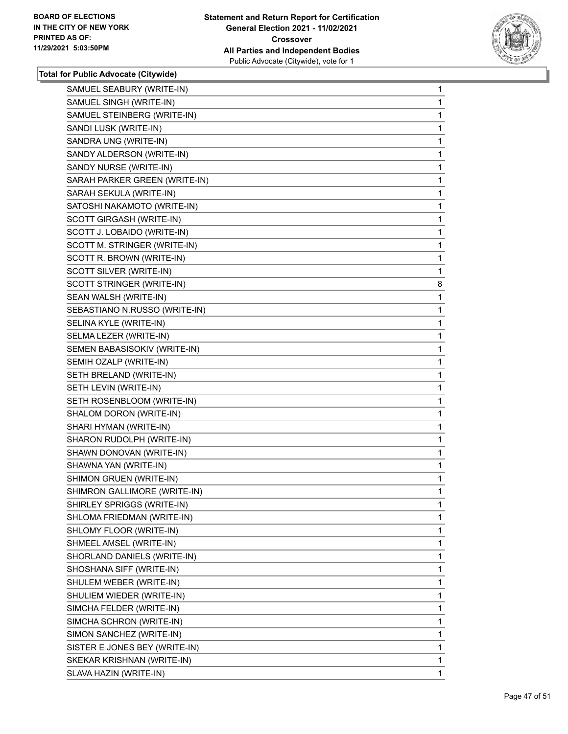**Total for Public Advocate (Citywide)**

| | |
|---|---|
| SAMUEL SEABURY (WRITE-IN) | 1 |
| SAMUEL SINGH (WRITE-IN) | 1 |
| SAMUEL STEINBERG (WRITE-IN) | 1 |
| SANDI LUSK (WRITE-IN) | 1 |
| SANDRA UNG (WRITE-IN) | 1 |
| SANDY ALDERSON (WRITE-IN) | 1 |
| SANDY NURSE (WRITE-IN) | 1 |
| SARAH PARKER GREEN (WRITE-IN) | 1 |
| SARAH SEKULA (WRITE-IN) | 1 |
| SATOSHI NAKAMOTO (WRITE-IN) | 1 |
| SCOTT GIRGASH (WRITE-IN) | 1 |
| SCOTT J. LOBAIDO (WRITE-IN) | 1 |
| SCOTT M. STRINGER (WRITE-IN) | 1 |
| SCOTT R. BROWN (WRITE-IN) | 1 |
| SCOTT SILVER (WRITE-IN) | 1 |
| SCOTT STRINGER (WRITE-IN) | 8 |
| SEAN WALSH (WRITE-IN) | 1 |
| SEBASTIANO N.RUSSO (WRITE-IN) | 1 |
| SELINA KYLE (WRITE-IN) | 1 |
| SELMA LEZER (WRITE-IN) | 1 |
| SEMEN BABASISOKIV (WRITE-IN) | 1 |
| SEMIH OZALP (WRITE-IN) | 1 |
| SETH BRELAND (WRITE-IN) | 1 |
| SETH LEVIN (WRITE-IN) | 1 |
| SETH ROSENBLOOM (WRITE-IN) | 1 |
| SHALOM DORON (WRITE-IN) | 1 |
| SHARI HYMAN (WRITE-IN) | 1 |
| SHARON RUDOLPH (WRITE-IN) | 1 |
| SHAWN DONOVAN (WRITE-IN) | 1 |
| SHAWNA YAN (WRITE-IN) | 1 |
| SHIMON GRUEN (WRITE-IN) | 1 |
| SHIMRON GALLIMORE (WRITE-IN) | 1 |
| SHIRLEY SPRIGGS (WRITE-IN) | 1 |
| SHLOMA FRIEDMAN (WRITE-IN) | 1 |
| SHLOMY FLOOR (WRITE-IN) | 1 |
| SHMEEL AMSEL (WRITE-IN) | 1 |
| SHORLAND DANIELS (WRITE-IN) | 1 |
| SHOSHANA SIFF (WRITE-IN) | 1 |
| SHULEM WEBER (WRITE-IN) | 1 |
| SHULIEM WIEDER (WRITE-IN) | 1 |
| SIMCHA FELDER (WRITE-IN) | 1 |
| SIMCHA SCHRON (WRITE-IN) | 1 |
| SIMON SANCHEZ (WRITE-IN) | 1 |
| SISTER E JONES BEY (WRITE-IN) | 1 |
| SKEKAR KRISHNAN (WRITE-IN) | 1 |
| SLAVA HAZIN (WRITE-IN) | 1 |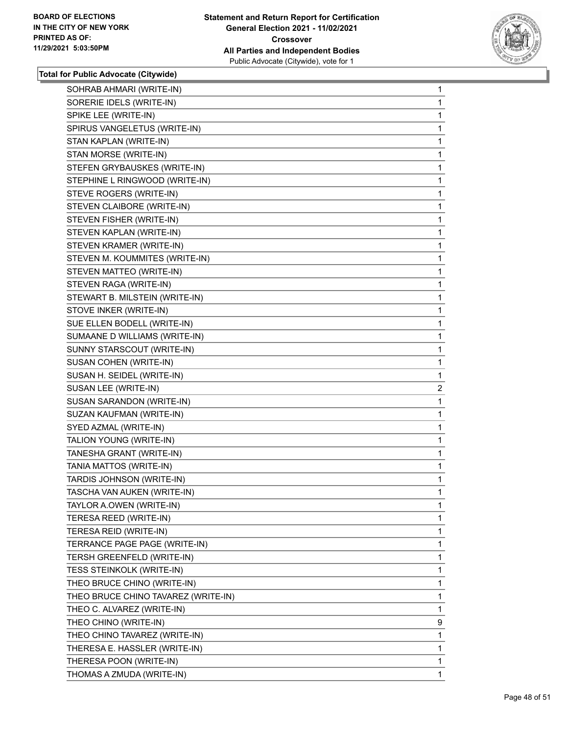**Total for Public Advocate (Citywide)**

| | |
|---|---|
| SOHRAB AHMARI (WRITE-IN) | 1 |
| SORERIE IDELS (WRITE-IN) | 1 |
| SPIKE LEE (WRITE-IN) | 1 |
| SPIRUS VANGELETUS (WRITE-IN) | 1 |
| STAN KAPLAN (WRITE-IN) | 1 |
| STAN MORSE (WRITE-IN) | 1 |
| STEFEN GRYBAUSKES (WRITE-IN) | 1 |
| STEPHINE L RINGWOOD (WRITE-IN) | 1 |
| STEVE ROGERS (WRITE-IN) | 1 |
| STEVEN CLAIBORE (WRITE-IN) | 1 |
| STEVEN FISHER (WRITE-IN) | 1 |
| STEVEN KAPLAN (WRITE-IN) | 1 |
| STEVEN KRAMER (WRITE-IN) | 1 |
| STEVEN M. KOUMMITES (WRITE-IN) | 1 |
| STEVEN MATTEO (WRITE-IN) | 1 |
| STEVEN RAGA (WRITE-IN) | 1 |
| STEWART B. MILSTEIN (WRITE-IN) | 1 |
| STOVE INKER (WRITE-IN) | 1 |
| SUE ELLEN BODELL (WRITE-IN) | 1 |
| SUMAANE D WILLIAMS (WRITE-IN) | 1 |
| SUNNY STARSCOUT (WRITE-IN) | 1 |
| SUSAN COHEN (WRITE-IN) | 1 |
| SUSAN H. SEIDEL (WRITE-IN) | 1 |
| SUSAN LEE (WRITE-IN) | 2 |
| SUSAN SARANDON (WRITE-IN) | 1 |
| SUZAN KAUFMAN (WRITE-IN) | 1 |
| SYED AZMAL (WRITE-IN) | 1 |
| TALION YOUNG (WRITE-IN) | 1 |
| TANESHA GRANT (WRITE-IN) | 1 |
| TANIA MATTOS (WRITE-IN) | 1 |
| TARDIS JOHNSON (WRITE-IN) | 1 |
| TASCHA VAN AUKEN (WRITE-IN) | 1 |
| TAYLOR A.OWEN (WRITE-IN) | 1 |
| TERESA REED (WRITE-IN) | 1 |
| TERESA REID (WRITE-IN) | 1 |
| TERRANCE PAGE PAGE (WRITE-IN) | 1 |
| TERSH GREENFELD (WRITE-IN) | 1 |
| TESS STEINKOLK (WRITE-IN) | 1 |
| THEO BRUCE CHINO (WRITE-IN) | 1 |
| THEO BRUCE CHINO TAVAREZ (WRITE-IN) | 1 |
| THEO C. ALVAREZ (WRITE-IN) | 1 |
| THEO CHINO (WRITE-IN) | 9 |
| THEO CHINO TAVAREZ (WRITE-IN) | 1 |
| THERESA E. HASSLER (WRITE-IN) | 1 |
| THERESA POON (WRITE-IN) | 1 |
| THOMAS A ZMUDA (WRITE-IN) | 1 |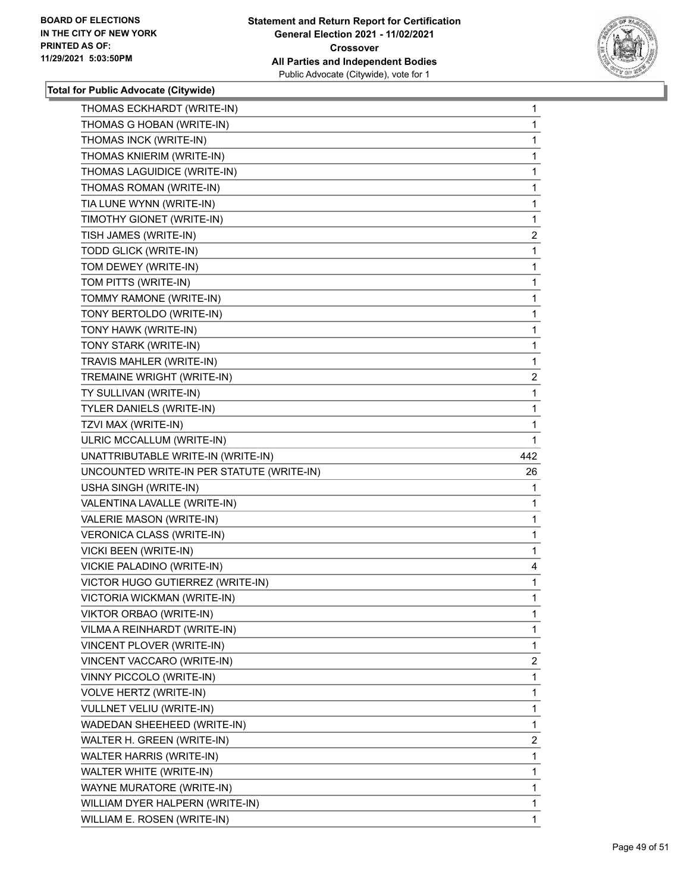**Total for Public Advocate (Citywide)**

| | |
|---|---|
| THOMAS ECKHARDT (WRITE-IN) | 1 |
| THOMAS G HOBAN (WRITE-IN) | 1 |
| THOMAS INCK (WRITE-IN) | 1 |
| THOMAS KNIERIM (WRITE-IN) | 1 |
| THOMAS LAGUIDICE (WRITE-IN) | 1 |
| THOMAS ROMAN (WRITE-IN) | 1 |
| TIA LUNE WYNN (WRITE-IN) | 1 |
| TIMOTHY GIONET (WRITE-IN) | 1 |
| TISH JAMES (WRITE-IN) | 2 |
| TODD GLICK (WRITE-IN) | 1 |
| TOM DEWEY (WRITE-IN) | 1 |
| TOM PITTS (WRITE-IN) | 1 |
| TOMMY RAMONE (WRITE-IN) | 1 |
| TONY BERTOLDO (WRITE-IN) | 1 |
| TONY HAWK (WRITE-IN) | 1 |
| TONY STARK (WRITE-IN) | 1 |
| TRAVIS MAHLER (WRITE-IN) | 1 |
| TREMAINE WRIGHT (WRITE-IN) | 2 |
| TY SULLIVAN (WRITE-IN) | 1 |
| TYLER DANIELS (WRITE-IN) | 1 |
| TZVI MAX (WRITE-IN) | 1 |
| ULRIC MCCALLUM (WRITE-IN) | 1 |
| UNATTRIBUTABLE WRITE-IN (WRITE-IN) | 442 |
| UNCOUNTED WRITE-IN PER STATUTE (WRITE-IN) | 26 |
| USHA SINGH (WRITE-IN) | 1 |
| VALENTINA LAVALLE (WRITE-IN) | 1 |
| VALERIE MASON (WRITE-IN) | 1 |
| VERONICA CLASS (WRITE-IN) | 1 |
| VICKI BEEN (WRITE-IN) | 1 |
| VICKIE PALADINO (WRITE-IN) | 4 |
| VICTOR HUGO GUTIERREZ (WRITE-IN) | 1 |
| VICTORIA WICKMAN (WRITE-IN) | 1 |
| VIKTOR ORBAO (WRITE-IN) | 1 |
| VILMA A REINHARDT (WRITE-IN) | 1 |
| VINCENT PLOVER (WRITE-IN) | 1 |
| VINCENT VACCARO (WRITE-IN) | 2 |
| VINNY PICCOLO (WRITE-IN) | 1 |
| VOLVE HERTZ (WRITE-IN) | 1 |
| VULLNET VELIU (WRITE-IN) | 1 |
| WADEDAN SHEEHEED (WRITE-IN) | 1 |
| WALTER H. GREEN (WRITE-IN) | 2 |
| WALTER HARRIS (WRITE-IN) | 1 |
| WALTER WHITE (WRITE-IN) | 1 |
| WAYNE MURATORE (WRITE-IN) | 1 |
| WILLIAM DYER HALPERN (WRITE-IN) | 1 |
| WILLIAM E. ROSEN (WRITE-IN) | 1 |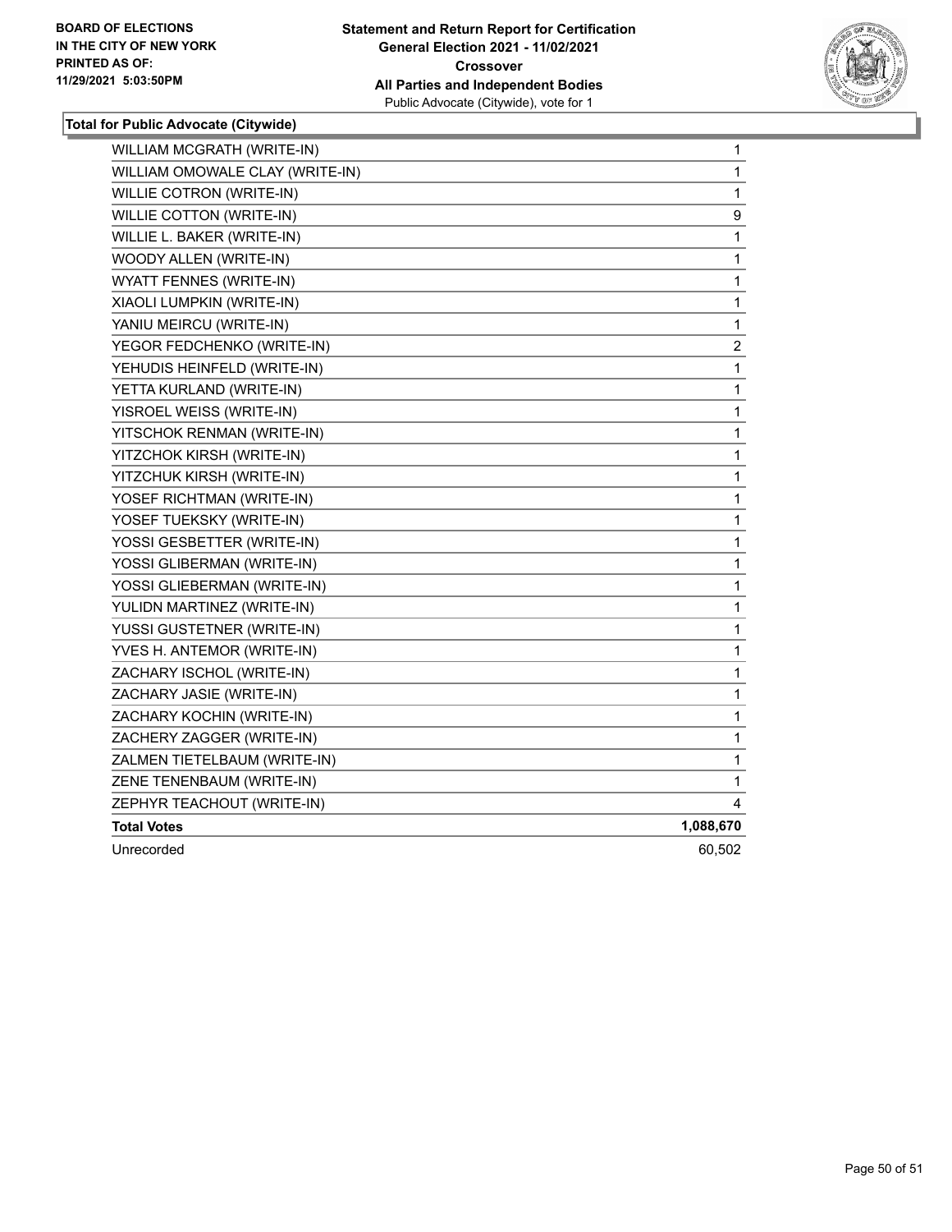**BOARD OF ELECTIONS IN THE CITY OF NEW YORK PRINTED AS OF: 11/29/2021 5:03:50PM**

**Statement and Return Report for Certification General Election 2021 - 11/02/2021 Crossover All Parties and Independent Bodies**
Public Advocate (Citywide), vote for 1

### Total for Public Advocate (Citywide)

| | |
|---|---|
| WILLIAM MCGRATH (WRITE-IN) | 1 |
| WILLIAM OMOWALE CLAY (WRITE-IN) | 1 |
| WILLIE COTRON (WRITE-IN) | 1 |
| WILLIE COTTON (WRITE-IN) | 9 |
| WILLIE L. BAKER (WRITE-IN) | 1 |
| WOODY ALLEN (WRITE-IN) | 1 |
| WYATT FENNES (WRITE-IN) | 1 |
| XIAOLI LUMPKIN (WRITE-IN) | 1 |
| YANIU MEIRCU (WRITE-IN) | 1 |
| YEGOR FEDCHENKO (WRITE-IN) | 2 |
| YEHUDIS HEINFELD (WRITE-IN) | 1 |
| YETTA KURLAND (WRITE-IN) | 1 |
| YISROEL WEISS (WRITE-IN) | 1 |
| YITSCHOK RENMAN (WRITE-IN) | 1 |
| YITZCHOK KIRSH (WRITE-IN) | 1 |
| YITZCHUK KIRSH (WRITE-IN) | 1 |
| YOSEF RICHTMAN (WRITE-IN) | 1 |
| YOSEF TUEKSKY (WRITE-IN) | 1 |
| YOSSI GESBETTER (WRITE-IN) | 1 |
| YOSSI GLIBERMAN (WRITE-IN) | 1 |
| YOSSI GLIEBERMAN (WRITE-IN) | 1 |
| YULIDN MARTINEZ (WRITE-IN) | 1 |
| YUSSI GUSTETNER (WRITE-IN) | 1 |
| YVES H. ANTEMOR (WRITE-IN) | 1 |
| ZACHARY ISCHOL (WRITE-IN) | 1 |
| ZACHARY JASIE (WRITE-IN) | 1 |
| ZACHARY KOCHIN (WRITE-IN) | 1 |
| ZACHERY ZAGGER (WRITE-IN) | 1 |
| ZALMEN TIETELBAUM (WRITE-IN) | 1 |
| ZENE TENENBAUM (WRITE-IN) | 1 |
| ZEPHYR TEACHOUT (WRITE-IN) | 4 |
| **Total Votes** | **1,088,670** |
| Unrecorded | 60,502 |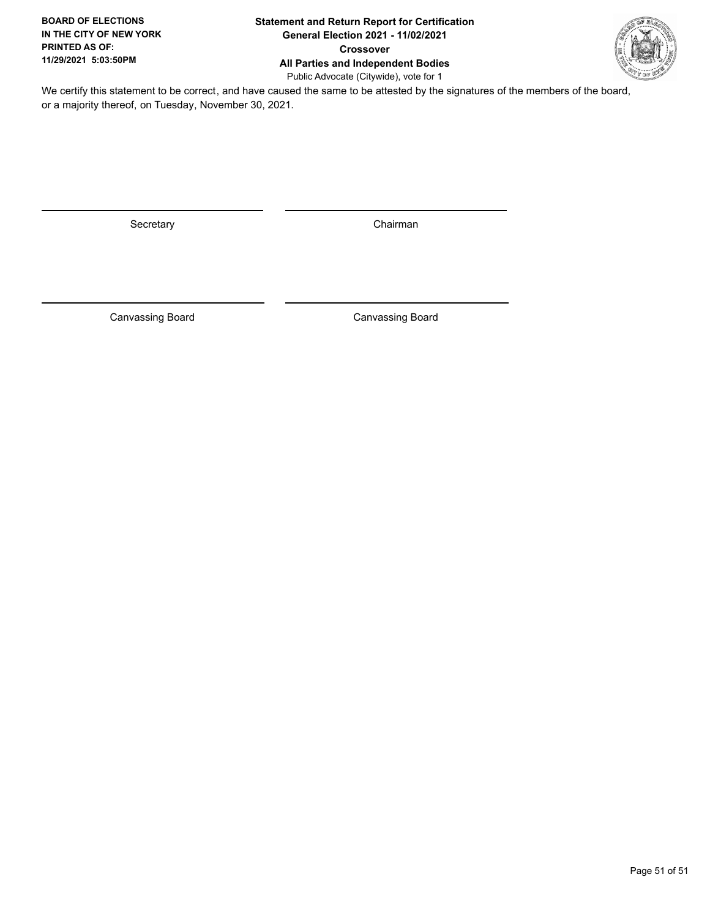We certify this statement to be correct, and have caused the same to be attested by the signatures of the members of the board, or a majority thereof, on Tuesday, November 30, 2021.

Secretary

Chairman

Canvassing Board

Canvassing Board